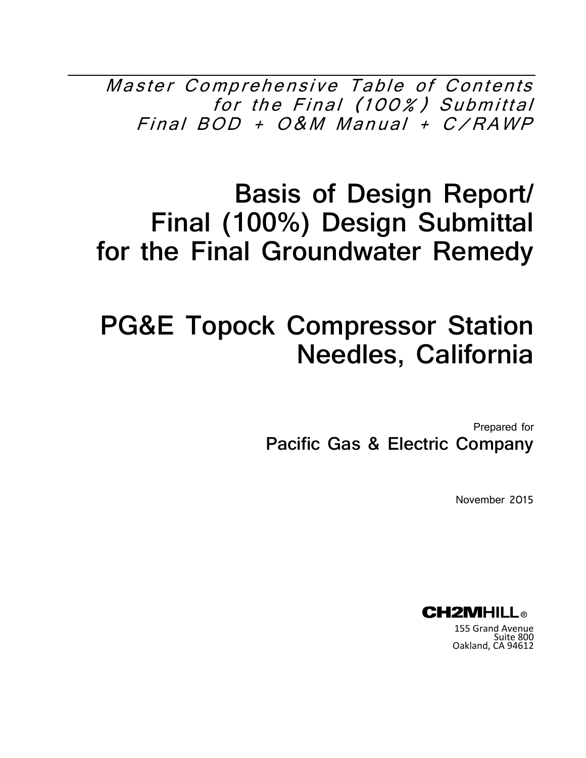*Master Comprehensive Table of Contents for the Final (100%) Submittal Final BOD + O&M Manual + C/RAWP*

# Basis of Design Report/ Final (100%) Design Submittal for the Final Groundwater Remedy

# PG&E Topock Compressor Station Needles, California

Prepared for

**Pacific Gas & Electric Company**

November 2015

**CH2MHILL®**

155 Grand Avenue
Suite 800
Oakland, CA 94612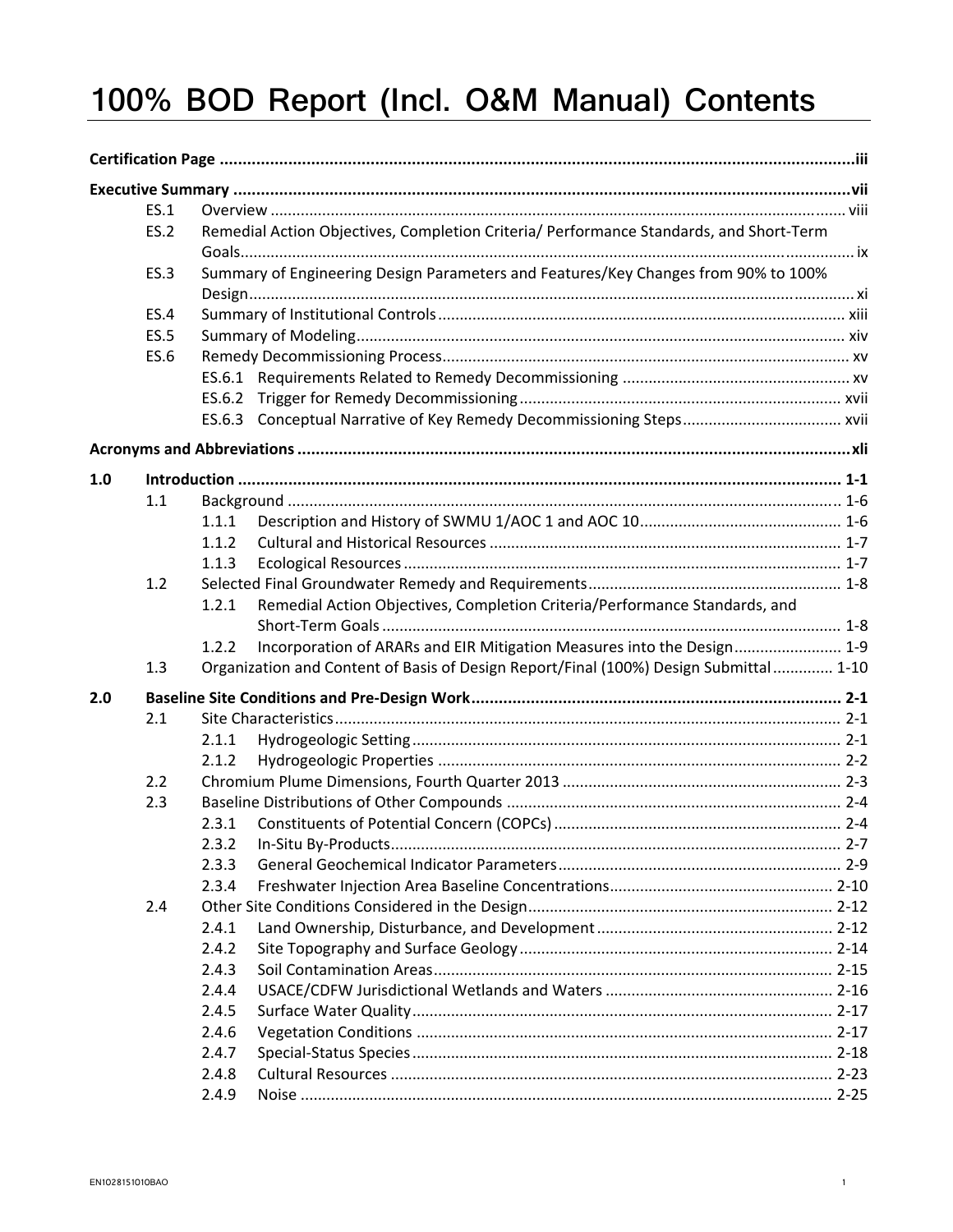# 100% BOD Report (Incl. O&M Manual) Contents

**Certification Page** ....... **iii**

**Executive Summary** ....... **vii**

- ES.1 Overview ....... viii
- ES.2 Remedial Action Objectives, Completion Criteria/ Performance Standards, and Short-Term Goals ....... ix
- ES.3 Summary of Engineering Design Parameters and Features/Key Changes from 90% to 100% Design ....... xi
- ES.4 Summary of Institutional Controls ....... xiii
- ES.5 Summary of Modeling ....... xiv
- ES.6 Remedy Decommissioning Process ....... xv
  - ES.6.1 Requirements Related to Remedy Decommissioning ....... xv
  - ES.6.2 Trigger for Remedy Decommissioning ....... xvii
  - ES.6.3 Conceptual Narrative of Key Remedy Decommissioning Steps ....... xvii

**Acronyms and Abbreviations** ....... **xli**

**1.0 Introduction** ....... **1-1**

- 1.1 Background ....... 1-6
  - 1.1.1 Description and History of SWMU 1/AOC 1 and AOC 10 ....... 1-6
  - 1.1.2 Cultural and Historical Resources ....... 1-7
  - 1.1.3 Ecological Resources ....... 1-7
- 1.2 Selected Final Groundwater Remedy and Requirements ....... 1-8
  - 1.2.1 Remedial Action Objectives, Completion Criteria/Performance Standards, and Short-Term Goals ....... 1-8
  - 1.2.2 Incorporation of ARARs and EIR Mitigation Measures into the Design ....... 1-9
- 1.3 Organization and Content of Basis of Design Report/Final (100%) Design Submittal ....... 1-10

**2.0 Baseline Site Conditions and Pre-Design Work** ....... **2-1**

- 2.1 Site Characteristics ....... 2-1
  - 2.1.1 Hydrogeologic Setting ....... 2-1
  - 2.1.2 Hydrogeologic Properties ....... 2-2
- 2.2 Chromium Plume Dimensions, Fourth Quarter 2013 ....... 2-3
- 2.3 Baseline Distributions of Other Compounds ....... 2-4
  - 2.3.1 Constituents of Potential Concern (COPCs) ....... 2-4
  - 2.3.2 In-Situ By-Products ....... 2-7
  - 2.3.3 General Geochemical Indicator Parameters ....... 2-9
  - 2.3.4 Freshwater Injection Area Baseline Concentrations ....... 2-10
- 2.4 Other Site Conditions Considered in the Design ....... 2-12
  - 2.4.1 Land Ownership, Disturbance, and Development ....... 2-12
  - 2.4.2 Site Topography and Surface Geology ....... 2-14
  - 2.4.3 Soil Contamination Areas ....... 2-15
  - 2.4.4 USACE/CDFW Jurisdictional Wetlands and Waters ....... 2-16
  - 2.4.5 Surface Water Quality ....... 2-17
  - 2.4.6 Vegetation Conditions ....... 2-17
  - 2.4.7 Special-Status Species ....... 2-18
  - 2.4.8 Cultural Resources ....... 2-23
  - 2.4.9 Noise ....... 2-25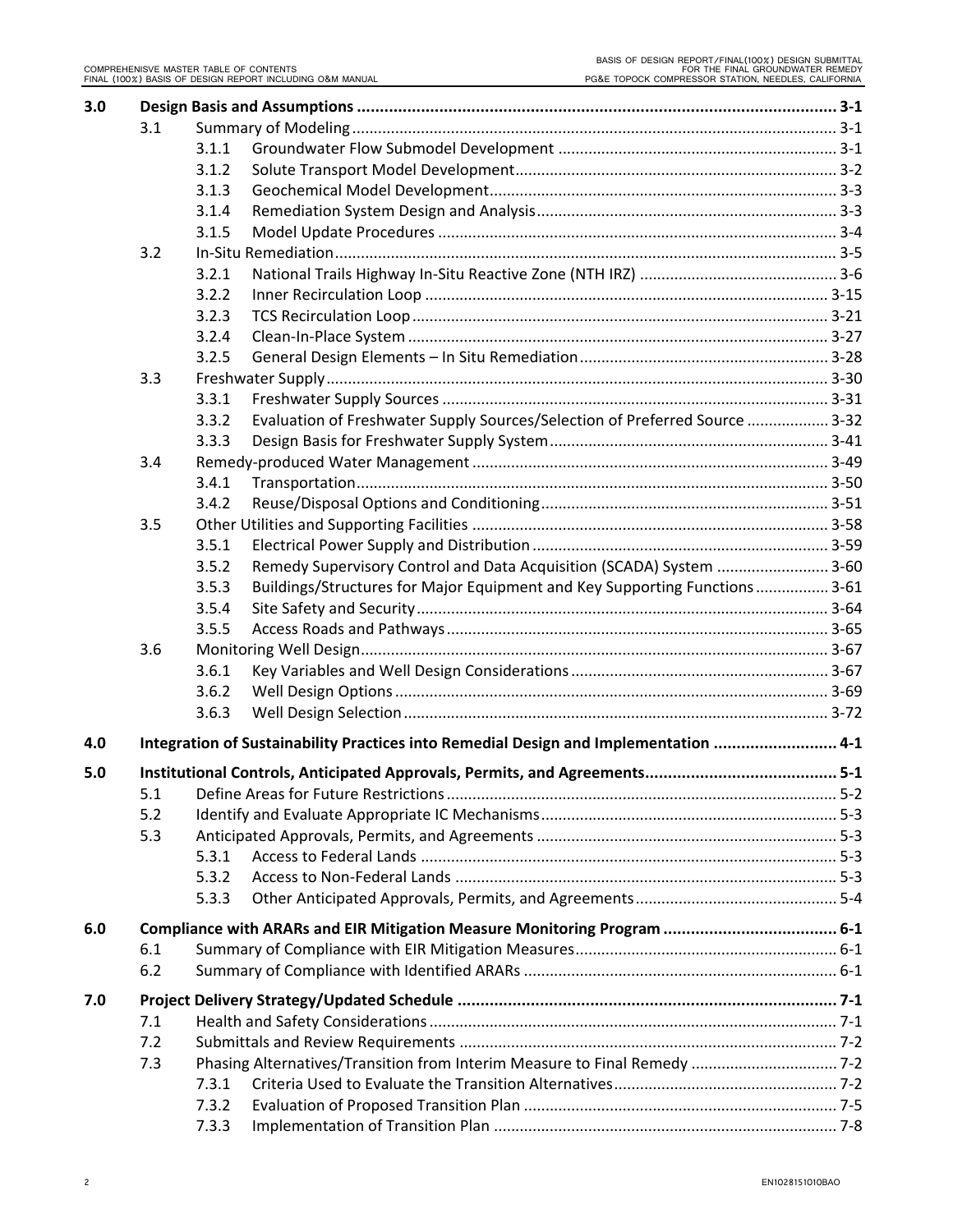| | | | | |
|---|---|---|---|---|
| **3.0** | **Design Basis and Assumptions** | | | **3-1** |
| | 3.1 | Summary of Modeling | | 3-1 |
| | | 3.1.1 | Groundwater Flow Submodel Development | 3-1 |
| | | 3.1.2 | Solute Transport Model Development | 3-2 |
| | | 3.1.3 | Geochemical Model Development | 3-3 |
| | | 3.1.4 | Remediation System Design and Analysis | 3-3 |
| | | 3.1.5 | Model Update Procedures | 3-4 |
| | 3.2 | In-Situ Remediation | | 3-5 |
| | | 3.2.1 | National Trails Highway In-Situ Reactive Zone (NTH IRZ) | 3-6 |
| | | 3.2.2 | Inner Recirculation Loop | 3-15 |
| | | 3.2.3 | TCS Recirculation Loop | 3-21 |
| | | 3.2.4 | Clean-In-Place System | 3-27 |
| | | 3.2.5 | General Design Elements – In Situ Remediation | 3-28 |
| | 3.3 | Freshwater Supply | | 3-30 |
| | | 3.3.1 | Freshwater Supply Sources | 3-31 |
| | | 3.3.2 | Evaluation of Freshwater Supply Sources/Selection of Preferred Source | 3-32 |
| | | 3.3.3 | Design Basis for Freshwater Supply System | 3-41 |
| | 3.4 | Remedy-produced Water Management | | 3-49 |
| | | 3.4.1 | Transportation | 3-50 |
| | | 3.4.2 | Reuse/Disposal Options and Conditioning | 3-51 |
| | 3.5 | Other Utilities and Supporting Facilities | | 3-58 |
| | | 3.5.1 | Electrical Power Supply and Distribution | 3-59 |
| | | 3.5.2 | Remedy Supervisory Control and Data Acquisition (SCADA) System | 3-60 |
| | | 3.5.3 | Buildings/Structures for Major Equipment and Key Supporting Functions | 3-61 |
| | | 3.5.4 | Site Safety and Security | 3-64 |
| | | 3.5.5 | Access Roads and Pathways | 3-65 |
| | 3.6 | Monitoring Well Design | | 3-67 |
| | | 3.6.1 | Key Variables and Well Design Considerations | 3-67 |
| | | 3.6.2 | Well Design Options | 3-69 |
| | | 3.6.3 | Well Design Selection | 3-72 |
| **4.0** | **Integration of Sustainability Practices into Remedial Design and Implementation** | | | **4-1** |
| **5.0** | **Institutional Controls, Anticipated Approvals, Permits, and Agreements** | | | **5-1** |
| | 5.1 | Define Areas for Future Restrictions | | 5-2 |
| | 5.2 | Identify and Evaluate Appropriate IC Mechanisms | | 5-3 |
| | 5.3 | Anticipated Approvals, Permits, and Agreements | | 5-3 |
| | | 5.3.1 | Access to Federal Lands | 5-3 |
| | | 5.3.2 | Access to Non-Federal Lands | 5-3 |
| | | 5.3.3 | Other Anticipated Approvals, Permits, and Agreements | 5-4 |
| **6.0** | **Compliance with ARARs and EIR Mitigation Measure Monitoring Program** | | | **6-1** |
| | 6.1 | Summary of Compliance with EIR Mitigation Measures | | 6-1 |
| | 6.2 | Summary of Compliance with Identified ARARs | | 6-1 |
| **7.0** | **Project Delivery Strategy/Updated Schedule** | | | **7-1** |
| | 7.1 | Health and Safety Considerations | | 7-1 |
| | 7.2 | Submittals and Review Requirements | | 7-2 |
| | 7.3 | Phasing Alternatives/Transition from Interim Measure to Final Remedy | | 7-2 |
| | | 7.3.1 | Criteria Used to Evaluate the Transition Alternatives | 7-2 |
| | | 7.3.2 | Evaluation of Proposed Transition Plan | 7-5 |
| | | 7.3.3 | Implementation of Transition Plan | 7-8 |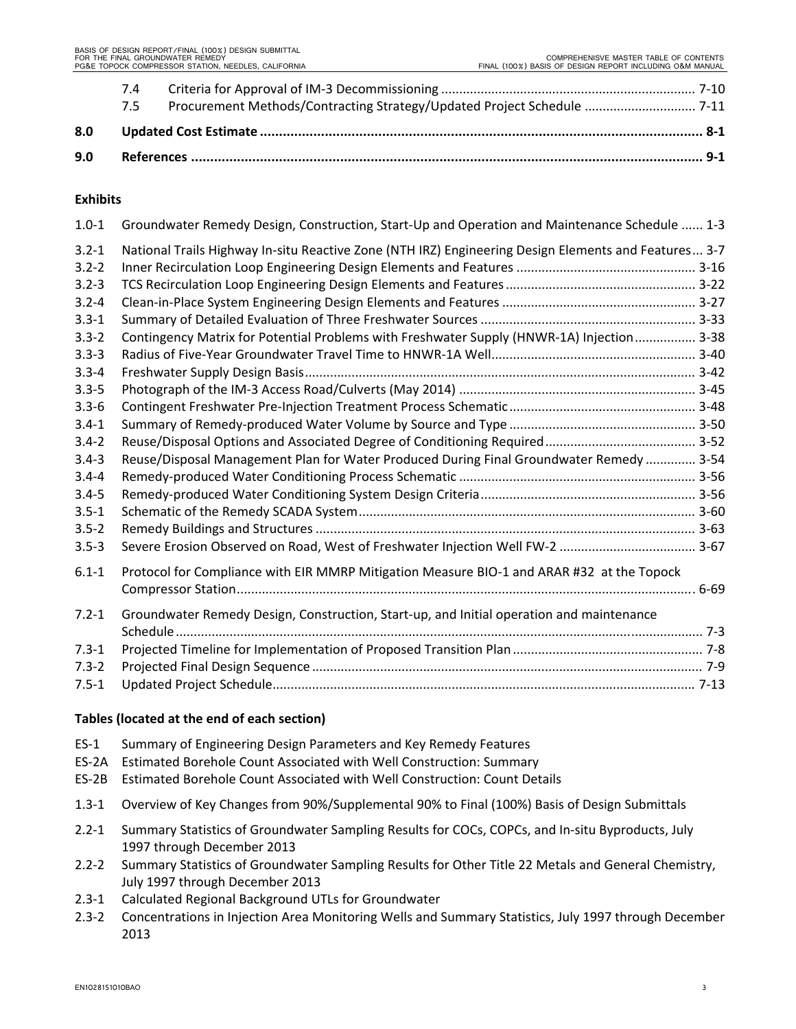7.4 Criteria for Approval of IM-3 Decommissioning ...................................................................... 7-10
7.5 Procurement Methods/Contracting Strategy/Updated Project Schedule .............................. 7-11

**8.0 Updated Cost Estimate ..................................................................................................................... 8-1**

**9.0 References ....................................................................................................................................... 9-1**

**Exhibits**

1.0-1 Groundwater Remedy Design, Construction, Start-Up and Operation and Maintenance Schedule ...... 1-3

3.2-1 National Trails Highway In-situ Reactive Zone (NTH IRZ) Engineering Design Elements and Features... 3-7
3.2-2 Inner Recirculation Loop Engineering Design Elements and Features ................................................. 3-16
3.2-3 TCS Recirculation Loop Engineering Design Elements and Features ..................................................... 3-22
3.2-4 Clean-in-Place System Engineering Design Elements and Features ...................................................... 3-27
3.3-1 Summary of Detailed Evaluation of Three Freshwater Sources ............................................................ 3-33
3.3-2 Contingency Matrix for Potential Problems with Freshwater Supply (HNWR-1A) Injection................. 3-38
3.3-3 Radius of Five-Year Groundwater Travel Time to HNWR-1A Well......................................................... 3-40
3.3-4 Freshwater Supply Design Basis............................................................................................................ 3-42
3.3-5 Photograph of the IM-3 Access Road/Culverts (May 2014) .................................................................. 3-45
3.3-6 Contingent Freshwater Pre-Injection Treatment Process Schematic.................................................... 3-48
3.4-1 Summary of Remedy-produced Water Volume by Source and Type .................................................... 3-50
3.4-2 Reuse/Disposal Options and Associated Degree of Conditioning Required.......................................... 3-52
3.4-3 Reuse/Disposal Management Plan for Water Produced During Final Groundwater Remedy .............. 3-54
3.4-4 Remedy-produced Water Conditioning Process Schematic .................................................................. 3-56
3.4-5 Remedy-produced Water Conditioning System Design Criteria............................................................ 3-56
3.5-1 Schematic of the Remedy SCADA System.............................................................................................. 3-60
3.5-2 Remedy Buildings and Structures .......................................................................................................... 3-63
3.5-3 Severe Erosion Observed on Road, West of Freshwater Injection Well FW-2 ...................................... 3-67

6.1-1 Protocol for Compliance with EIR MMRP Mitigation Measure BIO-1 and ARAR #32 at the Topock Compressor Station................................................................................................................................ 6-69

7.2-1 Groundwater Remedy Design, Construction, Start-up, and Initial operation and maintenance Schedule .................................................................................................................................................. 7-3
7.3-1 Projected Timeline for Implementation of Proposed Transition Plan..................................................... 7-8
7.3-2 Projected Final Design Sequence ............................................................................................................ 7-9
7.5-1 Updated Project Schedule...................................................................................................................... 7-13

**Tables (located at the end of each section)**

ES-1 Summary of Engineering Design Parameters and Key Remedy Features
ES-2A Estimated Borehole Count Associated with Well Construction: Summary
ES-2B Estimated Borehole Count Associated with Well Construction: Count Details

1.3-1 Overview of Key Changes from 90%/Supplemental 90% to Final (100%) Basis of Design Submittals

2.2-1 Summary Statistics of Groundwater Sampling Results for COCs, COPCs, and In-situ Byproducts, July 1997 through December 2013
2.2-2 Summary Statistics of Groundwater Sampling Results for Other Title 22 Metals and General Chemistry, July 1997 through December 2013
2.3-1 Calculated Regional Background UTLs for Groundwater
2.3-2 Concentrations in Injection Area Monitoring Wells and Summary Statistics, July 1997 through December 2013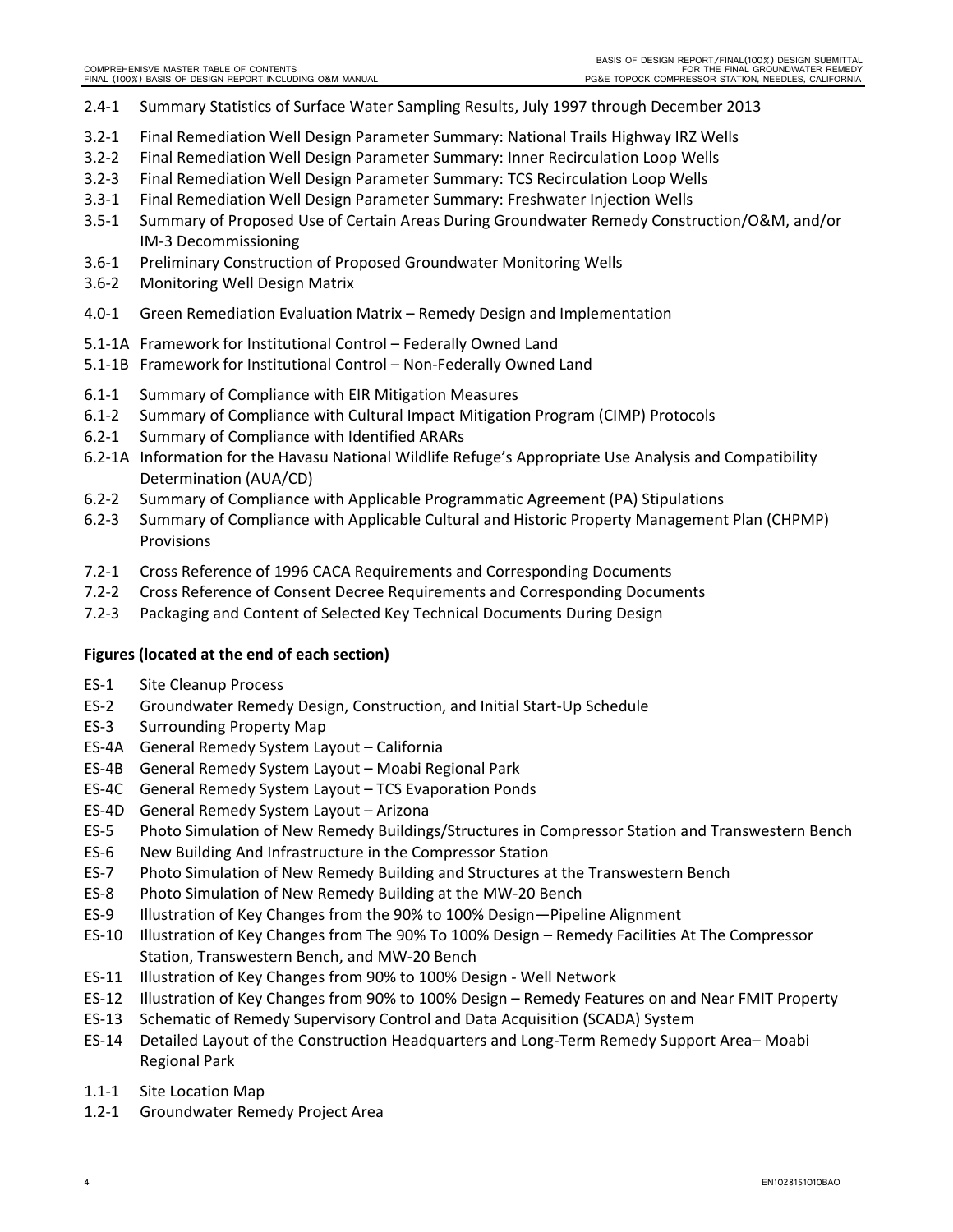2.4-1 Summary Statistics of Surface Water Sampling Results, July 1997 through December 2013

3.2-1 Final Remediation Well Design Parameter Summary: National Trails Highway IRZ Wells
3.2-2 Final Remediation Well Design Parameter Summary: Inner Recirculation Loop Wells
3.2-3 Final Remediation Well Design Parameter Summary: TCS Recirculation Loop Wells
3.3-1 Final Remediation Well Design Parameter Summary: Freshwater Injection Wells
3.5-1 Summary of Proposed Use of Certain Areas During Groundwater Remedy Construction/O&M, and/or IM-3 Decommissioning
3.6-1 Preliminary Construction of Proposed Groundwater Monitoring Wells
3.6-2 Monitoring Well Design Matrix

4.0-1 Green Remediation Evaluation Matrix – Remedy Design and Implementation

5.1-1A Framework for Institutional Control – Federally Owned Land
5.1-1B Framework for Institutional Control – Non-Federally Owned Land

6.1-1 Summary of Compliance with EIR Mitigation Measures
6.1-2 Summary of Compliance with Cultural Impact Mitigation Program (CIMP) Protocols
6.2-1 Summary of Compliance with Identified ARARs
6.2-1A Information for the Havasu National Wildlife Refuge's Appropriate Use Analysis and Compatibility Determination (AUA/CD)
6.2-2 Summary of Compliance with Applicable Programmatic Agreement (PA) Stipulations
6.2-3 Summary of Compliance with Applicable Cultural and Historic Property Management Plan (CHPMP) Provisions

7.2-1 Cross Reference of 1996 CACA Requirements and Corresponding Documents
7.2-2 Cross Reference of Consent Decree Requirements and Corresponding Documents
7.2-3 Packaging and Content of Selected Key Technical Documents During Design

**Figures (located at the end of each section)**

ES-1 Site Cleanup Process
ES-2 Groundwater Remedy Design, Construction, and Initial Start-Up Schedule
ES-3 Surrounding Property Map
ES-4A General Remedy System Layout – California
ES-4B General Remedy System Layout – Moabi Regional Park
ES-4C General Remedy System Layout – TCS Evaporation Ponds
ES-4D General Remedy System Layout – Arizona
ES-5 Photo Simulation of New Remedy Buildings/Structures in Compressor Station and Transwestern Bench
ES-6 New Building And Infrastructure in the Compressor Station
ES-7 Photo Simulation of New Remedy Building and Structures at the Transwestern Bench
ES-8 Photo Simulation of New Remedy Building at the MW-20 Bench
ES-9 Illustration of Key Changes from the 90% to 100% Design—Pipeline Alignment
ES-10 Illustration of Key Changes from The 90% To 100% Design – Remedy Facilities At The Compressor Station, Transwestern Bench, and MW-20 Bench
ES-11 Illustration of Key Changes from 90% to 100% Design - Well Network
ES-12 Illustration of Key Changes from 90% to 100% Design – Remedy Features on and Near FMIT Property
ES-13 Schematic of Remedy Supervisory Control and Data Acquisition (SCADA) System
ES-14 Detailed Layout of the Construction Headquarters and Long-Term Remedy Support Area– Moabi Regional Park

1.1-1 Site Location Map
1.2-1 Groundwater Remedy Project Area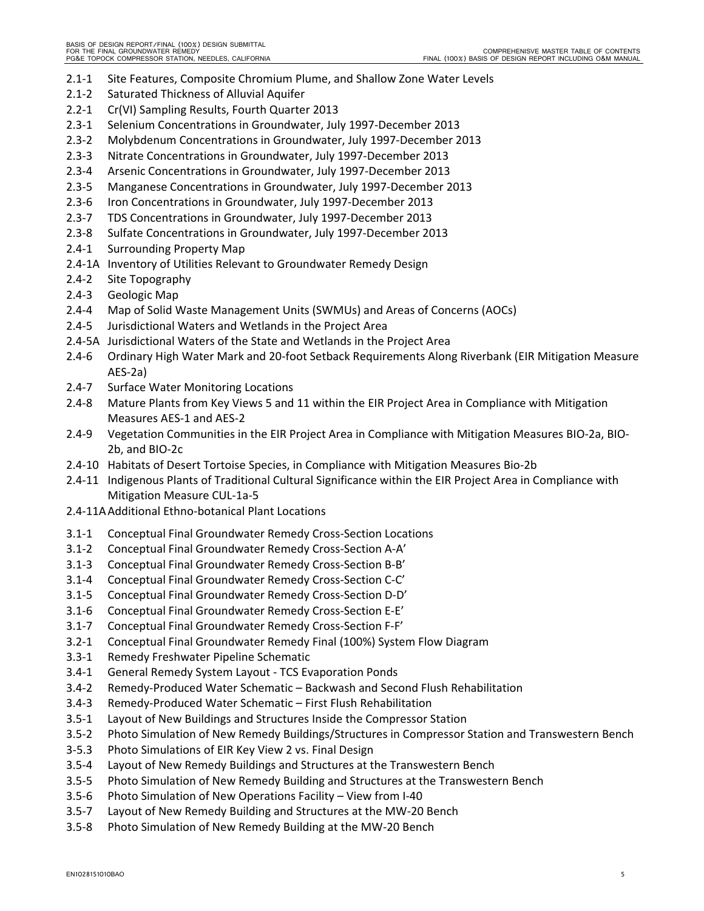2.1-1 Site Features, Composite Chromium Plume, and Shallow Zone Water Levels
2.1-2 Saturated Thickness of Alluvial Aquifer
2.2-1 Cr(VI) Sampling Results, Fourth Quarter 2013
2.3-1 Selenium Concentrations in Groundwater, July 1997-December 2013
2.3-2 Molybdenum Concentrations in Groundwater, July 1997-December 2013
2.3-3 Nitrate Concentrations in Groundwater, July 1997-December 2013
2.3-4 Arsenic Concentrations in Groundwater, July 1997-December 2013
2.3-5 Manganese Concentrations in Groundwater, July 1997-December 2013
2.3-6 Iron Concentrations in Groundwater, July 1997-December 2013
2.3-7 TDS Concentrations in Groundwater, July 1997-December 2013
2.3-8 Sulfate Concentrations in Groundwater, July 1997-December 2013
2.4-1 Surrounding Property Map
2.4-1A Inventory of Utilities Relevant to Groundwater Remedy Design
2.4-2 Site Topography
2.4-3 Geologic Map
2.4-4 Map of Solid Waste Management Units (SWMUs) and Areas of Concerns (AOCs)
2.4-5 Jurisdictional Waters and Wetlands in the Project Area
2.4-5A Jurisdictional Waters of the State and Wetlands in the Project Area
2.4-6 Ordinary High Water Mark and 20-foot Setback Requirements Along Riverbank (EIR Mitigation Measure AES-2a)
2.4-7 Surface Water Monitoring Locations
2.4-8 Mature Plants from Key Views 5 and 11 within the EIR Project Area in Compliance with Mitigation Measures AES-1 and AES-2
2.4-9 Vegetation Communities in the EIR Project Area in Compliance with Mitigation Measures BIO-2a, BIO-2b, and BIO-2c
2.4-10 Habitats of Desert Tortoise Species, in Compliance with Mitigation Measures Bio-2b
2.4-11 Indigenous Plants of Traditional Cultural Significance within the EIR Project Area in Compliance with Mitigation Measure CUL-1a-5
2.4-11A Additional Ethno-botanical Plant Locations

3.1-1 Conceptual Final Groundwater Remedy Cross-Section Locations
3.1-2 Conceptual Final Groundwater Remedy Cross-Section A-A'
3.1-3 Conceptual Final Groundwater Remedy Cross-Section B-B'
3.1-4 Conceptual Final Groundwater Remedy Cross-Section C-C'
3.1-5 Conceptual Final Groundwater Remedy Cross-Section D-D'
3.1-6 Conceptual Final Groundwater Remedy Cross-Section E-E'
3.1-7 Conceptual Final Groundwater Remedy Cross-Section F-F'
3.2-1 Conceptual Final Groundwater Remedy Final (100%) System Flow Diagram
3.3-1 Remedy Freshwater Pipeline Schematic
3.4-1 General Remedy System Layout - TCS Evaporation Ponds
3.4-2 Remedy-Produced Water Schematic – Backwash and Second Flush Rehabilitation
3.4-3 Remedy-Produced Water Schematic – First Flush Rehabilitation
3.5-1 Layout of New Buildings and Structures Inside the Compressor Station
3.5-2 Photo Simulation of New Remedy Buildings/Structures in Compressor Station and Transwestern Bench
3-5.3 Photo Simulations of EIR Key View 2 vs. Final Design
3.5-4 Layout of New Remedy Buildings and Structures at the Transwestern Bench
3.5-5 Photo Simulation of New Remedy Building and Structures at the Transwestern Bench
3.5-6 Photo Simulation of New Operations Facility – View from I-40
3.5-7 Layout of New Remedy Building and Structures at the MW-20 Bench
3.5-8 Photo Simulation of New Remedy Building at the MW-20 Bench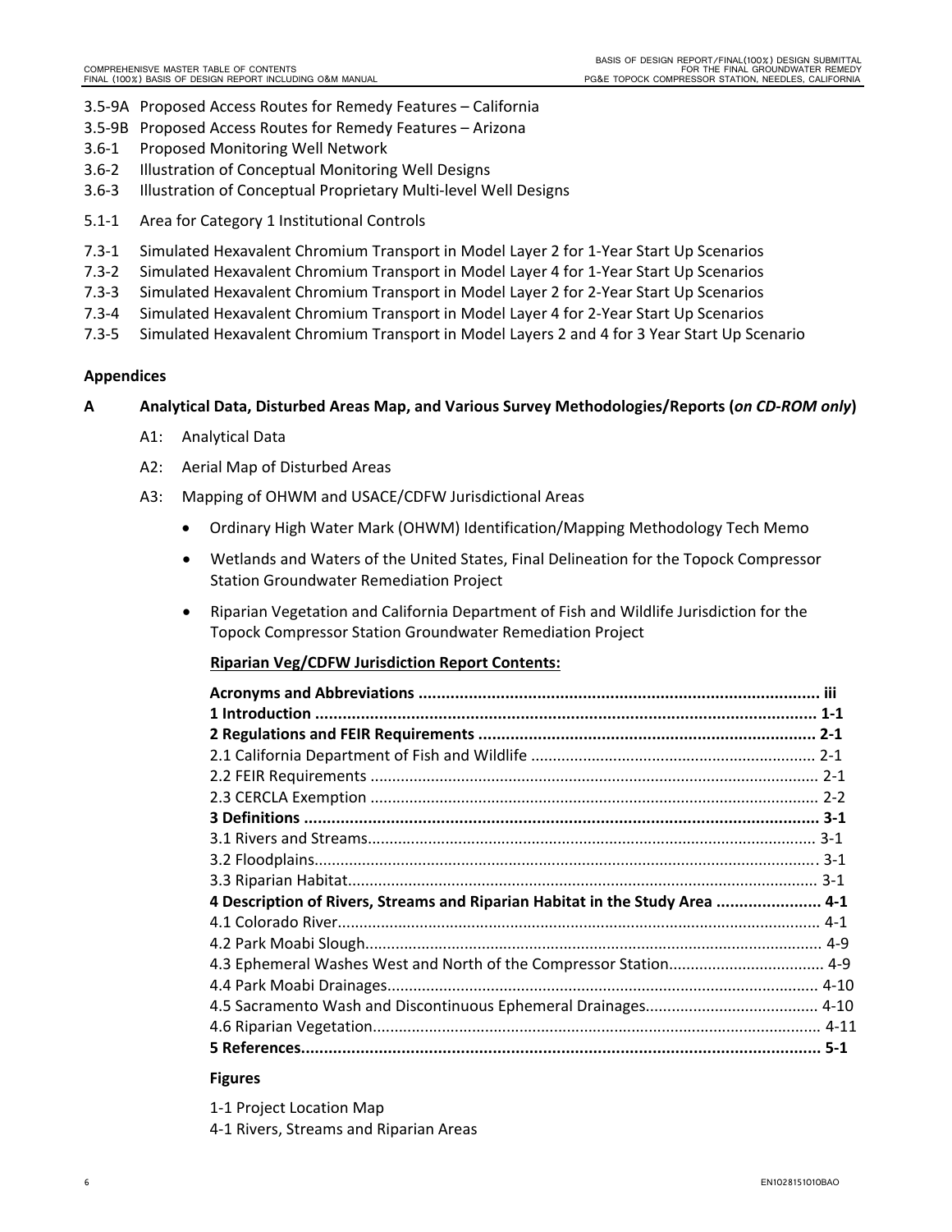3.5-9A Proposed Access Routes for Remedy Features – California
3.5-9B Proposed Access Routes for Remedy Features – Arizona
3.6-1 Proposed Monitoring Well Network
3.6-2 Illustration of Conceptual Monitoring Well Designs
3.6-3 Illustration of Conceptual Proprietary Multi-level Well Designs

5.1-1 Area for Category 1 Institutional Controls

7.3-1 Simulated Hexavalent Chromium Transport in Model Layer 2 for 1-Year Start Up Scenarios
7.3-2 Simulated Hexavalent Chromium Transport in Model Layer 4 for 1-Year Start Up Scenarios
7.3-3 Simulated Hexavalent Chromium Transport in Model Layer 2 for 2-Year Start Up Scenarios
7.3-4 Simulated Hexavalent Chromium Transport in Model Layer 4 for 2-Year Start Up Scenarios
7.3-5 Simulated Hexavalent Chromium Transport in Model Layers 2 and 4 for 3 Year Start Up Scenario

**Appendices**

**A Analytical Data, Disturbed Areas Map, and Various Survey Methodologies/Reports (*on CD-ROM only*)**

A1: Analytical Data

A2: Aerial Map of Disturbed Areas

A3: Mapping of OHWM and USACE/CDFW Jurisdictional Areas

- Ordinary High Water Mark (OHWM) Identification/Mapping Methodology Tech Memo
- Wetlands and Waters of the United States, Final Delineation for the Topock Compressor Station Groundwater Remediation Project
- Riparian Vegetation and California Department of Fish and Wildlife Jurisdiction for the Topock Compressor Station Groundwater Remediation Project

**Riparian Veg/CDFW Jurisdiction Report Contents:**

**Acronyms and Abbreviations ........ iii**
**1 Introduction ........ 1-1**
**2 Regulations and FEIR Requirements ........ 2-1**
2.1 California Department of Fish and Wildlife ........ 2-1
2.2 FEIR Requirements ........ 2-1
2.3 CERCLA Exemption ........ 2-2
**3 Definitions ........ 3-1**
3.1 Rivers and Streams........ 3-1
3.2 Floodplains........ 3-1
3.3 Riparian Habitat........ 3-1
**4 Description of Rivers, Streams and Riparian Habitat in the Study Area ........ 4-1**
4.1 Colorado River........ 4-1
4.2 Park Moabi Slough........ 4-9
4.3 Ephemeral Washes West and North of the Compressor Station........ 4-9
4.4 Park Moabi Drainages........ 4-10
4.5 Sacramento Wash and Discontinuous Ephemeral Drainages........ 4-10
4.6 Riparian Vegetation........ 4-11
**5 References........ 5-1**

**Figures**

1-1 Project Location Map
4-1 Rivers, Streams and Riparian Areas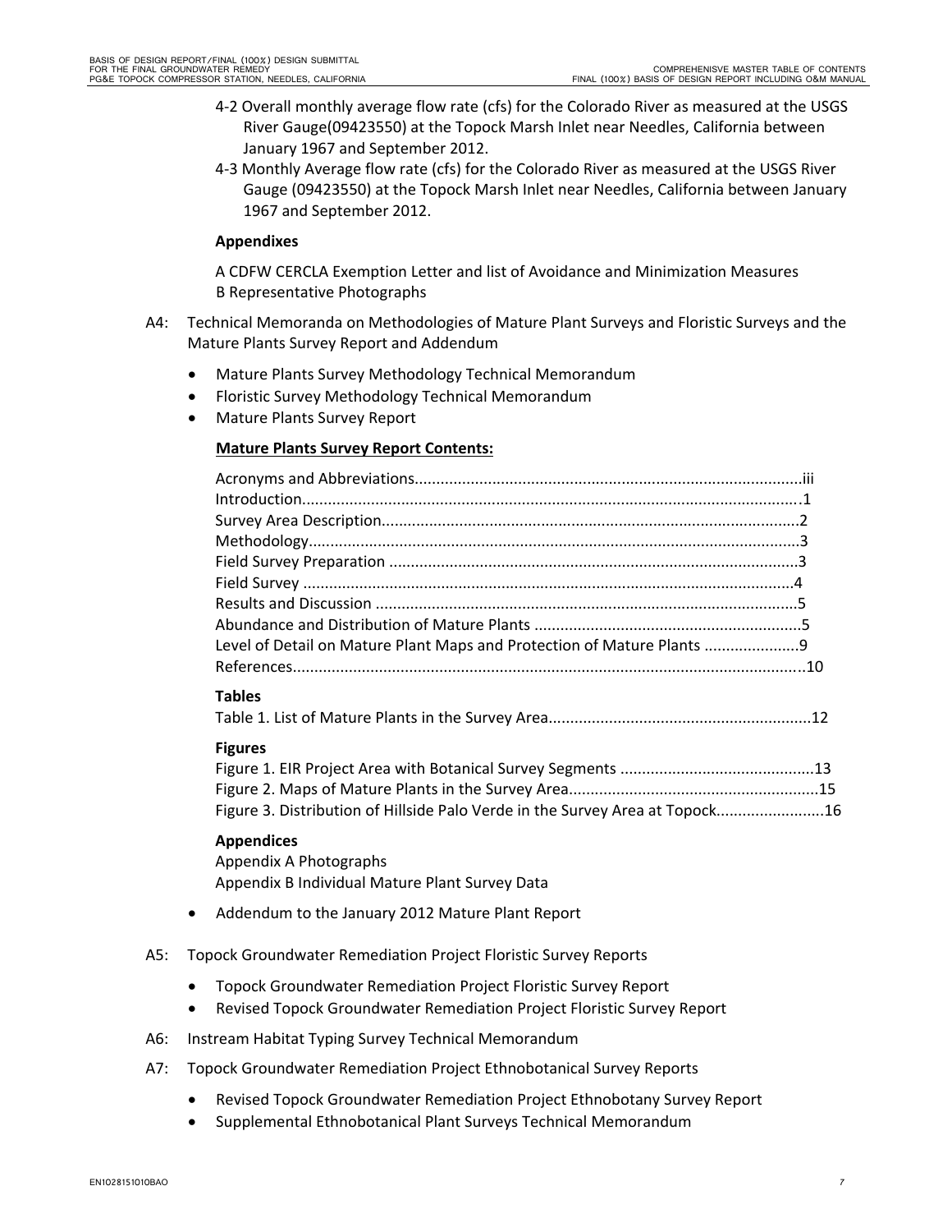4-2 Overall monthly average flow rate (cfs) for the Colorado River as measured at the USGS River Gauge(09423550) at the Topock Marsh Inlet near Needles, California between January 1967 and September 2012.

4-3 Monthly Average flow rate (cfs) for the Colorado River as measured at the USGS River Gauge (09423550) at the Topock Marsh Inlet near Needles, California between January 1967 and September 2012.

**Appendixes**

A CDFW CERCLA Exemption Letter and list of Avoidance and Minimization Measures
B Representative Photographs

A4: Technical Memoranda on Methodologies of Mature Plant Surveys and Floristic Surveys and the Mature Plants Survey Report and Addendum

- Mature Plants Survey Methodology Technical Memorandum
- Floristic Survey Methodology Technical Memorandum
- Mature Plants Survey Report

**Mature Plants Survey Report Contents:**

Acronyms and Abbreviations........................................................................................iii
Introduction..................................................................................................................1
Survey Area Description...............................................................................................2
Methodology................................................................................................................3
Field Survey Preparation ..............................................................................................3
Field Survey .................................................................................................................4
Results and Discussion .................................................................................................5
Abundance and Distribution of Mature Plants .............................................................5
Level of Detail on Mature Plant Maps and Protection of Mature Plants .....................9
References...................................................................................................................10

**Tables**

Table 1. List of Mature Plants in the Survey Area............................................................12

**Figures**

Figure 1. EIR Project Area with Botanical Survey Segments ............................................13
Figure 2. Maps of Mature Plants in the Survey Area.........................................................15
Figure 3. Distribution of Hillside Palo Verde in the Survey Area at Topock........................16

**Appendices**

Appendix A Photographs
Appendix B Individual Mature Plant Survey Data

- Addendum to the January 2012 Mature Plant Report

A5: Topock Groundwater Remediation Project Floristic Survey Reports

- Topock Groundwater Remediation Project Floristic Survey Report
- Revised Topock Groundwater Remediation Project Floristic Survey Report

A6: Instream Habitat Typing Survey Technical Memorandum

A7: Topock Groundwater Remediation Project Ethnobotanical Survey Reports

- Revised Topock Groundwater Remediation Project Ethnobotany Survey Report
- Supplemental Ethnobotanical Plant Surveys Technical Memorandum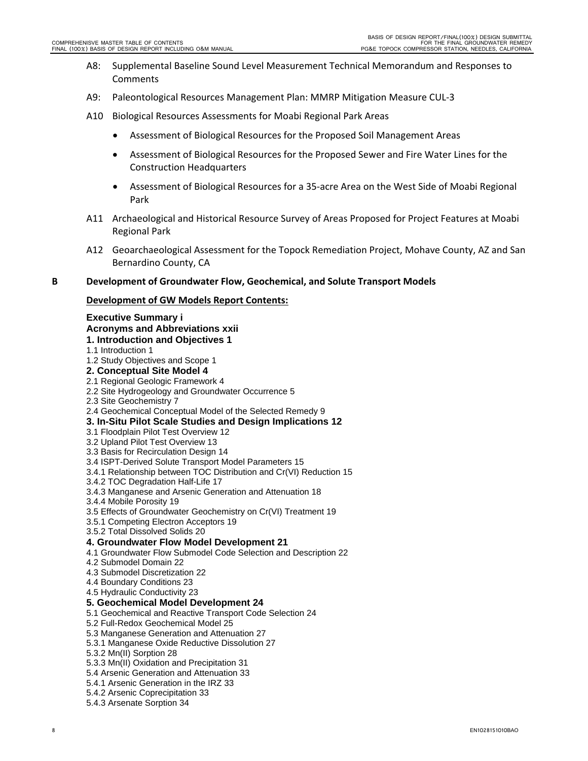A8: Supplemental Baseline Sound Level Measurement Technical Memorandum and Responses to Comments

A9: Paleontological Resources Management Plan: MMRP Mitigation Measure CUL-3

A10 Biological Resources Assessments for Moabi Regional Park Areas

- Assessment of Biological Resources for the Proposed Soil Management Areas
- Assessment of Biological Resources for the Proposed Sewer and Fire Water Lines for the Construction Headquarters
- Assessment of Biological Resources for a 35-acre Area on the West Side of Moabi Regional Park

A11 Archaeological and Historical Resource Survey of Areas Proposed for Project Features at Moabi Regional Park

A12 Geoarchaeological Assessment for the Topock Remediation Project, Mohave County, AZ and San Bernardino County, CA

**B Development of Groundwater Flow, Geochemical, and Solute Transport Models**

**Development of GW Models Report Contents:**

**Executive Summary i**
**Acronyms and Abbreviations xxii**
**1. Introduction and Objectives 1**
1.1 Introduction 1
1.2 Study Objectives and Scope 1
**2. Conceptual Site Model 4**
2.1 Regional Geologic Framework 4
2.2 Site Hydrogeology and Groundwater Occurrence 5
2.3 Site Geochemistry 7
2.4 Geochemical Conceptual Model of the Selected Remedy 9
**3. In-Situ Pilot Scale Studies and Design Implications 12**
3.1 Floodplain Pilot Test Overview 12
3.2 Upland Pilot Test Overview 13
3.3 Basis for Recirculation Design 14
3.4 ISPT-Derived Solute Transport Model Parameters 15
3.4.1 Relationship between TOC Distribution and Cr(VI) Reduction 15
3.4.2 TOC Degradation Half-Life 17
3.4.3 Manganese and Arsenic Generation and Attenuation 18
3.4.4 Mobile Porosity 19
3.5 Effects of Groundwater Geochemistry on Cr(VI) Treatment 19
3.5.1 Competing Electron Acceptors 19
3.5.2 Total Dissolved Solids 20
**4. Groundwater Flow Model Development 21**
4.1 Groundwater Flow Submodel Code Selection and Description 22
4.2 Submodel Domain 22
4.3 Submodel Discretization 22
4.4 Boundary Conditions 23
4.5 Hydraulic Conductivity 23
**5. Geochemical Model Development 24**
5.1 Geochemical and Reactive Transport Code Selection 24
5.2 Full-Redox Geochemical Model 25
5.3 Manganese Generation and Attenuation 27
5.3.1 Manganese Oxide Reductive Dissolution 27
5.3.2 Mn(II) Sorption 28
5.3.3 Mn(II) Oxidation and Precipitation 31
5.4 Arsenic Generation and Attenuation 33
5.4.1 Arsenic Generation in the IRZ 33
5.4.2 Arsenic Coprecipitation 33
5.4.3 Arsenate Sorption 34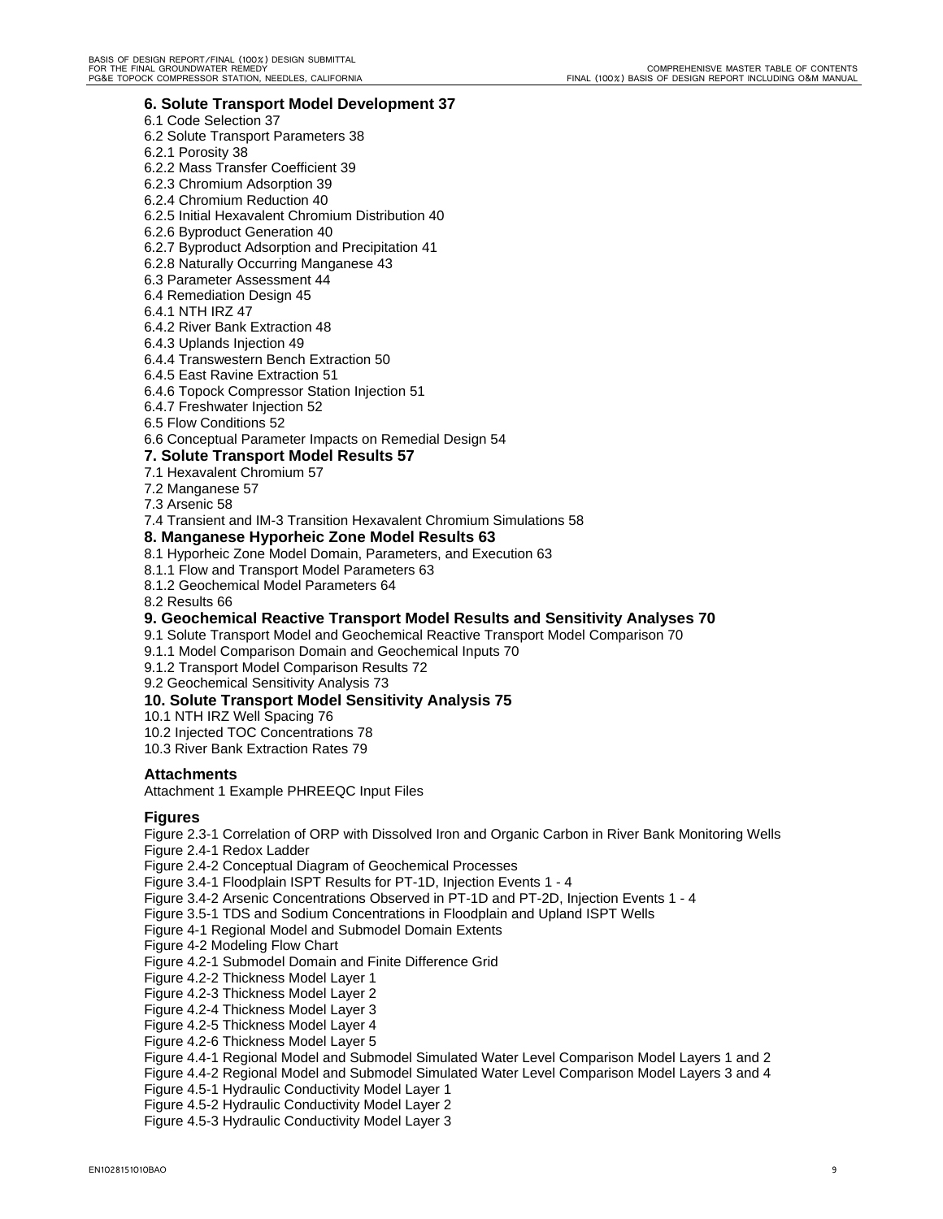**6. Solute Transport Model Development 37**

6.1 Code Selection 37

6.2 Solute Transport Parameters 38

6.2.1 Porosity 38

6.2.2 Mass Transfer Coefficient 39

6.2.3 Chromium Adsorption 39

6.2.4 Chromium Reduction 40

6.2.5 Initial Hexavalent Chromium Distribution 40

6.2.6 Byproduct Generation 40

6.2.7 Byproduct Adsorption and Precipitation 41

6.2.8 Naturally Occurring Manganese 43

6.3 Parameter Assessment 44

6.4 Remediation Design 45

6.4.1 NTH IRZ 47

6.4.2 River Bank Extraction 48

6.4.3 Uplands Injection 49

6.4.4 Transwestern Bench Extraction 50

6.4.5 East Ravine Extraction 51

6.4.6 Topock Compressor Station Injection 51

6.4.7 Freshwater Injection 52

6.5 Flow Conditions 52

6.6 Conceptual Parameter Impacts on Remedial Design 54

**7. Solute Transport Model Results 57**

7.1 Hexavalent Chromium 57

7.2 Manganese 57

7.3 Arsenic 58

7.4 Transient and IM-3 Transition Hexavalent Chromium Simulations 58

**8. Manganese Hyporheic Zone Model Results 63**

8.1 Hyporheic Zone Model Domain, Parameters, and Execution 63

8.1.1 Flow and Transport Model Parameters 63

8.1.2 Geochemical Model Parameters 64

8.2 Results 66

**9. Geochemical Reactive Transport Model Results and Sensitivity Analyses 70**

9.1 Solute Transport Model and Geochemical Reactive Transport Model Comparison 70

9.1.1 Model Comparison Domain and Geochemical Inputs 70

9.1.2 Transport Model Comparison Results 72

9.2 Geochemical Sensitivity Analysis 73

**10. Solute Transport Model Sensitivity Analysis 75**

10.1 NTH IRZ Well Spacing 76

10.2 Injected TOC Concentrations 78

10.3 River Bank Extraction Rates 79

**Attachments**

Attachment 1 Example PHREEQC Input Files

**Figures**

Figure 2.3-1 Correlation of ORP with Dissolved Iron and Organic Carbon in River Bank Monitoring Wells

Figure 2.4-1 Redox Ladder

Figure 2.4-2 Conceptual Diagram of Geochemical Processes

Figure 3.4-1 Floodplain ISPT Results for PT-1D, Injection Events 1 - 4

Figure 3.4-2 Arsenic Concentrations Observed in PT-1D and PT-2D, Injection Events 1 - 4

Figure 3.5-1 TDS and Sodium Concentrations in Floodplain and Upland ISPT Wells

Figure 4-1 Regional Model and Submodel Domain Extents

Figure 4-2 Modeling Flow Chart

Figure 4.2-1 Submodel Domain and Finite Difference Grid

Figure 4.2-2 Thickness Model Layer 1

Figure 4.2-3 Thickness Model Layer 2

Figure 4.2-4 Thickness Model Layer 3

Figure 4.2-5 Thickness Model Layer 4

Figure 4.2-6 Thickness Model Layer 5

Figure 4.4-1 Regional Model and Submodel Simulated Water Level Comparison Model Layers 1 and 2

Figure 4.4-2 Regional Model and Submodel Simulated Water Level Comparison Model Layers 3 and 4

Figure 4.5-1 Hydraulic Conductivity Model Layer 1

Figure 4.5-2 Hydraulic Conductivity Model Layer 2

Figure 4.5-3 Hydraulic Conductivity Model Layer 3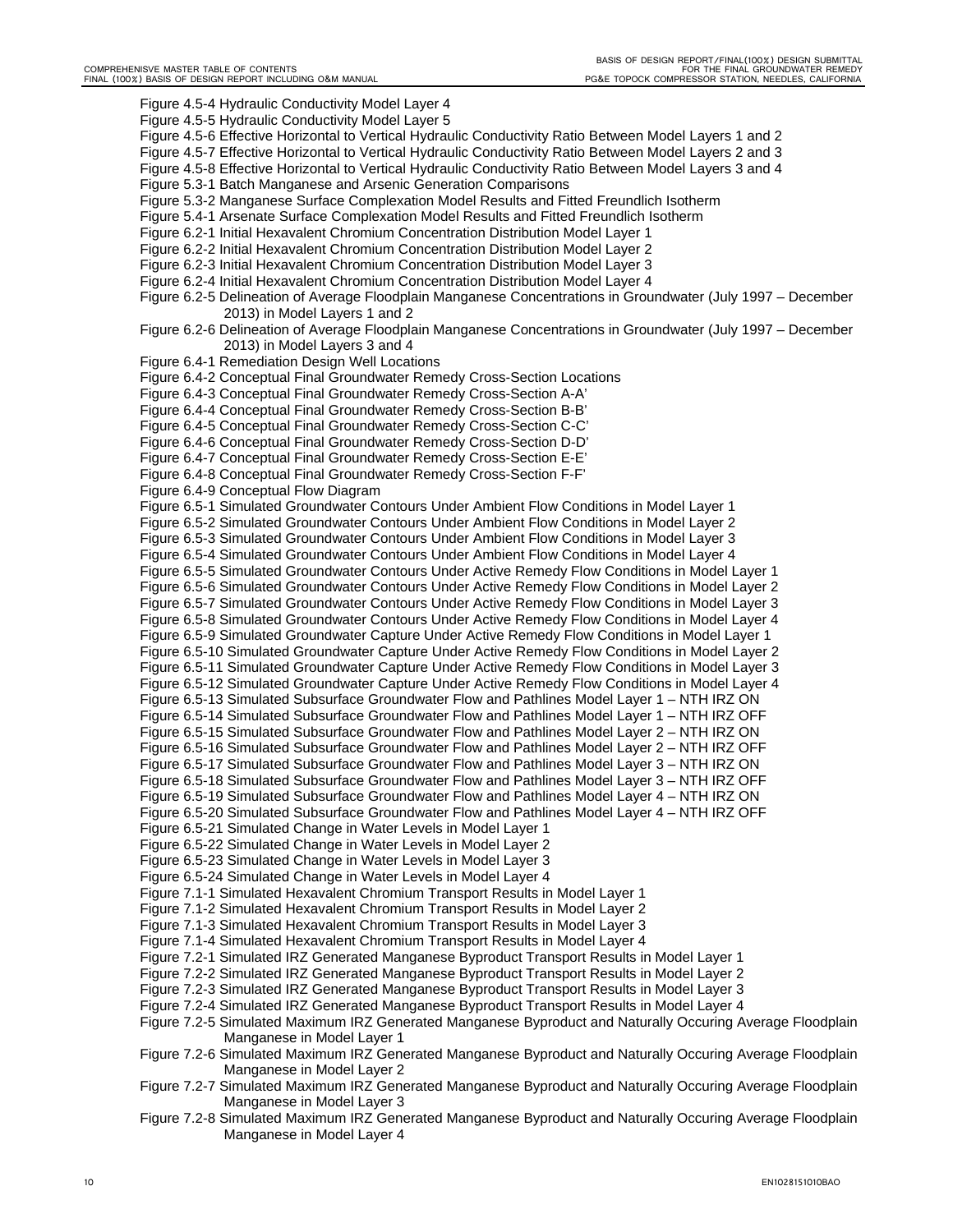Figure 4.5-4 Hydraulic Conductivity Model Layer 4
Figure 4.5-5 Hydraulic Conductivity Model Layer 5
Figure 4.5-6 Effective Horizontal to Vertical Hydraulic Conductivity Ratio Between Model Layers 1 and 2
Figure 4.5-7 Effective Horizontal to Vertical Hydraulic Conductivity Ratio Between Model Layers 2 and 3
Figure 4.5-8 Effective Horizontal to Vertical Hydraulic Conductivity Ratio Between Model Layers 3 and 4
Figure 5.3-1 Batch Manganese and Arsenic Generation Comparisons
Figure 5.3-2 Manganese Surface Complexation Model Results and Fitted Freundlich Isotherm
Figure 5.4-1 Arsenate Surface Complexation Model Results and Fitted Freundlich Isotherm
Figure 6.2-1 Initial Hexavalent Chromium Concentration Distribution Model Layer 1
Figure 6.2-2 Initial Hexavalent Chromium Concentration Distribution Model Layer 2
Figure 6.2-3 Initial Hexavalent Chromium Concentration Distribution Model Layer 3
Figure 6.2-4 Initial Hexavalent Chromium Concentration Distribution Model Layer 4
Figure 6.2-5 Delineation of Average Floodplain Manganese Concentrations in Groundwater (July 1997 – December 2013) in Model Layers 1 and 2
Figure 6.2-6 Delineation of Average Floodplain Manganese Concentrations in Groundwater (July 1997 – December 2013) in Model Layers 3 and 4
Figure 6.4-1 Remediation Design Well Locations
Figure 6.4-2 Conceptual Final Groundwater Remedy Cross-Section Locations
Figure 6.4-3 Conceptual Final Groundwater Remedy Cross-Section A-A'
Figure 6.4-4 Conceptual Final Groundwater Remedy Cross-Section B-B'
Figure 6.4-5 Conceptual Final Groundwater Remedy Cross-Section C-C'
Figure 6.4-6 Conceptual Final Groundwater Remedy Cross-Section D-D'
Figure 6.4-7 Conceptual Final Groundwater Remedy Cross-Section E-E'
Figure 6.4-8 Conceptual Final Groundwater Remedy Cross-Section F-F'
Figure 6.4-9 Conceptual Flow Diagram
Figure 6.5-1 Simulated Groundwater Contours Under Ambient Flow Conditions in Model Layer 1
Figure 6.5-2 Simulated Groundwater Contours Under Ambient Flow Conditions in Model Layer 2
Figure 6.5-3 Simulated Groundwater Contours Under Ambient Flow Conditions in Model Layer 3
Figure 6.5-4 Simulated Groundwater Contours Under Ambient Flow Conditions in Model Layer 4
Figure 6.5-5 Simulated Groundwater Contours Under Active Remedy Flow Conditions in Model Layer 1
Figure 6.5-6 Simulated Groundwater Contours Under Active Remedy Flow Conditions in Model Layer 2
Figure 6.5-7 Simulated Groundwater Contours Under Active Remedy Flow Conditions in Model Layer 3
Figure 6.5-8 Simulated Groundwater Contours Under Active Remedy Flow Conditions in Model Layer 4
Figure 6.5-9 Simulated Groundwater Capture Under Active Remedy Flow Conditions in Model Layer 1
Figure 6.5-10 Simulated Groundwater Capture Under Active Remedy Flow Conditions in Model Layer 2
Figure 6.5-11 Simulated Groundwater Capture Under Active Remedy Flow Conditions in Model Layer 3
Figure 6.5-12 Simulated Groundwater Capture Under Active Remedy Flow Conditions in Model Layer 4
Figure 6.5-13 Simulated Subsurface Groundwater Flow and Pathlines Model Layer 1 – NTH IRZ ON
Figure 6.5-14 Simulated Subsurface Groundwater Flow and Pathlines Model Layer 1 – NTH IRZ OFF
Figure 6.5-15 Simulated Subsurface Groundwater Flow and Pathlines Model Layer 2 – NTH IRZ ON
Figure 6.5-16 Simulated Subsurface Groundwater Flow and Pathlines Model Layer 2 – NTH IRZ OFF
Figure 6.5-17 Simulated Subsurface Groundwater Flow and Pathlines Model Layer 3 – NTH IRZ ON
Figure 6.5-18 Simulated Subsurface Groundwater Flow and Pathlines Model Layer 3 – NTH IRZ OFF
Figure 6.5-19 Simulated Subsurface Groundwater Flow and Pathlines Model Layer 4 – NTH IRZ ON
Figure 6.5-20 Simulated Subsurface Groundwater Flow and Pathlines Model Layer 4 – NTH IRZ OFF
Figure 6.5-21 Simulated Change in Water Levels in Model Layer 1
Figure 6.5-22 Simulated Change in Water Levels in Model Layer 2
Figure 6.5-23 Simulated Change in Water Levels in Model Layer 3
Figure 6.5-24 Simulated Change in Water Levels in Model Layer 4
Figure 7.1-1 Simulated Hexavalent Chromium Transport Results in Model Layer 1
Figure 7.1-2 Simulated Hexavalent Chromium Transport Results in Model Layer 2
Figure 7.1-3 Simulated Hexavalent Chromium Transport Results in Model Layer 3
Figure 7.1-4 Simulated Hexavalent Chromium Transport Results in Model Layer 4
Figure 7.2-1 Simulated IRZ Generated Manganese Byproduct Transport Results in Model Layer 1
Figure 7.2-2 Simulated IRZ Generated Manganese Byproduct Transport Results in Model Layer 2
Figure 7.2-3 Simulated IRZ Generated Manganese Byproduct Transport Results in Model Layer 3
Figure 7.2-4 Simulated IRZ Generated Manganese Byproduct Transport Results in Model Layer 4
Figure 7.2-5 Simulated Maximum IRZ Generated Manganese Byproduct and Naturally Occuring Average Floodplain Manganese in Model Layer 1
Figure 7.2-6 Simulated Maximum IRZ Generated Manganese Byproduct and Naturally Occuring Average Floodplain Manganese in Model Layer 2
Figure 7.2-7 Simulated Maximum IRZ Generated Manganese Byproduct and Naturally Occuring Average Floodplain Manganese in Model Layer 3
Figure 7.2-8 Simulated Maximum IRZ Generated Manganese Byproduct and Naturally Occuring Average Floodplain Manganese in Model Layer 4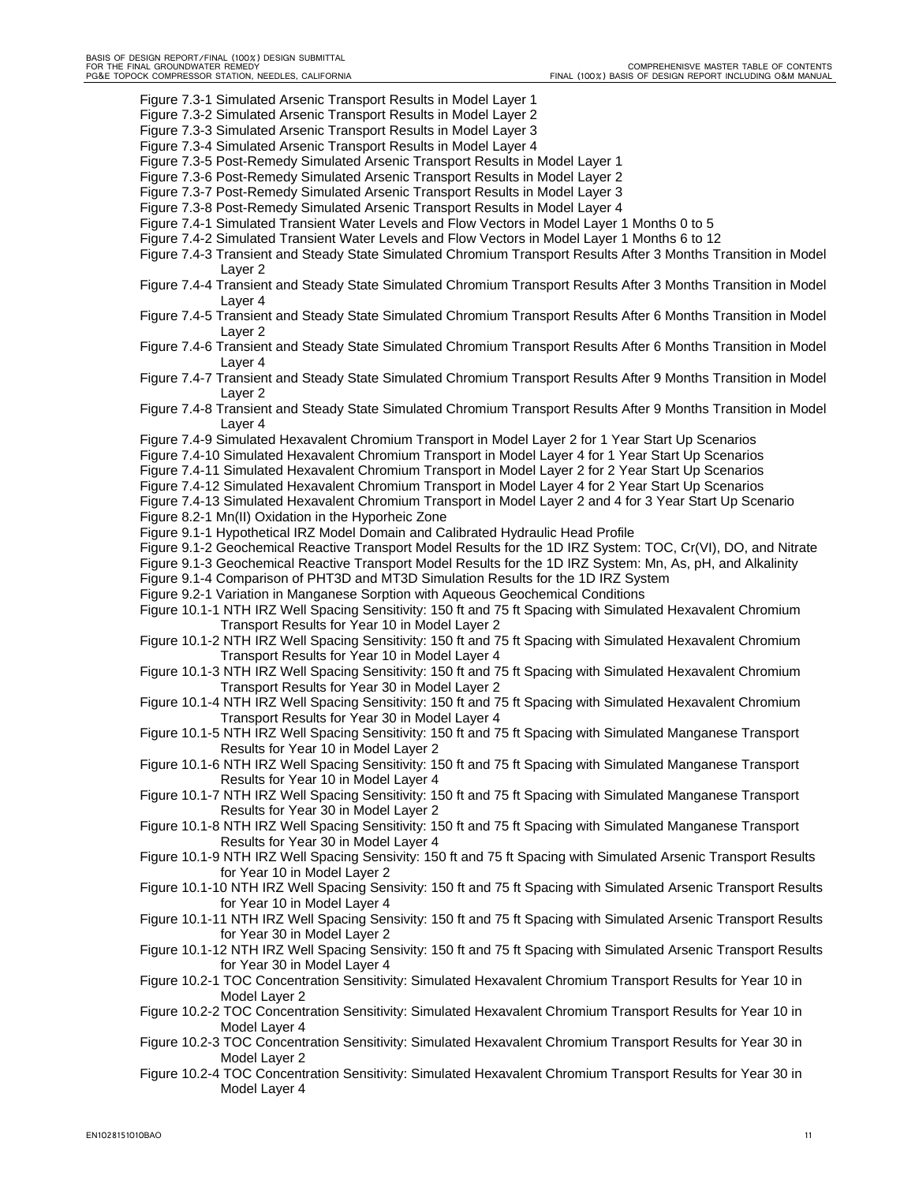Figure 7.3-1 Simulated Arsenic Transport Results in Model Layer 1
Figure 7.3-2 Simulated Arsenic Transport Results in Model Layer 2
Figure 7.3-3 Simulated Arsenic Transport Results in Model Layer 3
Figure 7.3-4 Simulated Arsenic Transport Results in Model Layer 4
Figure 7.3-5 Post-Remedy Simulated Arsenic Transport Results in Model Layer 1
Figure 7.3-6 Post-Remedy Simulated Arsenic Transport Results in Model Layer 2
Figure 7.3-7 Post-Remedy Simulated Arsenic Transport Results in Model Layer 3
Figure 7.3-8 Post-Remedy Simulated Arsenic Transport Results in Model Layer 4
Figure 7.4-1 Simulated Transient Water Levels and Flow Vectors in Model Layer 1 Months 0 to 5
Figure 7.4-2 Simulated Transient Water Levels and Flow Vectors in Model Layer 1 Months 6 to 12
Figure 7.4-3 Transient and Steady State Simulated Chromium Transport Results After 3 Months Transition in Model Layer 2
Figure 7.4-4 Transient and Steady State Simulated Chromium Transport Results After 3 Months Transition in Model Layer 4
Figure 7.4-5 Transient and Steady State Simulated Chromium Transport Results After 6 Months Transition in Model Layer 2
Figure 7.4-6 Transient and Steady State Simulated Chromium Transport Results After 6 Months Transition in Model Layer 4
Figure 7.4-7 Transient and Steady State Simulated Chromium Transport Results After 9 Months Transition in Model Layer 2
Figure 7.4-8 Transient and Steady State Simulated Chromium Transport Results After 9 Months Transition in Model Layer 4
Figure 7.4-9 Simulated Hexavalent Chromium Transport in Model Layer 2 for 1 Year Start Up Scenarios
Figure 7.4-10 Simulated Hexavalent Chromium Transport in Model Layer 4 for 1 Year Start Up Scenarios
Figure 7.4-11 Simulated Hexavalent Chromium Transport in Model Layer 2 for 2 Year Start Up Scenarios
Figure 7.4-12 Simulated Hexavalent Chromium Transport in Model Layer 4 for 2 Year Start Up Scenarios
Figure 7.4-13 Simulated Hexavalent Chromium Transport in Model Layer 2 and 4 for 3 Year Start Up Scenario
Figure 8.2-1 Mn(II) Oxidation in the Hyporheic Zone
Figure 9.1-1 Hypothetical IRZ Model Domain and Calibrated Hydraulic Head Profile
Figure 9.1-2 Geochemical Reactive Transport Model Results for the 1D IRZ System: TOC, Cr(VI), DO, and Nitrate
Figure 9.1-3 Geochemical Reactive Transport Model Results for the 1D IRZ System: Mn, As, pH, and Alkalinity
Figure 9.1-4 Comparison of PHT3D and MT3D Simulation Results for the 1D IRZ System
Figure 9.2-1 Variation in Manganese Sorption with Aqueous Geochemical Conditions
Figure 10.1-1 NTH IRZ Well Spacing Sensitivity: 150 ft and 75 ft Spacing with Simulated Hexavalent Chromium Transport Results for Year 10 in Model Layer 2
Figure 10.1-2 NTH IRZ Well Spacing Sensitivity: 150 ft and 75 ft Spacing with Simulated Hexavalent Chromium Transport Results for Year 10 in Model Layer 4
Figure 10.1-3 NTH IRZ Well Spacing Sensitivity: 150 ft and 75 ft Spacing with Simulated Hexavalent Chromium Transport Results for Year 30 in Model Layer 2
Figure 10.1-4 NTH IRZ Well Spacing Sensitivity: 150 ft and 75 ft Spacing with Simulated Hexavalent Chromium Transport Results for Year 30 in Model Layer 4
Figure 10.1-5 NTH IRZ Well Spacing Sensitivity: 150 ft and 75 ft Spacing with Simulated Manganese Transport Results for Year 10 in Model Layer 2
Figure 10.1-6 NTH IRZ Well Spacing Sensitivity: 150 ft and 75 ft Spacing with Simulated Manganese Transport Results for Year 10 in Model Layer 4
Figure 10.1-7 NTH IRZ Well Spacing Sensitivity: 150 ft and 75 ft Spacing with Simulated Manganese Transport Results for Year 30 in Model Layer 2
Figure 10.1-8 NTH IRZ Well Spacing Sensitivity: 150 ft and 75 ft Spacing with Simulated Manganese Transport Results for Year 30 in Model Layer 4
Figure 10.1-9 NTH IRZ Well Spacing Sensivity: 150 ft and 75 ft Spacing with Simulated Arsenic Transport Results for Year 10 in Model Layer 2
Figure 10.1-10 NTH IRZ Well Spacing Sensivity: 150 ft and 75 ft Spacing with Simulated Arsenic Transport Results for Year 10 in Model Layer 4
Figure 10.1-11 NTH IRZ Well Spacing Sensivity: 150 ft and 75 ft Spacing with Simulated Arsenic Transport Results for Year 30 in Model Layer 2
Figure 10.1-12 NTH IRZ Well Spacing Sensivity: 150 ft and 75 ft Spacing with Simulated Arsenic Transport Results for Year 30 in Model Layer 4
Figure 10.2-1 TOC Concentration Sensitivity: Simulated Hexavalent Chromium Transport Results for Year 10 in Model Layer 2
Figure 10.2-2 TOC Concentration Sensitivity: Simulated Hexavalent Chromium Transport Results for Year 10 in Model Layer 4
Figure 10.2-3 TOC Concentration Sensitivity: Simulated Hexavalent Chromium Transport Results for Year 30 in Model Layer 2
Figure 10.2-4 TOC Concentration Sensitivity: Simulated Hexavalent Chromium Transport Results for Year 30 in Model Layer 4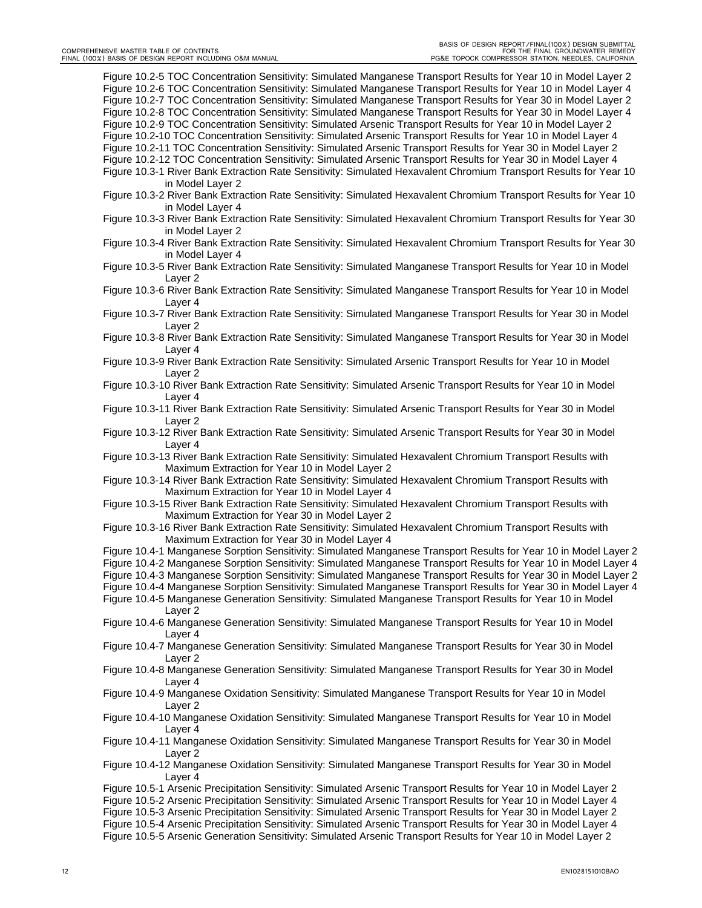Figure 10.2-5 TOC Concentration Sensitivity: Simulated Manganese Transport Results for Year 10 in Model Layer 2
Figure 10.2-6 TOC Concentration Sensitivity: Simulated Manganese Transport Results for Year 10 in Model Layer 4
Figure 10.2-7 TOC Concentration Sensitivity: Simulated Manganese Transport Results for Year 30 in Model Layer 2
Figure 10.2-8 TOC Concentration Sensitivity: Simulated Manganese Transport Results for Year 30 in Model Layer 4
Figure 10.2-9 TOC Concentration Sensitivity: Simulated Arsenic Transport Results for Year 10 in Model Layer 2
Figure 10.2-10 TOC Concentration Sensitivity: Simulated Arsenic Transport Results for Year 10 in Model Layer 4
Figure 10.2-11 TOC Concentration Sensitivity: Simulated Arsenic Transport Results for Year 30 in Model Layer 2
Figure 10.2-12 TOC Concentration Sensitivity: Simulated Arsenic Transport Results for Year 30 in Model Layer 4
Figure 10.3-1 River Bank Extraction Rate Sensitivity: Simulated Hexavalent Chromium Transport Results for Year 10 in Model Layer 2
Figure 10.3-2 River Bank Extraction Rate Sensitivity: Simulated Hexavalent Chromium Transport Results for Year 10 in Model Layer 4
Figure 10.3-3 River Bank Extraction Rate Sensitivity: Simulated Hexavalent Chromium Transport Results for Year 30 in Model Layer 2
Figure 10.3-4 River Bank Extraction Rate Sensitivity: Simulated Hexavalent Chromium Transport Results for Year 30 in Model Layer 4
Figure 10.3-5 River Bank Extraction Rate Sensitivity: Simulated Manganese Transport Results for Year 10 in Model Layer 2
Figure 10.3-6 River Bank Extraction Rate Sensitivity: Simulated Manganese Transport Results for Year 10 in Model Layer 4
Figure 10.3-7 River Bank Extraction Rate Sensitivity: Simulated Manganese Transport Results for Year 30 in Model Layer 2
Figure 10.3-8 River Bank Extraction Rate Sensitivity: Simulated Manganese Transport Results for Year 30 in Model Layer 4
Figure 10.3-9 River Bank Extraction Rate Sensitivity: Simulated Arsenic Transport Results for Year 10 in Model Layer 2
Figure 10.3-10 River Bank Extraction Rate Sensitivity: Simulated Arsenic Transport Results for Year 10 in Model Layer 4
Figure 10.3-11 River Bank Extraction Rate Sensitivity: Simulated Arsenic Transport Results for Year 30 in Model Layer 2
Figure 10.3-12 River Bank Extraction Rate Sensitivity: Simulated Arsenic Transport Results for Year 30 in Model Layer 4
Figure 10.3-13 River Bank Extraction Rate Sensitivity: Simulated Hexavalent Chromium Transport Results with Maximum Extraction for Year 10 in Model Layer 2
Figure 10.3-14 River Bank Extraction Rate Sensitivity: Simulated Hexavalent Chromium Transport Results with Maximum Extraction for Year 10 in Model Layer 4
Figure 10.3-15 River Bank Extraction Rate Sensitivity: Simulated Hexavalent Chromium Transport Results with Maximum Extraction for Year 30 in Model Layer 2
Figure 10.3-16 River Bank Extraction Rate Sensitivity: Simulated Hexavalent Chromium Transport Results with Maximum Extraction for Year 30 in Model Layer 4
Figure 10.4-1 Manganese Sorption Sensitivity: Simulated Manganese Transport Results for Year 10 in Model Layer 2
Figure 10.4-2 Manganese Sorption Sensitivity: Simulated Manganese Transport Results for Year 10 in Model Layer 4
Figure 10.4-3 Manganese Sorption Sensitivity: Simulated Manganese Transport Results for Year 30 in Model Layer 2
Figure 10.4-4 Manganese Sorption Sensitivity: Simulated Manganese Transport Results for Year 30 in Model Layer 4
Figure 10.4-5 Manganese Generation Sensitivity: Simulated Manganese Transport Results for Year 10 in Model Layer 2
Figure 10.4-6 Manganese Generation Sensitivity: Simulated Manganese Transport Results for Year 10 in Model Layer 4
Figure 10.4-7 Manganese Generation Sensitivity: Simulated Manganese Transport Results for Year 30 in Model Layer 2
Figure 10.4-8 Manganese Generation Sensitivity: Simulated Manganese Transport Results for Year 30 in Model Layer 4
Figure 10.4-9 Manganese Oxidation Sensitivity: Simulated Manganese Transport Results for Year 10 in Model Layer 2
Figure 10.4-10 Manganese Oxidation Sensitivity: Simulated Manganese Transport Results for Year 10 in Model Layer 4
Figure 10.4-11 Manganese Oxidation Sensitivity: Simulated Manganese Transport Results for Year 30 in Model Layer 2
Figure 10.4-12 Manganese Oxidation Sensitivity: Simulated Manganese Transport Results for Year 30 in Model Layer 4
Figure 10.5-1 Arsenic Precipitation Sensitivity: Simulated Arsenic Transport Results for Year 10 in Model Layer 2
Figure 10.5-2 Arsenic Precipitation Sensitivity: Simulated Arsenic Transport Results for Year 10 in Model Layer 4
Figure 10.5-3 Arsenic Precipitation Sensitivity: Simulated Arsenic Transport Results for Year 30 in Model Layer 2
Figure 10.5-4 Arsenic Precipitation Sensitivity: Simulated Arsenic Transport Results for Year 30 in Model Layer 4
Figure 10.5-5 Arsenic Generation Sensitivity: Simulated Arsenic Transport Results for Year 10 in Model Layer 2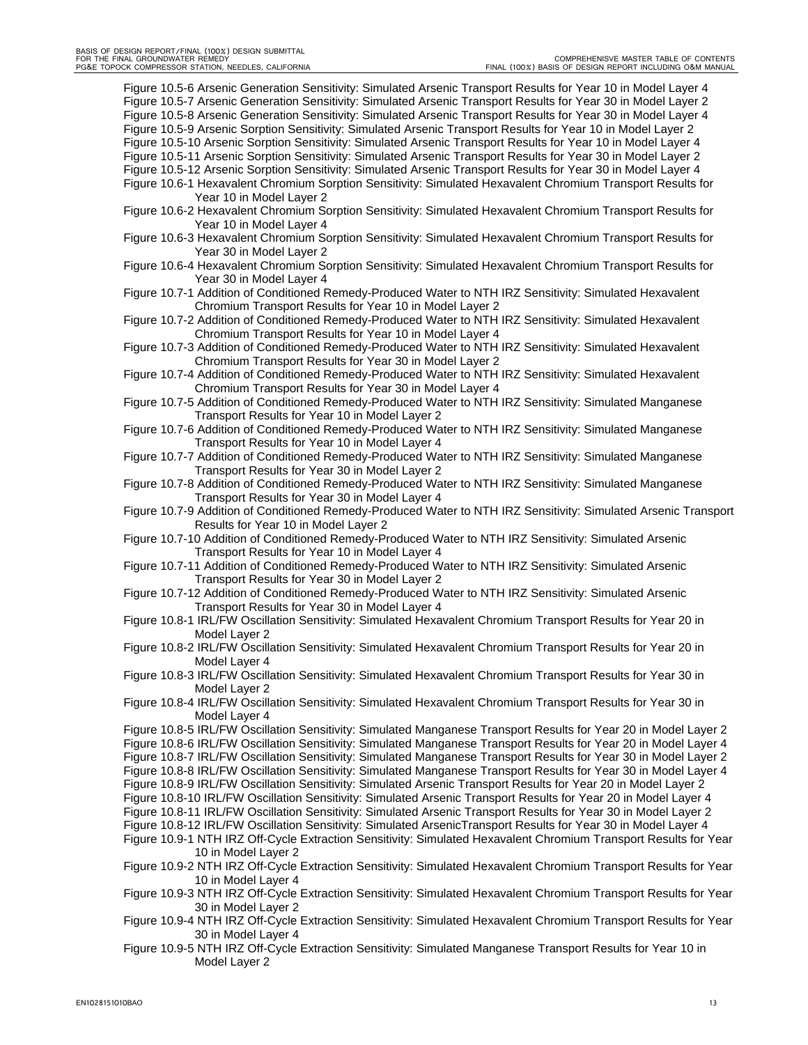Figure 10.5-6 Arsenic Generation Sensitivity: Simulated Arsenic Transport Results for Year 10 in Model Layer 4
Figure 10.5-7 Arsenic Generation Sensitivity: Simulated Arsenic Transport Results for Year 30 in Model Layer 2
Figure 10.5-8 Arsenic Generation Sensitivity: Simulated Arsenic Transport Results for Year 30 in Model Layer 4
Figure 10.5-9 Arsenic Sorption Sensitivity: Simulated Arsenic Transport Results for Year 10 in Model Layer 2
Figure 10.5-10 Arsenic Sorption Sensitivity: Simulated Arsenic Transport Results for Year 10 in Model Layer 4
Figure 10.5-11 Arsenic Sorption Sensitivity: Simulated Arsenic Transport Results for Year 30 in Model Layer 2
Figure 10.5-12 Arsenic Sorption Sensitivity: Simulated Arsenic Transport Results for Year 30 in Model Layer 4
Figure 10.6-1 Hexavalent Chromium Sorption Sensitivity: Simulated Hexavalent Chromium Transport Results for Year 10 in Model Layer 2
Figure 10.6-2 Hexavalent Chromium Sorption Sensitivity: Simulated Hexavalent Chromium Transport Results for Year 10 in Model Layer 4
Figure 10.6-3 Hexavalent Chromium Sorption Sensitivity: Simulated Hexavalent Chromium Transport Results for Year 30 in Model Layer 2
Figure 10.6-4 Hexavalent Chromium Sorption Sensitivity: Simulated Hexavalent Chromium Transport Results for Year 30 in Model Layer 4
Figure 10.7-1 Addition of Conditioned Remedy-Produced Water to NTH IRZ Sensitivity: Simulated Hexavalent Chromium Transport Results for Year 10 in Model Layer 2
Figure 10.7-2 Addition of Conditioned Remedy-Produced Water to NTH IRZ Sensitivity: Simulated Hexavalent Chromium Transport Results for Year 10 in Model Layer 4
Figure 10.7-3 Addition of Conditioned Remedy-Produced Water to NTH IRZ Sensitivity: Simulated Hexavalent Chromium Transport Results for Year 30 in Model Layer 2
Figure 10.7-4 Addition of Conditioned Remedy-Produced Water to NTH IRZ Sensitivity: Simulated Hexavalent Chromium Transport Results for Year 30 in Model Layer 4
Figure 10.7-5 Addition of Conditioned Remedy-Produced Water to NTH IRZ Sensitivity: Simulated Manganese Transport Results for Year 10 in Model Layer 2
Figure 10.7-6 Addition of Conditioned Remedy-Produced Water to NTH IRZ Sensitivity: Simulated Manganese Transport Results for Year 10 in Model Layer 4
Figure 10.7-7 Addition of Conditioned Remedy-Produced Water to NTH IRZ Sensitivity: Simulated Manganese Transport Results for Year 30 in Model Layer 2
Figure 10.7-8 Addition of Conditioned Remedy-Produced Water to NTH IRZ Sensitivity: Simulated Manganese Transport Results for Year 30 in Model Layer 4
Figure 10.7-9 Addition of Conditioned Remedy-Produced Water to NTH IRZ Sensitivity: Simulated Arsenic Transport Results for Year 10 in Model Layer 2
Figure 10.7-10 Addition of Conditioned Remedy-Produced Water to NTH IRZ Sensitivity: Simulated Arsenic Transport Results for Year 10 in Model Layer 4
Figure 10.7-11 Addition of Conditioned Remedy-Produced Water to NTH IRZ Sensitivity: Simulated Arsenic Transport Results for Year 30 in Model Layer 2
Figure 10.7-12 Addition of Conditioned Remedy-Produced Water to NTH IRZ Sensitivity: Simulated Arsenic Transport Results for Year 30 in Model Layer 4
Figure 10.8-1 IRL/FW Oscillation Sensitivity: Simulated Hexavalent Chromium Transport Results for Year 20 in Model Layer 2
Figure 10.8-2 IRL/FW Oscillation Sensitivity: Simulated Hexavalent Chromium Transport Results for Year 20 in Model Layer 4
Figure 10.8-3 IRL/FW Oscillation Sensitivity: Simulated Hexavalent Chromium Transport Results for Year 30 in Model Layer 2
Figure 10.8-4 IRL/FW Oscillation Sensitivity: Simulated Hexavalent Chromium Transport Results for Year 30 in Model Layer 4
Figure 10.8-5 IRL/FW Oscillation Sensitivity: Simulated Manganese Transport Results for Year 20 in Model Layer 2
Figure 10.8-6 IRL/FW Oscillation Sensitivity: Simulated Manganese Transport Results for Year 20 in Model Layer 4
Figure 10.8-7 IRL/FW Oscillation Sensitivity: Simulated Manganese Transport Results for Year 30 in Model Layer 2
Figure 10.8-8 IRL/FW Oscillation Sensitivity: Simulated Manganese Transport Results for Year 30 in Model Layer 4
Figure 10.8-9 IRL/FW Oscillation Sensitivity: Simulated Arsenic Transport Results for Year 20 in Model Layer 2
Figure 10.8-10 IRL/FW Oscillation Sensitivity: Simulated Arsenic Transport Results for Year 20 in Model Layer 4
Figure 10.8-11 IRL/FW Oscillation Sensitivity: Simulated Arsenic Transport Results for Year 30 in Model Layer 2
Figure 10.8-12 IRL/FW Oscillation Sensitivity: Simulated ArsenicTransport Results for Year 30 in Model Layer 4
Figure 10.9-1 NTH IRZ Off-Cycle Extraction Sensitivity: Simulated Hexavalent Chromium Transport Results for Year 10 in Model Layer 2
Figure 10.9-2 NTH IRZ Off-Cycle Extraction Sensitivity: Simulated Hexavalent Chromium Transport Results for Year 10 in Model Layer 4
Figure 10.9-3 NTH IRZ Off-Cycle Extraction Sensitivity: Simulated Hexavalent Chromium Transport Results for Year 30 in Model Layer 2
Figure 10.9-4 NTH IRZ Off-Cycle Extraction Sensitivity: Simulated Hexavalent Chromium Transport Results for Year 30 in Model Layer 4
Figure 10.9-5 NTH IRZ Off-Cycle Extraction Sensitivity: Simulated Manganese Transport Results for Year 10 in Model Layer 2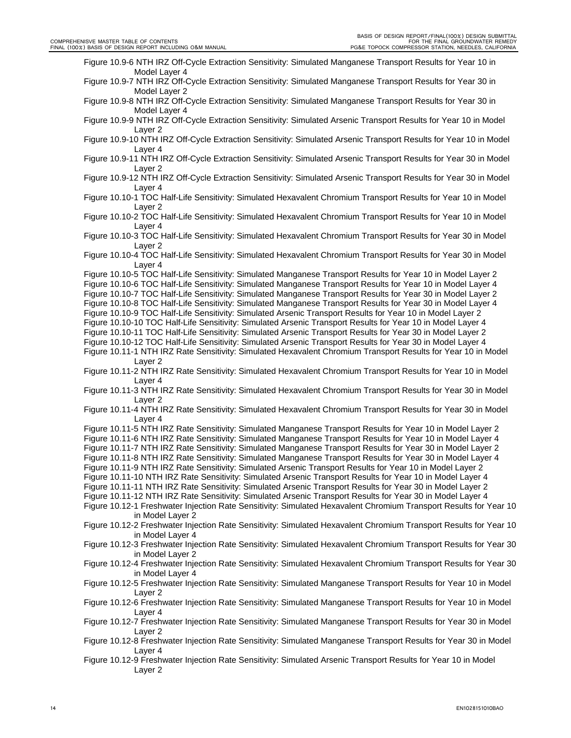Figure 10.9-6 NTH IRZ Off-Cycle Extraction Sensitivity: Simulated Manganese Transport Results for Year 10 in Model Layer 4

Figure 10.9-7 NTH IRZ Off-Cycle Extraction Sensitivity: Simulated Manganese Transport Results for Year 30 in Model Layer 2

Figure 10.9-8 NTH IRZ Off-Cycle Extraction Sensitivity: Simulated Manganese Transport Results for Year 30 in Model Layer 4

Figure 10.9-9 NTH IRZ Off-Cycle Extraction Sensitivity: Simulated Arsenic Transport Results for Year 10 in Model Layer 2

Figure 10.9-10 NTH IRZ Off-Cycle Extraction Sensitivity: Simulated Arsenic Transport Results for Year 10 in Model Layer 4

Figure 10.9-11 NTH IRZ Off-Cycle Extraction Sensitivity: Simulated Arsenic Transport Results for Year 30 in Model Layer 2

Figure 10.9-12 NTH IRZ Off-Cycle Extraction Sensitivity: Simulated Arsenic Transport Results for Year 30 in Model Layer 4

Figure 10.10-1 TOC Half-Life Sensitivity: Simulated Hexavalent Chromium Transport Results for Year 10 in Model Layer 2

Figure 10.10-2 TOC Half-Life Sensitivity: Simulated Hexavalent Chromium Transport Results for Year 10 in Model Layer 4

Figure 10.10-3 TOC Half-Life Sensitivity: Simulated Hexavalent Chromium Transport Results for Year 30 in Model Layer 2

Figure 10.10-4 TOC Half-Life Sensitivity: Simulated Hexavalent Chromium Transport Results for Year 30 in Model Layer 4

Figure 10.10-5 TOC Half-Life Sensitivity: Simulated Manganese Transport Results for Year 10 in Model Layer 2

Figure 10.10-6 TOC Half-Life Sensitivity: Simulated Manganese Transport Results for Year 10 in Model Layer 4

Figure 10.10-7 TOC Half-Life Sensitivity: Simulated Manganese Transport Results for Year 30 in Model Layer 2

Figure 10.10-8 TOC Half-Life Sensitivity: Simulated Manganese Transport Results for Year 30 in Model Layer 4

Figure 10.10-9 TOC Half-Life Sensitivity: Simulated Arsenic Transport Results for Year 10 in Model Layer 2

Figure 10.10-10 TOC Half-Life Sensitivity: Simulated Arsenic Transport Results for Year 10 in Model Layer 4

Figure 10.10-11 TOC Half-Life Sensitivity: Simulated Arsenic Transport Results for Year 30 in Model Layer 2

Figure 10.10-12 TOC Half-Life Sensitivity: Simulated Arsenic Transport Results for Year 30 in Model Layer 4

Figure 10.11-1 NTH IRZ Rate Sensitivity: Simulated Hexavalent Chromium Transport Results for Year 10 in Model Layer 2

Figure 10.11-2 NTH IRZ Rate Sensitivity: Simulated Hexavalent Chromium Transport Results for Year 10 in Model Layer 4

Figure 10.11-3 NTH IRZ Rate Sensitivity: Simulated Hexavalent Chromium Transport Results for Year 30 in Model Layer 2

Figure 10.11-4 NTH IRZ Rate Sensitivity: Simulated Hexavalent Chromium Transport Results for Year 30 in Model Layer 4

Figure 10.11-5 NTH IRZ Rate Sensitivity: Simulated Manganese Transport Results for Year 10 in Model Layer 2

Figure 10.11-6 NTH IRZ Rate Sensitivity: Simulated Manganese Transport Results for Year 10 in Model Layer 4

Figure 10.11-7 NTH IRZ Rate Sensitivity: Simulated Manganese Transport Results for Year 30 in Model Layer 2

Figure 10.11-8 NTH IRZ Rate Sensitivity: Simulated Manganese Transport Results for Year 30 in Model Layer 4

Figure 10.11-9 NTH IRZ Rate Sensitivity: Simulated Arsenic Transport Results for Year 10 in Model Layer 2

Figure 10.11-10 NTH IRZ Rate Sensitivity: Simulated Arsenic Transport Results for Year 10 in Model Layer 4

Figure 10.11-11 NTH IRZ Rate Sensitivity: Simulated Arsenic Transport Results for Year 30 in Model Layer 2

Figure 10.11-12 NTH IRZ Rate Sensitivity: Simulated Arsenic Transport Results for Year 30 in Model Layer 4

Figure 10.12-1 Freshwater Injection Rate Sensitivity: Simulated Hexavalent Chromium Transport Results for Year 10 in Model Layer 2

Figure 10.12-2 Freshwater Injection Rate Sensitivity: Simulated Hexavalent Chromium Transport Results for Year 10 in Model Layer 4

Figure 10.12-3 Freshwater Injection Rate Sensitivity: Simulated Hexavalent Chromium Transport Results for Year 30 in Model Layer 2

Figure 10.12-4 Freshwater Injection Rate Sensitivity: Simulated Hexavalent Chromium Transport Results for Year 30 in Model Layer 4

Figure 10.12-5 Freshwater Injection Rate Sensitivity: Simulated Manganese Transport Results for Year 10 in Model Layer 2

Figure 10.12-6 Freshwater Injection Rate Sensitivity: Simulated Manganese Transport Results for Year 10 in Model Layer 4

Figure 10.12-7 Freshwater Injection Rate Sensitivity: Simulated Manganese Transport Results for Year 30 in Model Layer 2

Figure 10.12-8 Freshwater Injection Rate Sensitivity: Simulated Manganese Transport Results for Year 30 in Model Layer 4

Figure 10.12-9 Freshwater Injection Rate Sensitivity: Simulated Arsenic Transport Results for Year 10 in Model Layer 2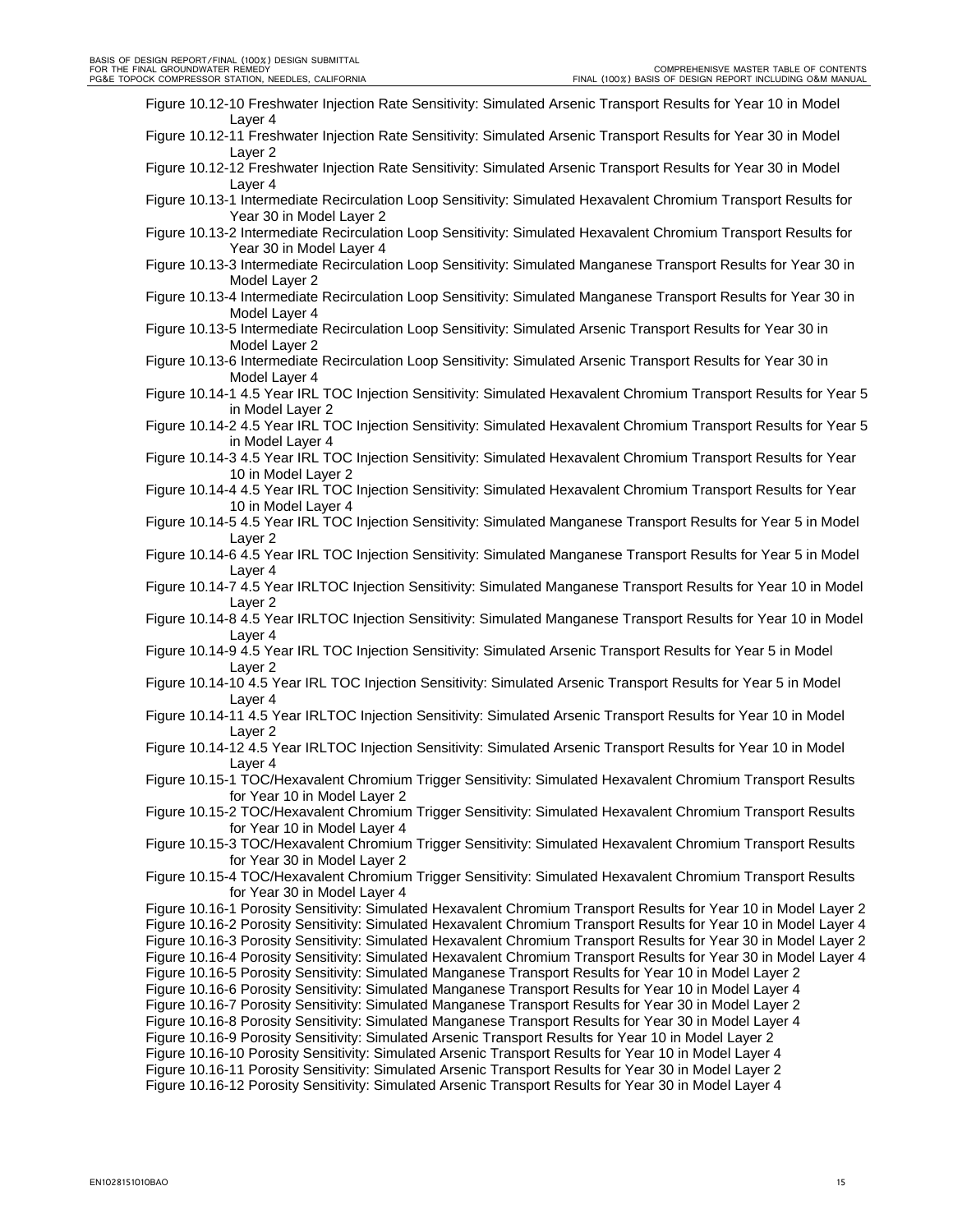Figure 10.12-10 Freshwater Injection Rate Sensitivity: Simulated Arsenic Transport Results for Year 10 in Model Layer 4

Figure 10.12-11 Freshwater Injection Rate Sensitivity: Simulated Arsenic Transport Results for Year 30 in Model Layer 2

Figure 10.12-12 Freshwater Injection Rate Sensitivity: Simulated Arsenic Transport Results for Year 30 in Model Layer 4

Figure 10.13-1 Intermediate Recirculation Loop Sensitivity: Simulated Hexavalent Chromium Transport Results for Year 30 in Model Layer 2

Figure 10.13-2 Intermediate Recirculation Loop Sensitivity: Simulated Hexavalent Chromium Transport Results for Year 30 in Model Layer 4

Figure 10.13-3 Intermediate Recirculation Loop Sensitivity: Simulated Manganese Transport Results for Year 30 in Model Layer 2

Figure 10.13-4 Intermediate Recirculation Loop Sensitivity: Simulated Manganese Transport Results for Year 30 in Model Layer 4

Figure 10.13-5 Intermediate Recirculation Loop Sensitivity: Simulated Arsenic Transport Results for Year 30 in Model Layer 2

Figure 10.13-6 Intermediate Recirculation Loop Sensitivity: Simulated Arsenic Transport Results for Year 30 in Model Layer 4

Figure 10.14-1 4.5 Year IRL TOC Injection Sensitivity: Simulated Hexavalent Chromium Transport Results for Year 5 in Model Layer 2

Figure 10.14-2 4.5 Year IRL TOC Injection Sensitivity: Simulated Hexavalent Chromium Transport Results for Year 5 in Model Layer 4

Figure 10.14-3 4.5 Year IRL TOC Injection Sensitivity: Simulated Hexavalent Chromium Transport Results for Year 10 in Model Layer 2

Figure 10.14-4 4.5 Year IRL TOC Injection Sensitivity: Simulated Hexavalent Chromium Transport Results for Year 10 in Model Layer 4

Figure 10.14-5 4.5 Year IRL TOC Injection Sensitivity: Simulated Manganese Transport Results for Year 5 in Model Layer 2

Figure 10.14-6 4.5 Year IRL TOC Injection Sensitivity: Simulated Manganese Transport Results for Year 5 in Model Layer 4

Figure 10.14-7 4.5 Year IRLTOC Injection Sensitivity: Simulated Manganese Transport Results for Year 10 in Model Layer 2

Figure 10.14-8 4.5 Year IRLTOC Injection Sensitivity: Simulated Manganese Transport Results for Year 10 in Model Layer 4

Figure 10.14-9 4.5 Year IRL TOC Injection Sensitivity: Simulated Arsenic Transport Results for Year 5 in Model Layer 2

Figure 10.14-10 4.5 Year IRL TOC Injection Sensitivity: Simulated Arsenic Transport Results for Year 5 in Model Layer 4

Figure 10.14-11 4.5 Year IRLTOC Injection Sensitivity: Simulated Arsenic Transport Results for Year 10 in Model Layer 2

Figure 10.14-12 4.5 Year IRLTOC Injection Sensitivity: Simulated Arsenic Transport Results for Year 10 in Model Layer 4

Figure 10.15-1 TOC/Hexavalent Chromium Trigger Sensitivity: Simulated Hexavalent Chromium Transport Results for Year 10 in Model Layer 2

Figure 10.15-2 TOC/Hexavalent Chromium Trigger Sensitivity: Simulated Hexavalent Chromium Transport Results for Year 10 in Model Layer 4

Figure 10.15-3 TOC/Hexavalent Chromium Trigger Sensitivity: Simulated Hexavalent Chromium Transport Results for Year 30 in Model Layer 2

Figure 10.15-4 TOC/Hexavalent Chromium Trigger Sensitivity: Simulated Hexavalent Chromium Transport Results for Year 30 in Model Layer 4

Figure 10.16-1 Porosity Sensitivity: Simulated Hexavalent Chromium Transport Results for Year 10 in Model Layer 2

Figure 10.16-2 Porosity Sensitivity: Simulated Hexavalent Chromium Transport Results for Year 10 in Model Layer 4

Figure 10.16-3 Porosity Sensitivity: Simulated Hexavalent Chromium Transport Results for Year 30 in Model Layer 2

Figure 10.16-4 Porosity Sensitivity: Simulated Hexavalent Chromium Transport Results for Year 30 in Model Layer 4

Figure 10.16-5 Porosity Sensitivity: Simulated Manganese Transport Results for Year 10 in Model Layer 2

Figure 10.16-6 Porosity Sensitivity: Simulated Manganese Transport Results for Year 10 in Model Layer 4

Figure 10.16-7 Porosity Sensitivity: Simulated Manganese Transport Results for Year 30 in Model Layer 2

Figure 10.16-8 Porosity Sensitivity: Simulated Manganese Transport Results for Year 30 in Model Layer 4

Figure 10.16-9 Porosity Sensitivity: Simulated Arsenic Transport Results for Year 10 in Model Layer 2

Figure 10.16-10 Porosity Sensitivity: Simulated Arsenic Transport Results for Year 10 in Model Layer 4

Figure 10.16-11 Porosity Sensitivity: Simulated Arsenic Transport Results for Year 30 in Model Layer 2

Figure 10.16-12 Porosity Sensitivity: Simulated Arsenic Transport Results for Year 30 in Model Layer 4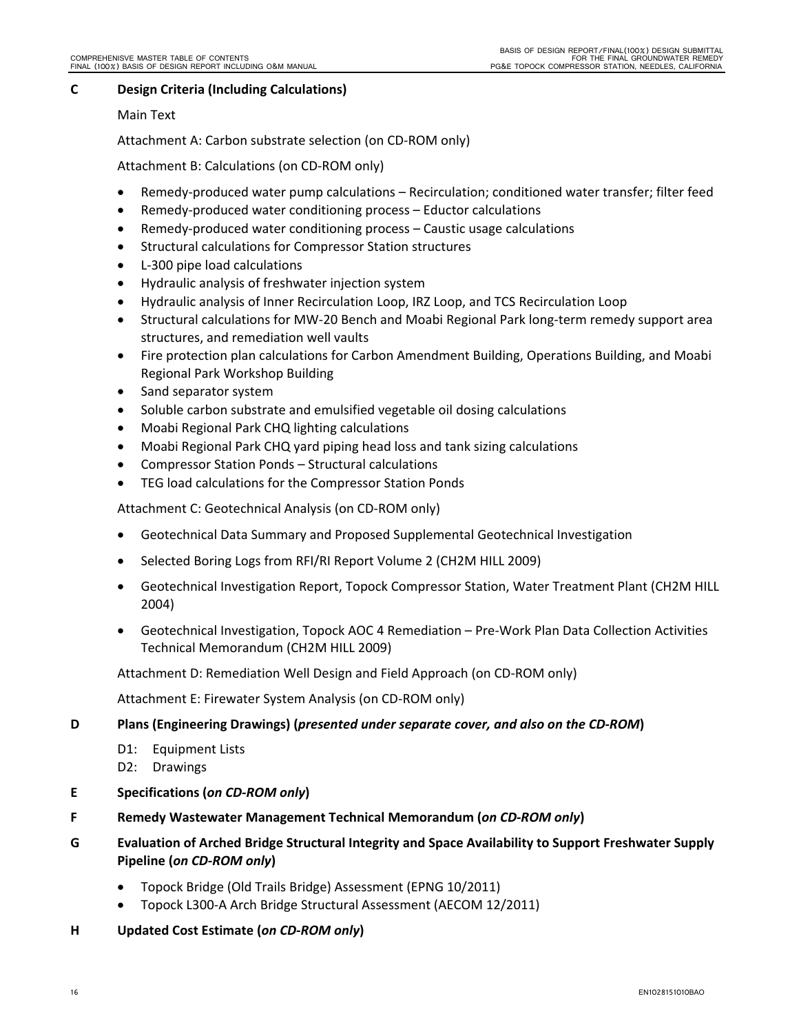**C Design Criteria (Including Calculations)**

Main Text

Attachment A: Carbon substrate selection (on CD-ROM only)

Attachment B: Calculations (on CD-ROM only)

- Remedy-produced water pump calculations – Recirculation; conditioned water transfer; filter feed
- Remedy-produced water conditioning process – Eductor calculations
- Remedy-produced water conditioning process – Caustic usage calculations
- Structural calculations for Compressor Station structures
- L-300 pipe load calculations
- Hydraulic analysis of freshwater injection system
- Hydraulic analysis of Inner Recirculation Loop, IRZ Loop, and TCS Recirculation Loop
- Structural calculations for MW-20 Bench and Moabi Regional Park long-term remedy support area structures, and remediation well vaults
- Fire protection plan calculations for Carbon Amendment Building, Operations Building, and Moabi Regional Park Workshop Building
- Sand separator system
- Soluble carbon substrate and emulsified vegetable oil dosing calculations
- Moabi Regional Park CHQ lighting calculations
- Moabi Regional Park CHQ yard piping head loss and tank sizing calculations
- Compressor Station Ponds – Structural calculations
- TEG load calculations for the Compressor Station Ponds

Attachment C: Geotechnical Analysis (on CD-ROM only)

- Geotechnical Data Summary and Proposed Supplemental Geotechnical Investigation
- Selected Boring Logs from RFI/RI Report Volume 2 (CH2M HILL 2009)
- Geotechnical Investigation Report, Topock Compressor Station, Water Treatment Plant (CH2M HILL 2004)
- Geotechnical Investigation, Topock AOC 4 Remediation – Pre-Work Plan Data Collection Activities Technical Memorandum (CH2M HILL 2009)

Attachment D: Remediation Well Design and Field Approach (on CD-ROM only)

Attachment E: Firewater System Analysis (on CD-ROM only)

**D Plans (Engineering Drawings) (*presented under separate cover, and also on the CD-ROM*)**

D1: Equipment Lists
D2: Drawings

**E Specifications (*on CD-ROM only*)**

**F Remedy Wastewater Management Technical Memorandum (*on CD-ROM only*)**

**G Evaluation of Arched Bridge Structural Integrity and Space Availability to Support Freshwater Supply Pipeline (*on CD-ROM only*)**

- Topock Bridge (Old Trails Bridge) Assessment (EPNG 10/2011)
- Topock L300-A Arch Bridge Structural Assessment (AECOM 12/2011)

**H Updated Cost Estimate (*on CD-ROM only*)**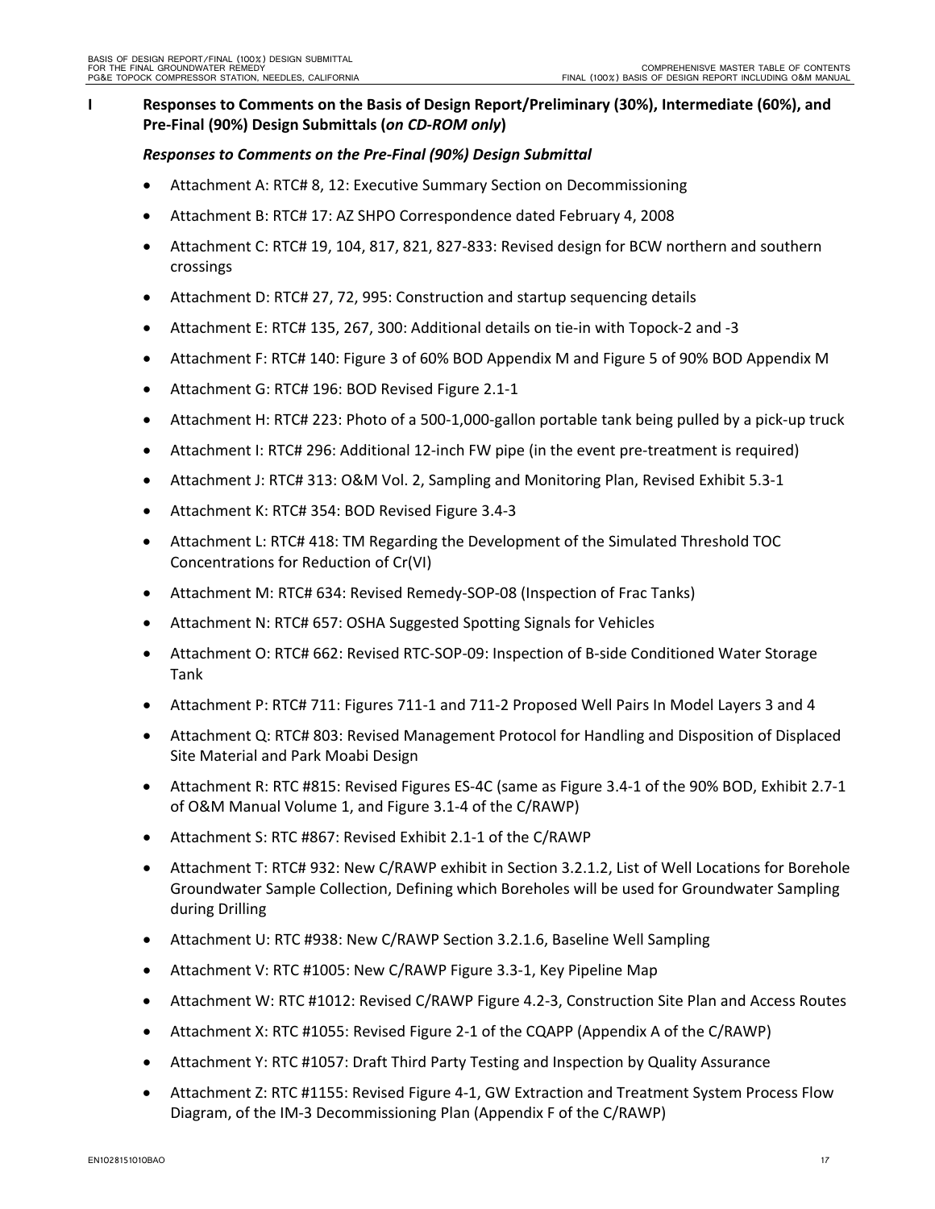## I Responses to Comments on the Basis of Design Report/Preliminary (30%), Intermediate (60%), and Pre-Final (90%) Design Submittals (*on CD-ROM only*)

### *Responses to Comments on the Pre-Final (90%) Design Submittal*

- Attachment A: RTC# 8, 12: Executive Summary Section on Decommissioning
- Attachment B: RTC# 17: AZ SHPO Correspondence dated February 4, 2008
- Attachment C: RTC# 19, 104, 817, 821, 827-833: Revised design for BCW northern and southern crossings
- Attachment D: RTC# 27, 72, 995: Construction and startup sequencing details
- Attachment E: RTC# 135, 267, 300: Additional details on tie-in with Topock-2 and -3
- Attachment F: RTC# 140: Figure 3 of 60% BOD Appendix M and Figure 5 of 90% BOD Appendix M
- Attachment G: RTC# 196: BOD Revised Figure 2.1-1
- Attachment H: RTC# 223: Photo of a 500-1,000-gallon portable tank being pulled by a pick-up truck
- Attachment I: RTC# 296: Additional 12-inch FW pipe (in the event pre-treatment is required)
- Attachment J: RTC# 313: O&M Vol. 2, Sampling and Monitoring Plan, Revised Exhibit 5.3-1
- Attachment K: RTC# 354: BOD Revised Figure 3.4-3
- Attachment L: RTC# 418: TM Regarding the Development of the Simulated Threshold TOC Concentrations for Reduction of Cr(VI)
- Attachment M: RTC# 634: Revised Remedy-SOP-08 (Inspection of Frac Tanks)
- Attachment N: RTC# 657: OSHA Suggested Spotting Signals for Vehicles
- Attachment O: RTC# 662: Revised RTC-SOP-09: Inspection of B-side Conditioned Water Storage Tank
- Attachment P: RTC# 711: Figures 711-1 and 711-2 Proposed Well Pairs In Model Layers 3 and 4
- Attachment Q: RTC# 803: Revised Management Protocol for Handling and Disposition of Displaced Site Material and Park Moabi Design
- Attachment R: RTC #815: Revised Figures ES-4C (same as Figure 3.4-1 of the 90% BOD, Exhibit 2.7-1 of O&M Manual Volume 1, and Figure 3.1-4 of the C/RAWP)
- Attachment S: RTC #867: Revised Exhibit 2.1-1 of the C/RAWP
- Attachment T: RTC# 932: New C/RAWP exhibit in Section 3.2.1.2, List of Well Locations for Borehole Groundwater Sample Collection, Defining which Boreholes will be used for Groundwater Sampling during Drilling
- Attachment U: RTC #938: New C/RAWP Section 3.2.1.6, Baseline Well Sampling
- Attachment V: RTC #1005: New C/RAWP Figure 3.3-1, Key Pipeline Map
- Attachment W: RTC #1012: Revised C/RAWP Figure 4.2-3, Construction Site Plan and Access Routes
- Attachment X: RTC #1055: Revised Figure 2-1 of the CQAPP (Appendix A of the C/RAWP)
- Attachment Y: RTC #1057: Draft Third Party Testing and Inspection by Quality Assurance
- Attachment Z: RTC #1155: Revised Figure 4-1, GW Extraction and Treatment System Process Flow Diagram, of the IM-3 Decommissioning Plan (Appendix F of the C/RAWP)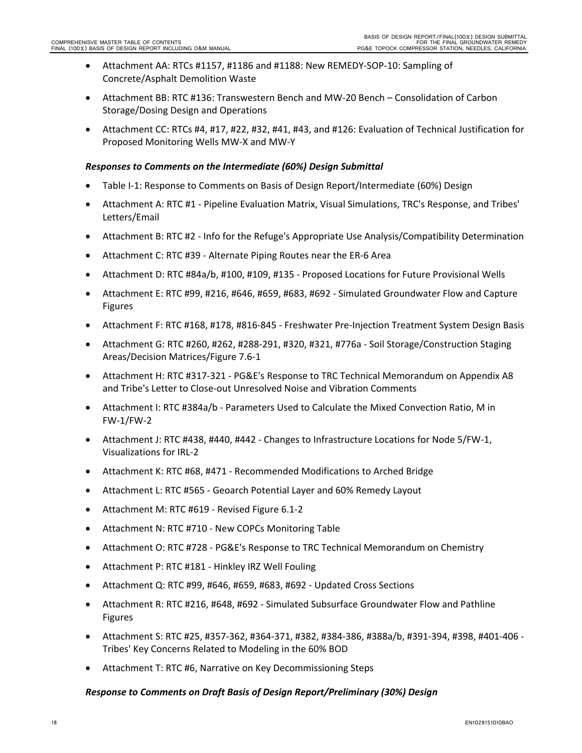- Attachment AA: RTCs #1157, #1186 and #1188: New REMEDY-SOP-10: Sampling of Concrete/Asphalt Demolition Waste
- Attachment BB: RTC #136: Transwestern Bench and MW-20 Bench – Consolidation of Carbon Storage/Dosing Design and Operations
- Attachment CC: RTCs #4, #17, #22, #32, #41, #43, and #126: Evaluation of Technical Justification for Proposed Monitoring Wells MW-X and MW-Y

***Responses to Comments on the Intermediate (60%) Design Submittal***

- Table I-1: Response to Comments on Basis of Design Report/Intermediate (60%) Design
- Attachment A: RTC #1 - Pipeline Evaluation Matrix, Visual Simulations, TRC's Response, and Tribes' Letters/Email
- Attachment B: RTC #2 - Info for the Refuge's Appropriate Use Analysis/Compatibility Determination
- Attachment C: RTC #39 - Alternate Piping Routes near the ER-6 Area
- Attachment D: RTC #84a/b, #100, #109, #135 - Proposed Locations for Future Provisional Wells
- Attachment E: RTC #99, #216, #646, #659, #683, #692 - Simulated Groundwater Flow and Capture Figures
- Attachment F: RTC #168, #178, #816-845 - Freshwater Pre-Injection Treatment System Design Basis
- Attachment G: RTC #260, #262, #288-291, #320, #321, #776a - Soil Storage/Construction Staging Areas/Decision Matrices/Figure 7.6-1
- Attachment H: RTC #317-321 - PG&E's Response to TRC Technical Memorandum on Appendix A8 and Tribe's Letter to Close-out Unresolved Noise and Vibration Comments
- Attachment I: RTC #384a/b - Parameters Used to Calculate the Mixed Convection Ratio, M in FW-1/FW-2
- Attachment J: RTC #438, #440, #442 - Changes to Infrastructure Locations for Node 5/FW-1, Visualizations for IRL-2
- Attachment K: RTC #68, #471 - Recommended Modifications to Arched Bridge
- Attachment L: RTC #565 - Geoarch Potential Layer and 60% Remedy Layout
- Attachment M: RTC #619 - Revised Figure 6.1-2
- Attachment N: RTC #710 - New COPCs Monitoring Table
- Attachment O: RTC #728 - PG&E's Response to TRC Technical Memorandum on Chemistry
- Attachment P: RTC #181 - Hinkley IRZ Well Fouling
- Attachment Q: RTC #99, #646, #659, #683, #692 - Updated Cross Sections
- Attachment R: RTC #216, #648, #692 - Simulated Subsurface Groundwater Flow and Pathline Figures
- Attachment S: RTC #25, #357-362, #364-371, #382, #384-386, #388a/b, #391-394, #398, #401-406 - Tribes' Key Concerns Related to Modeling in the 60% BOD
- Attachment T: RTC #6, Narrative on Key Decommissioning Steps

***Response to Comments on Draft Basis of Design Report/Preliminary (30%) Design***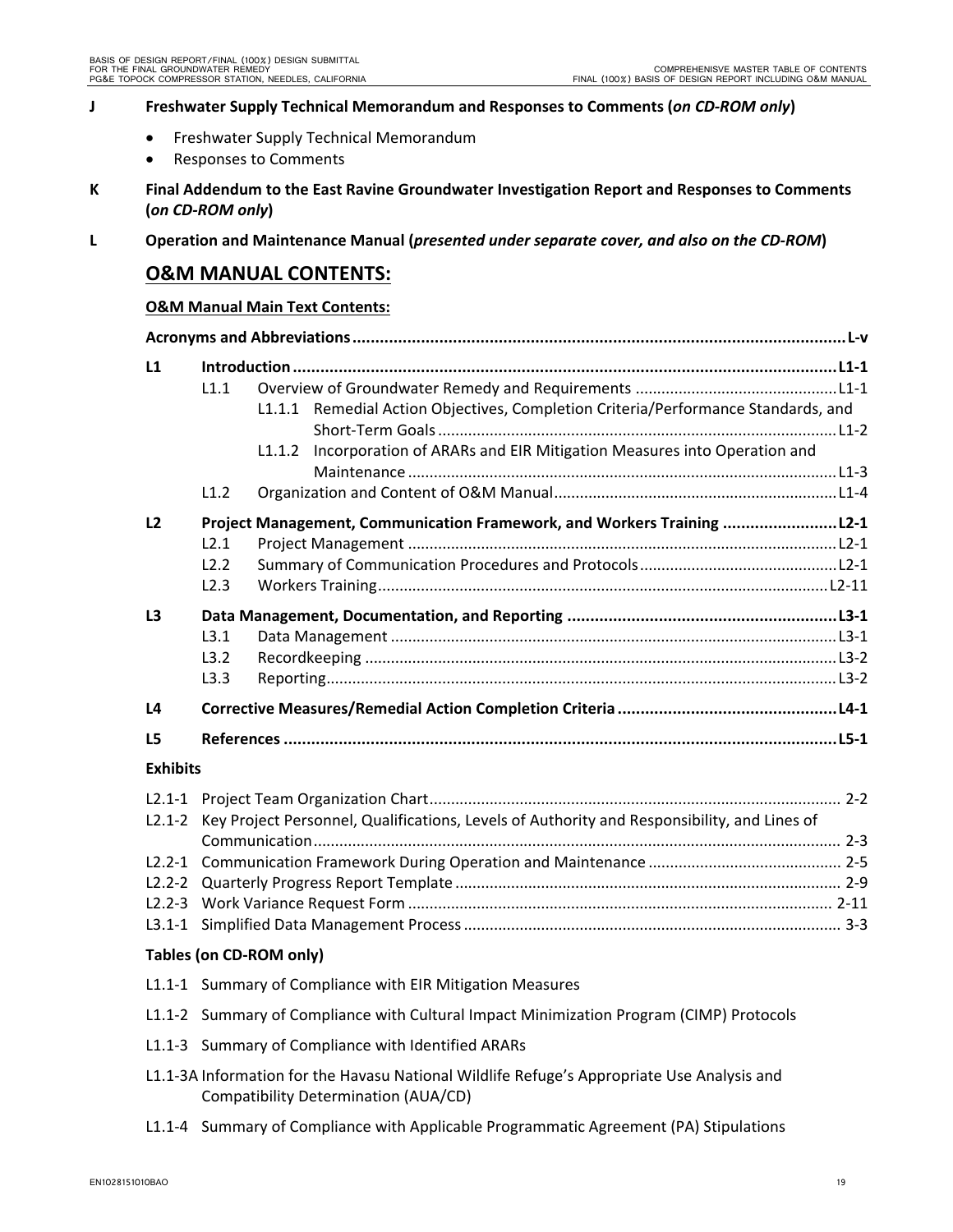**J Freshwater Supply Technical Memorandum and Responses to Comments (*on CD-ROM only*)**

- Freshwater Supply Technical Memorandum
- Responses to Comments

**K Final Addendum to the East Ravine Groundwater Investigation Report and Responses to Comments (*on CD-ROM only*)**

**L Operation and Maintenance Manual (*presented under separate cover, and also on the CD-ROM*)**

## O&M MANUAL CONTENTS:

**O&M Manual Main Text Contents:**

**Acronyms and Abbreviations** ....... **L-v**

**L1 Introduction** ....... **L1-1**

- L1.1 Overview of Groundwater Remedy and Requirements ....... L1-1
  - L1.1.1 Remedial Action Objectives, Completion Criteria/Performance Standards, and Short-Term Goals ....... L1-2
  - L1.1.2 Incorporation of ARARs and EIR Mitigation Measures into Operation and Maintenance ....... L1-3
- L1.2 Organization and Content of O&M Manual ....... L1-4

**L2 Project Management, Communication Framework, and Workers Training** ....... **L2-1**

- L2.1 Project Management ....... L2-1
- L2.2 Summary of Communication Procedures and Protocols ....... L2-1
- L2.3 Workers Training ....... L2-11

**L3 Data Management, Documentation, and Reporting** ....... **L3-1**

- L3.1 Data Management ....... L3-1
- L3.2 Recordkeeping ....... L3-2
- L3.3 Reporting ....... L3-2

**L4 Corrective Measures/Remedial Action Completion Criteria** ....... **L4-1**

**L5 References** ....... **L5-1**

**Exhibits**

- L2.1-1 Project Team Organization Chart ....... 2-2
- L2.1-2 Key Project Personnel, Qualifications, Levels of Authority and Responsibility, and Lines of Communication ....... 2-3
- L2.2-1 Communication Framework During Operation and Maintenance ....... 2-5
- L2.2-2 Quarterly Progress Report Template ....... 2-9
- L2.2-3 Work Variance Request Form ....... 2-11
- L3.1-1 Simplified Data Management Process ....... 3-3

**Tables (on CD-ROM only)**

- L1.1-1 Summary of Compliance with EIR Mitigation Measures
- L1.1-2 Summary of Compliance with Cultural Impact Minimization Program (CIMP) Protocols
- L1.1-3 Summary of Compliance with Identified ARARs
- L1.1-3A Information for the Havasu National Wildlife Refuge's Appropriate Use Analysis and Compatibility Determination (AUA/CD)
- L1.1-4 Summary of Compliance with Applicable Programmatic Agreement (PA) Stipulations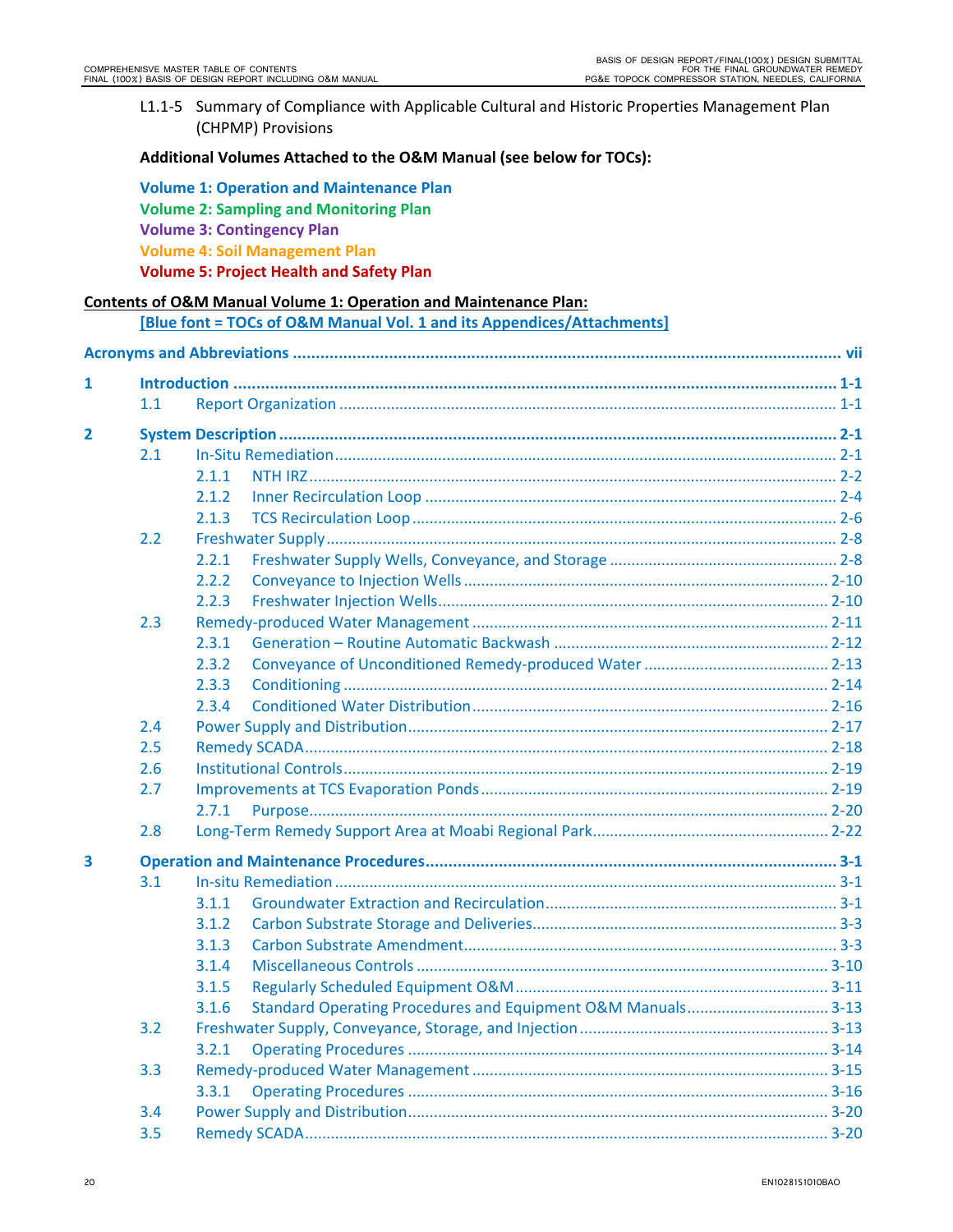L1.1-5 Summary of Compliance with Applicable Cultural and Historic Properties Management Plan (CHPMP) Provisions

**Additional Volumes Attached to the O&M Manual (see below for TOCs):**

**Volume 1: Operation and Maintenance Plan**
**Volume 2: Sampling and Monitoring Plan**
**Volume 3: Contingency Plan**
**Volume 4: Soil Management Plan**
**Volume 5: Project Health and Safety Plan**

**Contents of O&M Manual Volume 1: Operation and Maintenance Plan:**

**[Blue font = TOCs of O&M Manual Vol. 1 and its Appendices/Attachments]**

**Acronyms and Abbreviations** ..... vii

**1 Introduction** ..... 1-1
- 1.1 Report Organization ..... 1-1

**2 System Description** ..... 2-1
- 2.1 In-Situ Remediation ..... 2-1
  - 2.1.1 NTH IRZ ..... 2-2
  - 2.1.2 Inner Recirculation Loop ..... 2-4
  - 2.1.3 TCS Recirculation Loop ..... 2-6
- 2.2 Freshwater Supply ..... 2-8
  - 2.2.1 Freshwater Supply Wells, Conveyance, and Storage ..... 2-8
  - 2.2.2 Conveyance to Injection Wells ..... 2-10
  - 2.2.3 Freshwater Injection Wells ..... 2-10
- 2.3 Remedy-produced Water Management ..... 2-11
  - 2.3.1 Generation – Routine Automatic Backwash ..... 2-12
  - 2.3.2 Conveyance of Unconditioned Remedy-produced Water ..... 2-13
  - 2.3.3 Conditioning ..... 2-14
  - 2.3.4 Conditioned Water Distribution ..... 2-16
- 2.4 Power Supply and Distribution ..... 2-17
- 2.5 Remedy SCADA ..... 2-18
- 2.6 Institutional Controls ..... 2-19
- 2.7 Improvements at TCS Evaporation Ponds ..... 2-19
  - 2.7.1 Purpose ..... 2-20
- 2.8 Long-Term Remedy Support Area at Moabi Regional Park ..... 2-22

**3 Operation and Maintenance Procedures** ..... 3-1
- 3.1 In-situ Remediation ..... 3-1
  - 3.1.1 Groundwater Extraction and Recirculation ..... 3-1
  - 3.1.2 Carbon Substrate Storage and Deliveries ..... 3-3
  - 3.1.3 Carbon Substrate Amendment ..... 3-3
  - 3.1.4 Miscellaneous Controls ..... 3-10
  - 3.1.5 Regularly Scheduled Equipment O&M ..... 3-11
  - 3.1.6 Standard Operating Procedures and Equipment O&M Manuals ..... 3-13
- 3.2 Freshwater Supply, Conveyance, Storage, and Injection ..... 3-13
  - 3.2.1 Operating Procedures ..... 3-14
- 3.3 Remedy-produced Water Management ..... 3-15
  - 3.3.1 Operating Procedures ..... 3-16
- 3.4 Power Supply and Distribution ..... 3-20
- 3.5 Remedy SCADA ..... 3-20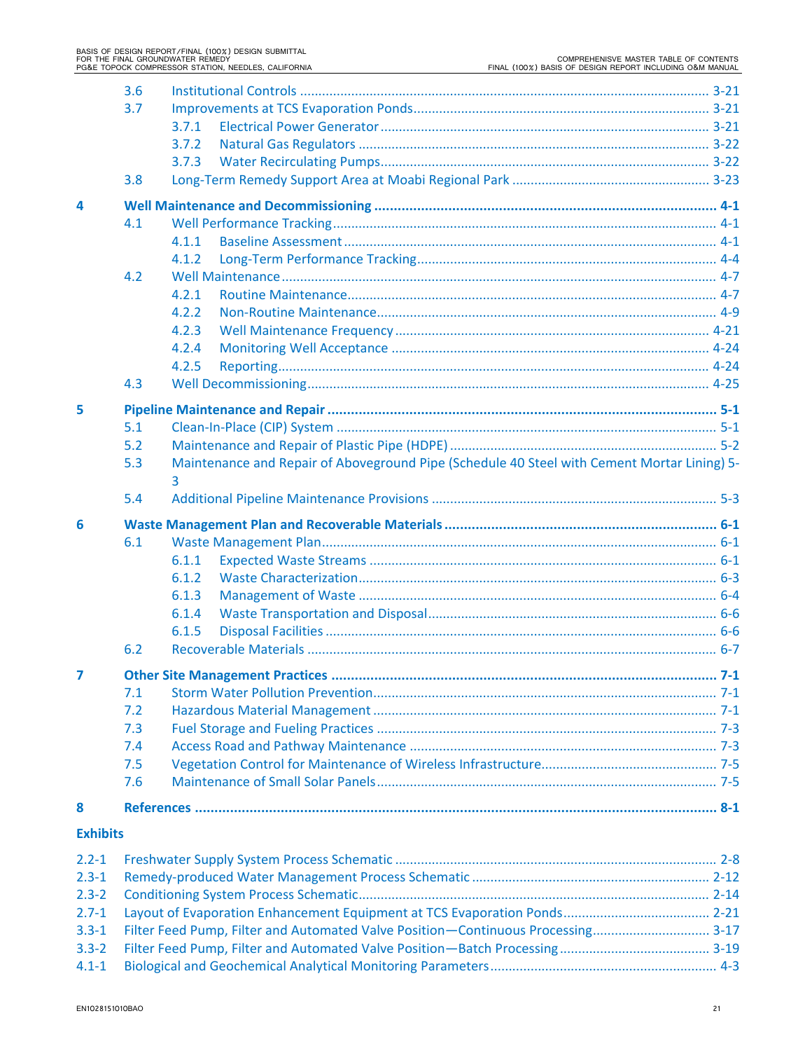3.6 Institutional Controls ............................................................. 3-21

3.7 Improvements at TCS Evaporation Ponds ............................................................. 3-21

3.7.1 Electrical Power Generator ............................................................. 3-21

3.7.2 Natural Gas Regulators ............................................................. 3-22

3.7.3 Water Recirculating Pumps ............................................................. 3-22

3.8 Long-Term Remedy Support Area at Moabi Regional Park ............................................................. 3-23

**4 Well Maintenance and Decommissioning ............................................................. 4-1**

4.1 Well Performance Tracking ............................................................. 4-1

4.1.1 Baseline Assessment ............................................................. 4-1

4.1.2 Long-Term Performance Tracking ............................................................. 4-4

4.2 Well Maintenance ............................................................. 4-7

4.2.1 Routine Maintenance ............................................................. 4-7

4.2.2 Non-Routine Maintenance ............................................................. 4-9

4.2.3 Well Maintenance Frequency ............................................................. 4-21

4.2.4 Monitoring Well Acceptance ............................................................. 4-24

4.2.5 Reporting ............................................................. 4-24

4.3 Well Decommissioning ............................................................. 4-25

**5 Pipeline Maintenance and Repair ............................................................. 5-1**

5.1 Clean-In-Place (CIP) System ............................................................. 5-1

5.2 Maintenance and Repair of Plastic Pipe (HDPE) ............................................................. 5-2

5.3 Maintenance and Repair of Aboveground Pipe (Schedule 40 Steel with Cement Mortar Lining) 5-3

5.4 Additional Pipeline Maintenance Provisions ............................................................. 5-3

**6 Waste Management Plan and Recoverable Materials ............................................................. 6-1**

6.1 Waste Management Plan ............................................................. 6-1

6.1.1 Expected Waste Streams ............................................................. 6-1

6.1.2 Waste Characterization ............................................................. 6-3

6.1.3 Management of Waste ............................................................. 6-4

6.1.4 Waste Transportation and Disposal ............................................................. 6-6

6.1.5 Disposal Facilities ............................................................. 6-6

6.2 Recoverable Materials ............................................................. 6-7

**7 Other Site Management Practices ............................................................. 7-1**

7.1 Storm Water Pollution Prevention ............................................................. 7-1

7.2 Hazardous Material Management ............................................................. 7-1

7.3 Fuel Storage and Fueling Practices ............................................................. 7-3

7.4 Access Road and Pathway Maintenance ............................................................. 7-3

7.5 Vegetation Control for Maintenance of Wireless Infrastructure ............................................................. 7-5

7.6 Maintenance of Small Solar Panels ............................................................. 7-5

**8 References ............................................................. 8-1**

**Exhibits**

2.2-1 Freshwater Supply System Process Schematic ............................................................. 2-8

2.3-1 Remedy-produced Water Management Process Schematic ............................................................. 2-12

2.3-2 Conditioning System Process Schematic ............................................................. 2-14

2.7-1 Layout of Evaporation Enhancement Equipment at TCS Evaporation Ponds ............................................................. 2-21

3.3-1 Filter Feed Pump, Filter and Automated Valve Position—Continuous Processing ............................................................. 3-17

3.3-2 Filter Feed Pump, Filter and Automated Valve Position—Batch Processing ............................................................. 3-19

4.1-1 Biological and Geochemical Analytical Monitoring Parameters ............................................................. 4-3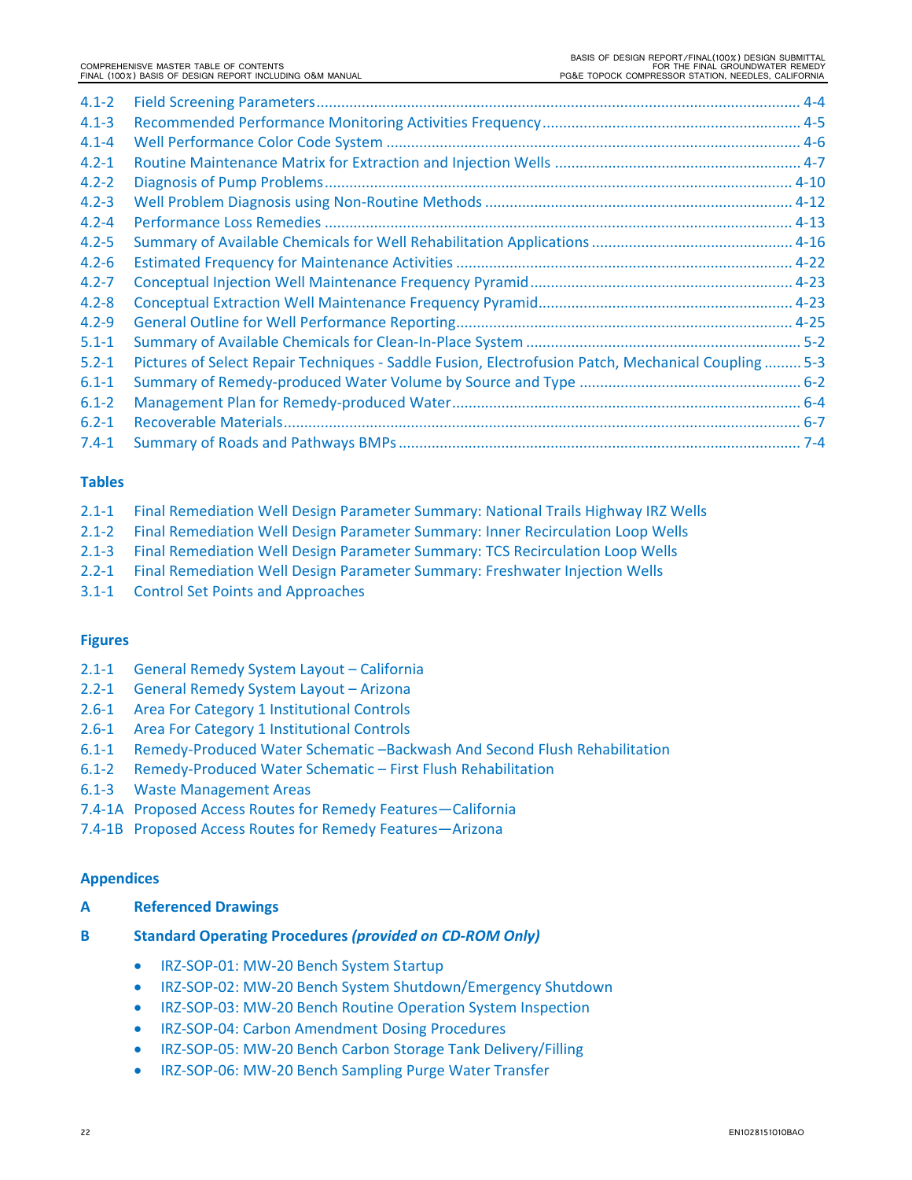| | | |
|---|---|---|
| 4.1-2 | Field Screening Parameters | 4-4 |
| 4.1-3 | Recommended Performance Monitoring Activities Frequency | 4-5 |
| 4.1-4 | Well Performance Color Code System | 4-6 |
| 4.2-1 | Routine Maintenance Matrix for Extraction and Injection Wells | 4-7 |
| 4.2-2 | Diagnosis of Pump Problems | 4-10 |
| 4.2-3 | Well Problem Diagnosis using Non-Routine Methods | 4-12 |
| 4.2-4 | Performance Loss Remedies | 4-13 |
| 4.2-5 | Summary of Available Chemicals for Well Rehabilitation Applications | 4-16 |
| 4.2-6 | Estimated Frequency for Maintenance Activities | 4-22 |
| 4.2-7 | Conceptual Injection Well Maintenance Frequency Pyramid | 4-23 |
| 4.2-8 | Conceptual Extraction Well Maintenance Frequency Pyramid | 4-23 |
| 4.2-9 | General Outline for Well Performance Reporting | 4-25 |
| 5.1-1 | Summary of Available Chemicals for Clean-In-Place System | 5-2 |
| 5.2-1 | Pictures of Select Repair Techniques - Saddle Fusion, Electrofusion Patch, Mechanical Coupling | 5-3 |
| 6.1-1 | Summary of Remedy-produced Water Volume by Source and Type | 6-2 |
| 6.1-2 | Management Plan for Remedy-produced Water | 6-4 |
| 6.2-1 | Recoverable Materials | 6-7 |
| 7.4-1 | Summary of Roads and Pathways BMPs | 7-4 |

## Tables

- 2.1-1 Final Remediation Well Design Parameter Summary: National Trails Highway IRZ Wells
- 2.1-2 Final Remediation Well Design Parameter Summary: Inner Recirculation Loop Wells
- 2.1-3 Final Remediation Well Design Parameter Summary: TCS Recirculation Loop Wells
- 2.2-1 Final Remediation Well Design Parameter Summary: Freshwater Injection Wells
- 3.1-1 Control Set Points and Approaches

## Figures

- 2.1-1 General Remedy System Layout – California
- 2.2-1 General Remedy System Layout – Arizona
- 2.6-1 Area For Category 1 Institutional Controls
- 2.6-1 Area For Category 1 Institutional Controls
- 6.1-1 Remedy-Produced Water Schematic –Backwash And Second Flush Rehabilitation
- 6.1-2 Remedy-Produced Water Schematic – First Flush Rehabilitation
- 6.1-3 Waste Management Areas
- 7.4-1A Proposed Access Routes for Remedy Features—California
- 7.4-1B Proposed Access Routes for Remedy Features—Arizona

## Appendices

**A Referenced Drawings**

**B Standard Operating Procedures *(provided on CD-ROM Only)***

- IRZ-SOP-01: MW-20 Bench System Startup
- IRZ-SOP-02: MW-20 Bench System Shutdown/Emergency Shutdown
- IRZ-SOP-03: MW-20 Bench Routine Operation System Inspection
- IRZ-SOP-04: Carbon Amendment Dosing Procedures
- IRZ-SOP-05: MW-20 Bench Carbon Storage Tank Delivery/Filling
- IRZ-SOP-06: MW-20 Bench Sampling Purge Water Transfer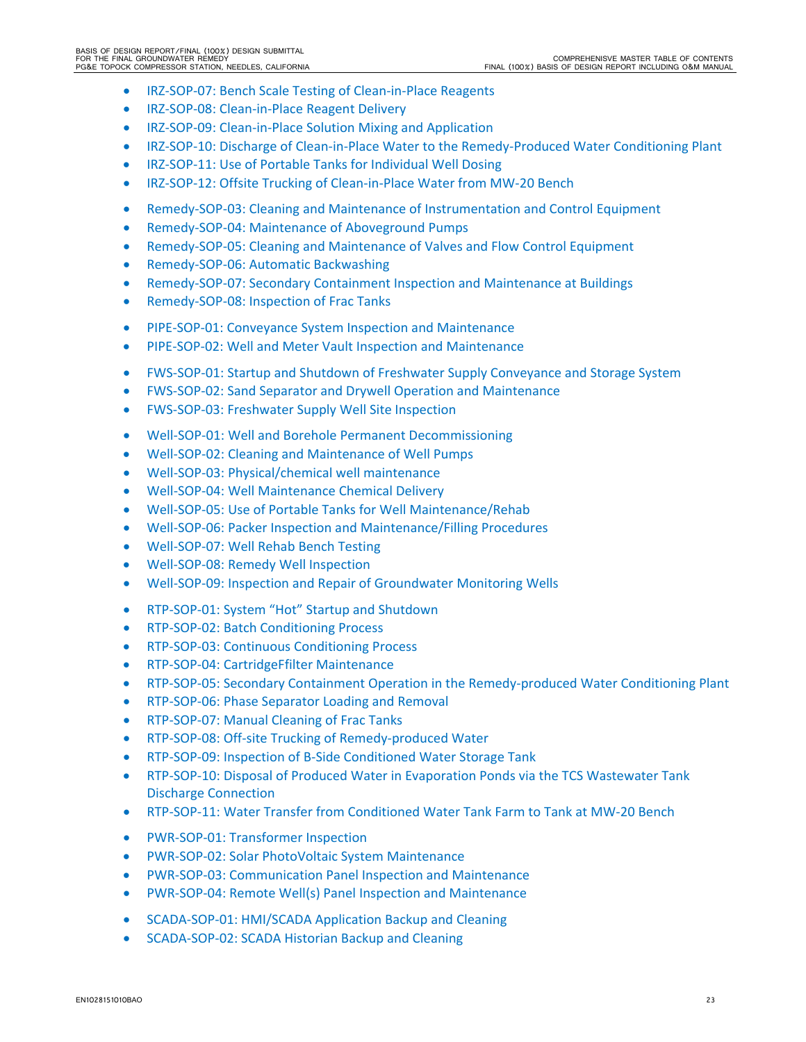- IRZ-SOP-07: Bench Scale Testing of Clean-in-Place Reagents
- IRZ-SOP-08: Clean-in-Place Reagent Delivery
- IRZ-SOP-09: Clean-in-Place Solution Mixing and Application
- IRZ-SOP-10: Discharge of Clean-in-Place Water to the Remedy-Produced Water Conditioning Plant
- IRZ-SOP-11: Use of Portable Tanks for Individual Well Dosing
- IRZ-SOP-12: Offsite Trucking of Clean-in-Place Water from MW-20 Bench

- Remedy-SOP-03: Cleaning and Maintenance of Instrumentation and Control Equipment
- Remedy-SOP-04: Maintenance of Aboveground Pumps
- Remedy-SOP-05: Cleaning and Maintenance of Valves and Flow Control Equipment
- Remedy-SOP-06: Automatic Backwashing
- Remedy-SOP-07: Secondary Containment Inspection and Maintenance at Buildings
- Remedy-SOP-08: Inspection of Frac Tanks

- PIPE-SOP-01: Conveyance System Inspection and Maintenance
- PIPE-SOP-02: Well and Meter Vault Inspection and Maintenance

- FWS-SOP-01: Startup and Shutdown of Freshwater Supply Conveyance and Storage System
- FWS-SOP-02: Sand Separator and Drywell Operation and Maintenance
- FWS-SOP-03: Freshwater Supply Well Site Inspection

- Well-SOP-01: Well and Borehole Permanent Decommissioning
- Well-SOP-02: Cleaning and Maintenance of Well Pumps
- Well-SOP-03: Physical/chemical well maintenance
- Well-SOP-04: Well Maintenance Chemical Delivery
- Well-SOP-05: Use of Portable Tanks for Well Maintenance/Rehab
- Well-SOP-06: Packer Inspection and Maintenance/Filling Procedures
- Well-SOP-07: Well Rehab Bench Testing
- Well-SOP-08: Remedy Well Inspection
- Well-SOP-09: Inspection and Repair of Groundwater Monitoring Wells

- RTP-SOP-01: System "Hot" Startup and Shutdown
- RTP-SOP-02: Batch Conditioning Process
- RTP-SOP-03: Continuous Conditioning Process
- RTP-SOP-04: CartridgeFfilter Maintenance
- RTP-SOP-05: Secondary Containment Operation in the Remedy-produced Water Conditioning Plant
- RTP-SOP-06: Phase Separator Loading and Removal
- RTP-SOP-07: Manual Cleaning of Frac Tanks
- RTP-SOP-08: Off-site Trucking of Remedy-produced Water
- RTP-SOP-09: Inspection of B-Side Conditioned Water Storage Tank
- RTP-SOP-10: Disposal of Produced Water in Evaporation Ponds via the TCS Wastewater Tank Discharge Connection
- RTP-SOP-11: Water Transfer from Conditioned Water Tank Farm to Tank at MW-20 Bench

- PWR-SOP-01: Transformer Inspection
- PWR-SOP-02: Solar PhotoVoltaic System Maintenance
- PWR-SOP-03: Communication Panel Inspection and Maintenance
- PWR-SOP-04: Remote Well(s) Panel Inspection and Maintenance

- SCADA-SOP-01: HMI/SCADA Application Backup and Cleaning
- SCADA-SOP-02: SCADA Historian Backup and Cleaning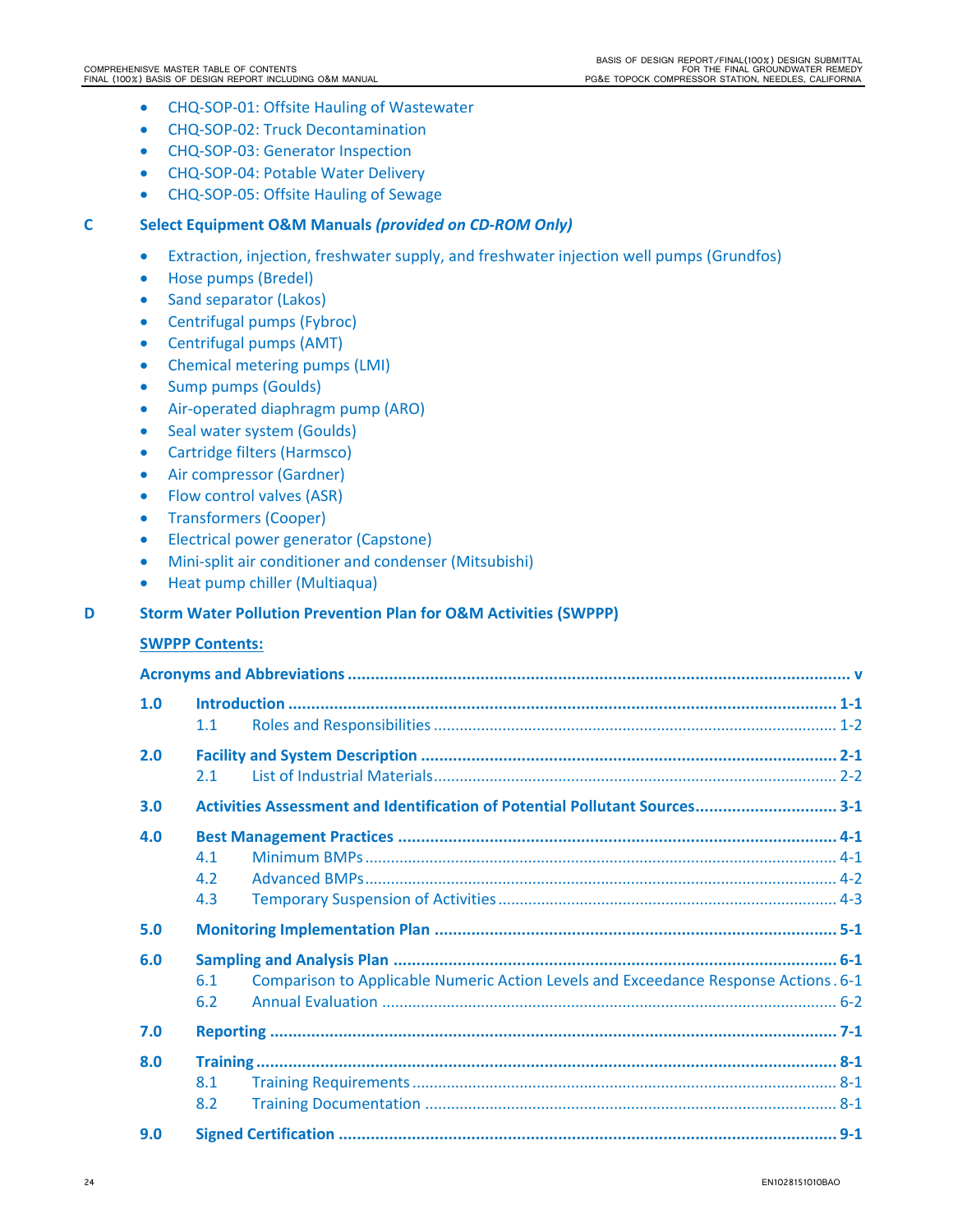- CHQ-SOP-01: Offsite Hauling of Wastewater
- CHQ-SOP-02: Truck Decontamination
- CHQ-SOP-03: Generator Inspection
- CHQ-SOP-04: Potable Water Delivery
- CHQ-SOP-05: Offsite Hauling of Sewage

**C Select Equipment O&M Manuals *(provided on CD-ROM Only)***

- Extraction, injection, freshwater supply, and freshwater injection well pumps (Grundfos)
- Hose pumps (Bredel)
- Sand separator (Lakos)
- Centrifugal pumps (Fybroc)
- Centrifugal pumps (AMT)
- Chemical metering pumps (LMI)
- Sump pumps (Goulds)
- Air-operated diaphragm pump (ARO)
- Seal water system (Goulds)
- Cartridge filters (Harmsco)
- Air compressor (Gardner)
- Flow control valves (ASR)
- Transformers (Cooper)
- Electrical power generator (Capstone)
- Mini-split air conditioner and condenser (Mitsubishi)
- Heat pump chiller (Multiaqua)

**D Storm Water Pollution Prevention Plan for O&M Activities (SWPPP)**

**SWPPP Contents:**

**Acronyms and Abbreviations ... v**

**1.0 Introduction ... 1-1**
- 1.1 Roles and Responsibilities ... 1-2

**2.0 Facility and System Description ... 2-1**
- 2.1 List of Industrial Materials ... 2-2

**3.0 Activities Assessment and Identification of Potential Pollutant Sources ... 3-1**

**4.0 Best Management Practices ... 4-1**
- 4.1 Minimum BMPs ... 4-1
- 4.2 Advanced BMPs ... 4-2
- 4.3 Temporary Suspension of Activities ... 4-3

**5.0 Monitoring Implementation Plan ... 5-1**

**6.0 Sampling and Analysis Plan ... 6-1**
- 6.1 Comparison to Applicable Numeric Action Levels and Exceedance Response Actions ... 6-1
- 6.2 Annual Evaluation ... 6-2

**7.0 Reporting ... 7-1**

**8.0 Training ... 8-1**
- 8.1 Training Requirements ... 8-1
- 8.2 Training Documentation ... 8-1

**9.0 Signed Certification ... 9-1**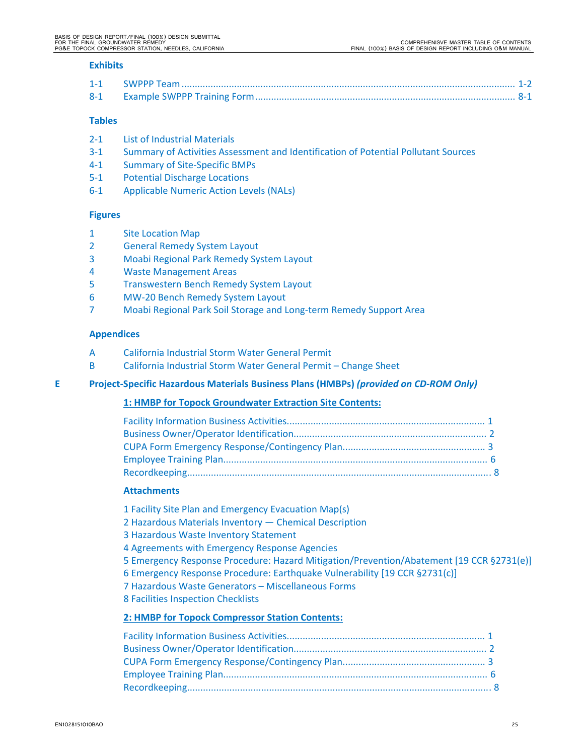### Exhibits

| | | |
|---|---|---|
| 1-1 | SWPPP Team | 1-2 |
| 8-1 | Example SWPPP Training Form | 8-1 |

### Tables

- 2-1 List of Industrial Materials
- 3-1 Summary of Activities Assessment and Identification of Potential Pollutant Sources
- 4-1 Summary of Site-Specific BMPs
- 5-1 Potential Discharge Locations
- 6-1 Applicable Numeric Action Levels (NALs)

### Figures

- 1 Site Location Map
- 2 General Remedy System Layout
- 3 Moabi Regional Park Remedy System Layout
- 4 Waste Management Areas
- 5 Transwestern Bench Remedy System Layout
- 6 MW-20 Bench Remedy System Layout
- 7 Moabi Regional Park Soil Storage and Long-term Remedy Support Area

### Appendices

- A California Industrial Storm Water General Permit
- B California Industrial Storm Water General Permit – Change Sheet

## E Project-Specific Hazardous Materials Business Plans (HMBPs) *(provided on CD-ROM Only)*

### 1: HMBP for Topock Groundwater Extraction Site Contents:

| | |
|---|---|
| Facility Information Business Activities | 1 |
| Business Owner/Operator Identification | 2 |
| CUPA Form Emergency Response/Contingency Plan | 3 |
| Employee Training Plan | 6 |
| Recordkeeping | 8 |

### Attachments

1 Facility Site Plan and Emergency Evacuation Map(s)
2 Hazardous Materials Inventory — Chemical Description
3 Hazardous Waste Inventory Statement
4 Agreements with Emergency Response Agencies
5 Emergency Response Procedure: Hazard Mitigation/Prevention/Abatement [19 CCR §2731(e)]
6 Emergency Response Procedure: Earthquake Vulnerability [19 CCR §2731(c)]
7 Hazardous Waste Generators – Miscellaneous Forms
8 Facilities Inspection Checklists

### 2: HMBP for Topock Compressor Station Contents:

| | |
|---|---|
| Facility Information Business Activities | 1 |
| Business Owner/Operator Identification | 2 |
| CUPA Form Emergency Response/Contingency Plan | 3 |
| Employee Training Plan | 6 |
| Recordkeeping | 8 |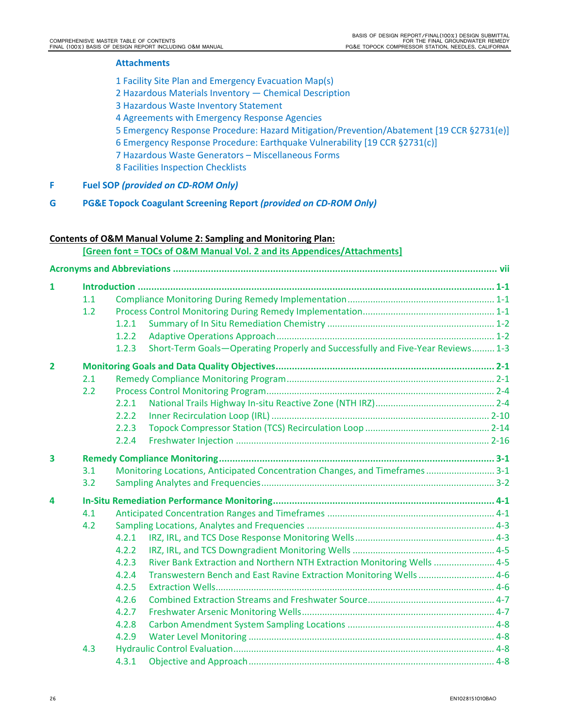**Attachments**

1 Facility Site Plan and Emergency Evacuation Map(s)
2 Hazardous Materials Inventory — Chemical Description
3 Hazardous Waste Inventory Statement
4 Agreements with Emergency Response Agencies
5 Emergency Response Procedure: Hazard Mitigation/Prevention/Abatement [19 CCR §2731(e)]
6 Emergency Response Procedure: Earthquake Vulnerability [19 CCR §2731(c)]
7 Hazardous Waste Generators – Miscellaneous Forms
8 Facilities Inspection Checklists

**F** **Fuel SOP** ***(provided on CD-ROM Only)***

**G** **PG&E Topock Coagulant Screening Report** ***(provided on CD-ROM Only)***

**Contents of O&M Manual Volume 2: Sampling and Monitoring Plan:**

**[Green font = TOCs of O&M Manual Vol. 2 and its Appendices/Attachments]**

**Acronyms and Abbreviations** ........ vii

**1 Introduction** ........ 1-1
- 1.1 Compliance Monitoring During Remedy Implementation ........ 1-1
- 1.2 Process Control Monitoring During Remedy Implementation ........ 1-1
  - 1.2.1 Summary of In Situ Remediation Chemistry ........ 1-2
  - 1.2.2 Adaptive Operations Approach ........ 1-2
  - 1.2.3 Short-Term Goals—Operating Properly and Successfully and Five-Year Reviews ........ 1-3

**2 Monitoring Goals and Data Quality Objectives** ........ 2-1
- 2.1 Remedy Compliance Monitoring Program ........ 2-1
- 2.2 Process Control Monitoring Program ........ 2-4
  - 2.2.1 National Trails Highway In-situ Reactive Zone (NTH IRZ) ........ 2-4
  - 2.2.2 Inner Recirculation Loop (IRL) ........ 2-10
  - 2.2.3 Topock Compressor Station (TCS) Recirculation Loop ........ 2-14
  - 2.2.4 Freshwater Injection ........ 2-16

**3 Remedy Compliance Monitoring** ........ 3-1
- 3.1 Monitoring Locations, Anticipated Concentration Changes, and Timeframes ........ 3-1
- 3.2 Sampling Analytes and Frequencies ........ 3-2

**4 In-Situ Remediation Performance Monitoring** ........ 4-1
- 4.1 Anticipated Concentration Ranges and Timeframes ........ 4-1
- 4.2 Sampling Locations, Analytes and Frequencies ........ 4-3
  - 4.2.1 IRZ, IRL, and TCS Dose Response Monitoring Wells ........ 4-3
  - 4.2.2 IRZ, IRL, and TCS Downgradient Monitoring Wells ........ 4-5
  - 4.2.3 River Bank Extraction and Northern NTH Extraction Monitoring Wells ........ 4-5
  - 4.2.4 Transwestern Bench and East Ravine Extraction Monitoring Wells ........ 4-6
  - 4.2.5 Extraction Wells ........ 4-6
  - 4.2.6 Combined Extraction Streams and Freshwater Source ........ 4-7
  - 4.2.7 Freshwater Arsenic Monitoring Wells ........ 4-7
  - 4.2.8 Carbon Amendment System Sampling Locations ........ 4-8
  - 4.2.9 Water Level Monitoring ........ 4-8
- 4.3 Hydraulic Control Evaluation ........ 4-8
  - 4.3.1 Objective and Approach ........ 4-8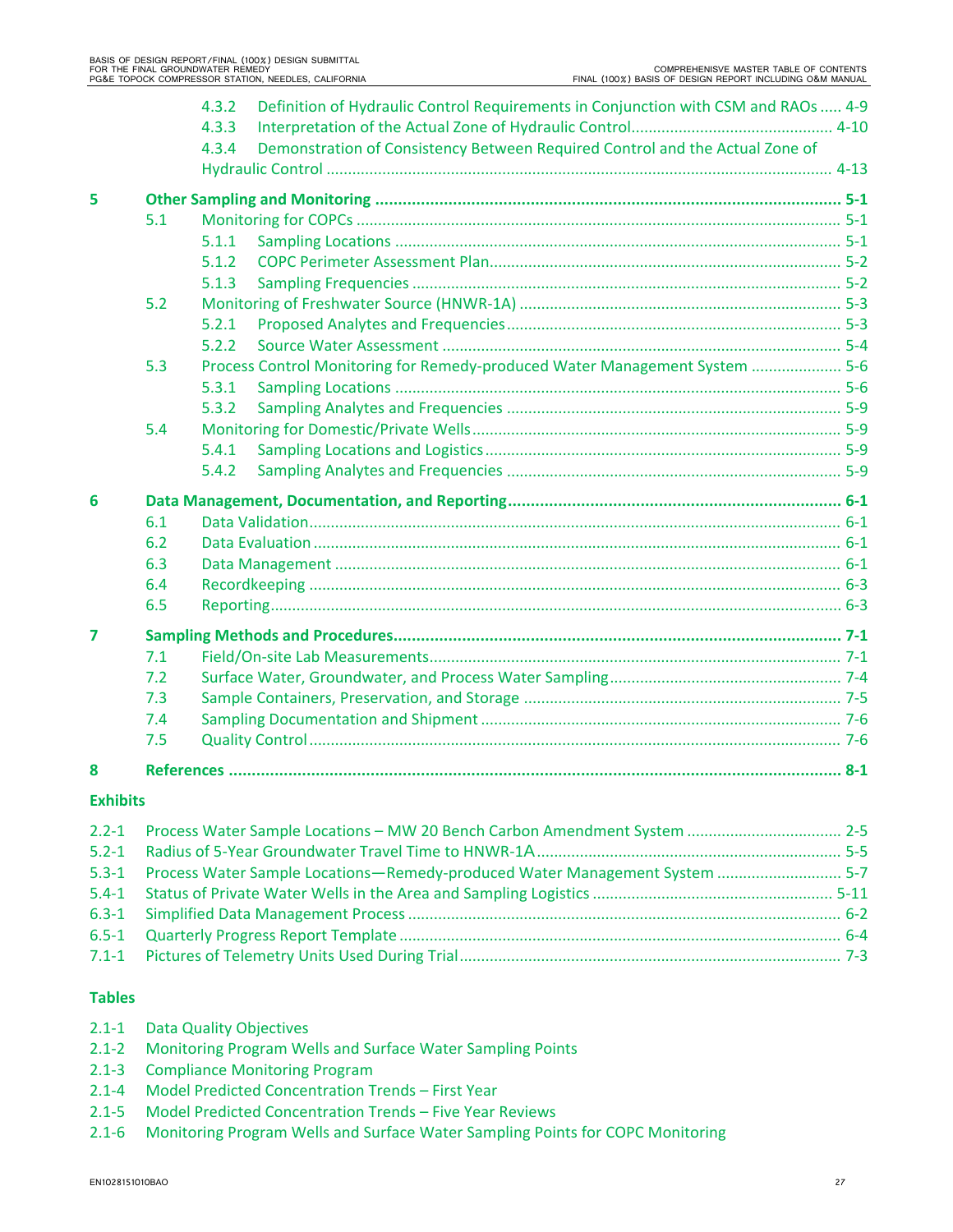4.3.2 Definition of Hydraulic Control Requirements in Conjunction with CSM and RAOs ..... 4-9

4.3.3 Interpretation of the Actual Zone of Hydraulic Control.............................................. 4-10

4.3.4 Demonstration of Consistency Between Required Control and the Actual Zone of Hydraulic Control ..................................................................................................... 4-13

**5 Other Sampling and Monitoring ....................................................................................... 5-1**

5.1 Monitoring for COPCs ................................................................................................ 5-1

5.1.1 Sampling Locations ....................................................................................... 5-1

5.1.2 COPC Perimeter Assessment Plan................................................................. 5-2

5.1.3 Sampling Frequencies ................................................................................... 5-2

5.2 Monitoring of Freshwater Source (HNWR-1A) ........................................................... 5-3

5.2.1 Proposed Analytes and Frequencies............................................................. 5-3

5.2.2 Source Water Assessment ............................................................................ 5-4

5.3 Process Control Monitoring for Remedy-produced Water Management System ..................... 5-6

5.3.1 Sampling Locations ....................................................................................... 5-6

5.3.2 Sampling Analytes and Frequencies ............................................................. 5-9

5.4 Monitoring for Domestic/Private Wells...................................................................... 5-9

5.4.1 Sampling Locations and Logistics.................................................................. 5-9

5.4.2 Sampling Analytes and Frequencies ............................................................. 5-9

**6 Data Management, Documentation, and Reporting......................................................................... 6-1**

6.1 Data Validation........................................................................................................... 6-1

6.2 Data Evaluation .......................................................................................................... 6-1

6.3 Data Management ...................................................................................................... 6-1

6.4 Recordkeeping ........................................................................................................... 6-3

6.5 Reporting.................................................................................................................... 6-3

**7 Sampling Methods and Procedures.................................................................................. 7-1**

7.1 Field/On-site Lab Measurements............................................................................... 7-1

7.2 Surface Water, Groundwater, and Process Water Sampling..................................................... 7-4

7.3 Sample Containers, Preservation, and Storage ......................................................... 7-5

7.4 Sampling Documentation and Shipment ................................................................... 7-6

7.5 Quality Control ........................................................................................................... 7-6

**8 References ..................................................................................................................... 8-1**

**Exhibits**

2.2-1 Process Water Sample Locations – MW 20 Bench Carbon Amendment System ................................... 2-5

5.2-1 Radius of 5-Year Groundwater Travel Time to HNWR-1A...................................................... 5-5

5.3-1 Process Water Sample Locations—Remedy-produced Water Management System ............................ 5-7

5.4-1 Status of Private Water Wells in the Area and Sampling Logistics ....................................................... 5-11

6.3-1 Simplified Data Management Process .................................................................................... 6-2

6.5-1 Quarterly Progress Report Template ...................................................................................... 6-4

7.1-1 Pictures of Telemetry Units Used During Trial........................................................................ 7-3

**Tables**

2.1-1 Data Quality Objectives

2.1-2 Monitoring Program Wells and Surface Water Sampling Points

2.1-3 Compliance Monitoring Program

2.1-4 Model Predicted Concentration Trends – First Year

2.1-5 Model Predicted Concentration Trends – Five Year Reviews

2.1-6 Monitoring Program Wells and Surface Water Sampling Points for COPC Monitoring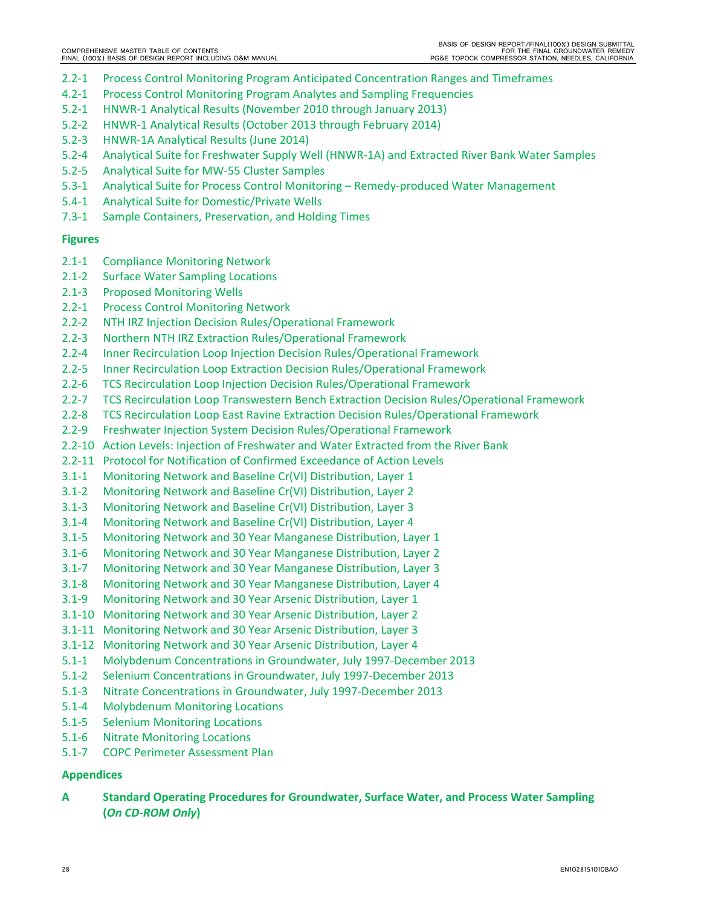2.2-1 Process Control Monitoring Program Anticipated Concentration Ranges and Timeframes
4.2-1 Process Control Monitoring Program Analytes and Sampling Frequencies
5.2-1 HNWR-1 Analytical Results (November 2010 through January 2013)
5.2-2 HNWR-1 Analytical Results (October 2013 through February 2014)
5.2-3 HNWR-1A Analytical Results (June 2014)
5.2-4 Analytical Suite for Freshwater Supply Well (HNWR-1A) and Extracted River Bank Water Samples
5.2-5 Analytical Suite for MW-55 Cluster Samples
5.3-1 Analytical Suite for Process Control Monitoring – Remedy-produced Water Management
5.4-1 Analytical Suite for Domestic/Private Wells
7.3-1 Sample Containers, Preservation, and Holding Times

**Figures**

2.1-1 Compliance Monitoring Network
2.1-2 Surface Water Sampling Locations
2.1-3 Proposed Monitoring Wells
2.2-1 Process Control Monitoring Network
2.2-2 NTH IRZ Injection Decision Rules/Operational Framework
2.2-3 Northern NTH IRZ Extraction Rules/Operational Framework
2.2-4 Inner Recirculation Loop Injection Decision Rules/Operational Framework
2.2-5 Inner Recirculation Loop Extraction Decision Rules/Operational Framework
2.2-6 TCS Recirculation Loop Injection Decision Rules/Operational Framework
2.2-7 TCS Recirculation Loop Transwestern Bench Extraction Decision Rules/Operational Framework
2.2-8 TCS Recirculation Loop East Ravine Extraction Decision Rules/Operational Framework
2.2-9 Freshwater Injection System Decision Rules/Operational Framework
2.2-10 Action Levels: Injection of Freshwater and Water Extracted from the River Bank
2.2-11 Protocol for Notification of Confirmed Exceedance of Action Levels
3.1-1 Monitoring Network and Baseline Cr(VI) Distribution, Layer 1
3.1-2 Monitoring Network and Baseline Cr(VI) Distribution, Layer 2
3.1-3 Monitoring Network and Baseline Cr(VI) Distribution, Layer 3
3.1-4 Monitoring Network and Baseline Cr(VI) Distribution, Layer 4
3.1-5 Monitoring Network and 30 Year Manganese Distribution, Layer 1
3.1-6 Monitoring Network and 30 Year Manganese Distribution, Layer 2
3.1-7 Monitoring Network and 30 Year Manganese Distribution, Layer 3
3.1-8 Monitoring Network and 30 Year Manganese Distribution, Layer 4
3.1-9 Monitoring Network and 30 Year Arsenic Distribution, Layer 1
3.1-10 Monitoring Network and 30 Year Arsenic Distribution, Layer 2
3.1-11 Monitoring Network and 30 Year Arsenic Distribution, Layer 3
3.1-12 Monitoring Network and 30 Year Arsenic Distribution, Layer 4
5.1-1 Molybdenum Concentrations in Groundwater, July 1997-December 2013
5.1-2 Selenium Concentrations in Groundwater, July 1997-December 2013
5.1-3 Nitrate Concentrations in Groundwater, July 1997-December 2013
5.1-4 Molybdenum Monitoring Locations
5.1-5 Selenium Monitoring Locations
5.1-6 Nitrate Monitoring Locations
5.1-7 COPC Perimeter Assessment Plan

**Appendices**

**A Standard Operating Procedures for Groundwater, Surface Water, and Process Water Sampling (*On CD-ROM Only*)**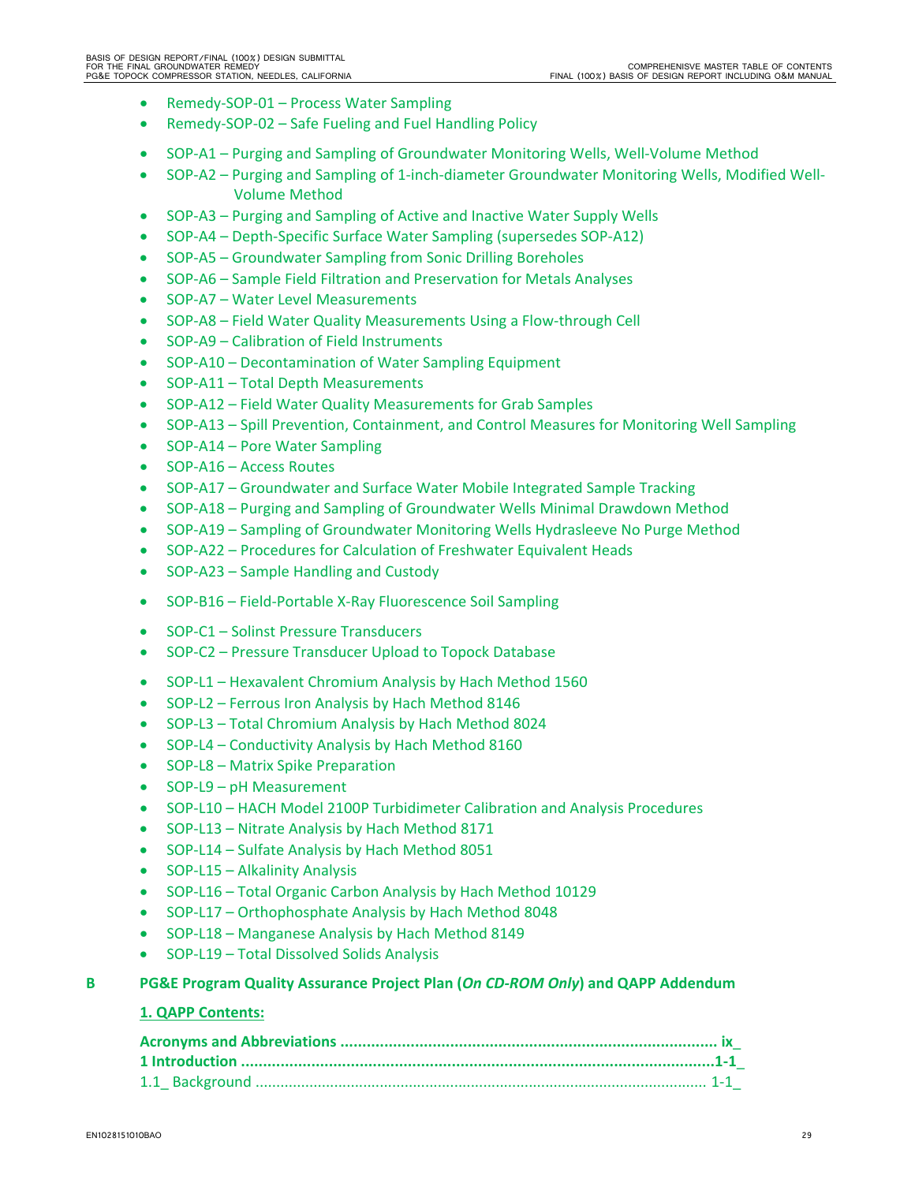- Remedy-SOP-01 – Process Water Sampling
- Remedy-SOP-02 – Safe Fueling and Fuel Handling Policy

- SOP-A1 – Purging and Sampling of Groundwater Monitoring Wells, Well-Volume Method
- SOP-A2 – Purging and Sampling of 1-inch-diameter Groundwater Monitoring Wells, Modified Well-Volume Method
- SOP-A3 – Purging and Sampling of Active and Inactive Water Supply Wells
- SOP-A4 – Depth-Specific Surface Water Sampling (supersedes SOP-A12)
- SOP-A5 – Groundwater Sampling from Sonic Drilling Boreholes
- SOP-A6 – Sample Field Filtration and Preservation for Metals Analyses
- SOP-A7 – Water Level Measurements
- SOP-A8 – Field Water Quality Measurements Using a Flow-through Cell
- SOP-A9 – Calibration of Field Instruments
- SOP-A10 – Decontamination of Water Sampling Equipment
- SOP-A11 – Total Depth Measurements
- SOP-A12 – Field Water Quality Measurements for Grab Samples
- SOP-A13 – Spill Prevention, Containment, and Control Measures for Monitoring Well Sampling
- SOP-A14 – Pore Water Sampling
- SOP-A16 – Access Routes
- SOP-A17 – Groundwater and Surface Water Mobile Integrated Sample Tracking
- SOP-A18 – Purging and Sampling of Groundwater Wells Minimal Drawdown Method
- SOP-A19 – Sampling of Groundwater Monitoring Wells Hydrasleeve No Purge Method
- SOP-A22 – Procedures for Calculation of Freshwater Equivalent Heads
- SOP-A23 – Sample Handling and Custody

- SOP-B16 – Field-Portable X-Ray Fluorescence Soil Sampling

- SOP-C1 – Solinst Pressure Transducers
- SOP-C2 – Pressure Transducer Upload to Topock Database

- SOP-L1 – Hexavalent Chromium Analysis by Hach Method 1560
- SOP-L2 – Ferrous Iron Analysis by Hach Method 8146
- SOP-L3 – Total Chromium Analysis by Hach Method 8024
- SOP-L4 – Conductivity Analysis by Hach Method 8160
- SOP-L8 – Matrix Spike Preparation
- SOP-L9 – pH Measurement
- SOP-L10 – HACH Model 2100P Turbidimeter Calibration and Analysis Procedures
- SOP-L13 – Nitrate Analysis by Hach Method 8171
- SOP-L14 – Sulfate Analysis by Hach Method 8051
- SOP-L15 – Alkalinity Analysis
- SOP-L16 – Total Organic Carbon Analysis by Hach Method 10129
- SOP-L17 – Orthophosphate Analysis by Hach Method 8048
- SOP-L18 – Manganese Analysis by Hach Method 8149
- SOP-L19 – Total Dissolved Solids Analysis

**B PG&E Program Quality Assurance Project Plan (*On CD-ROM Only*) and QAPP Addendum**

**1. QAPP Contents:**

**Acronyms and Abbreviations ........................................................................................ ix_**
**1 Introduction ..............................................................................................................1-1_**
1.1_ Background ............................................................................................................ 1-1_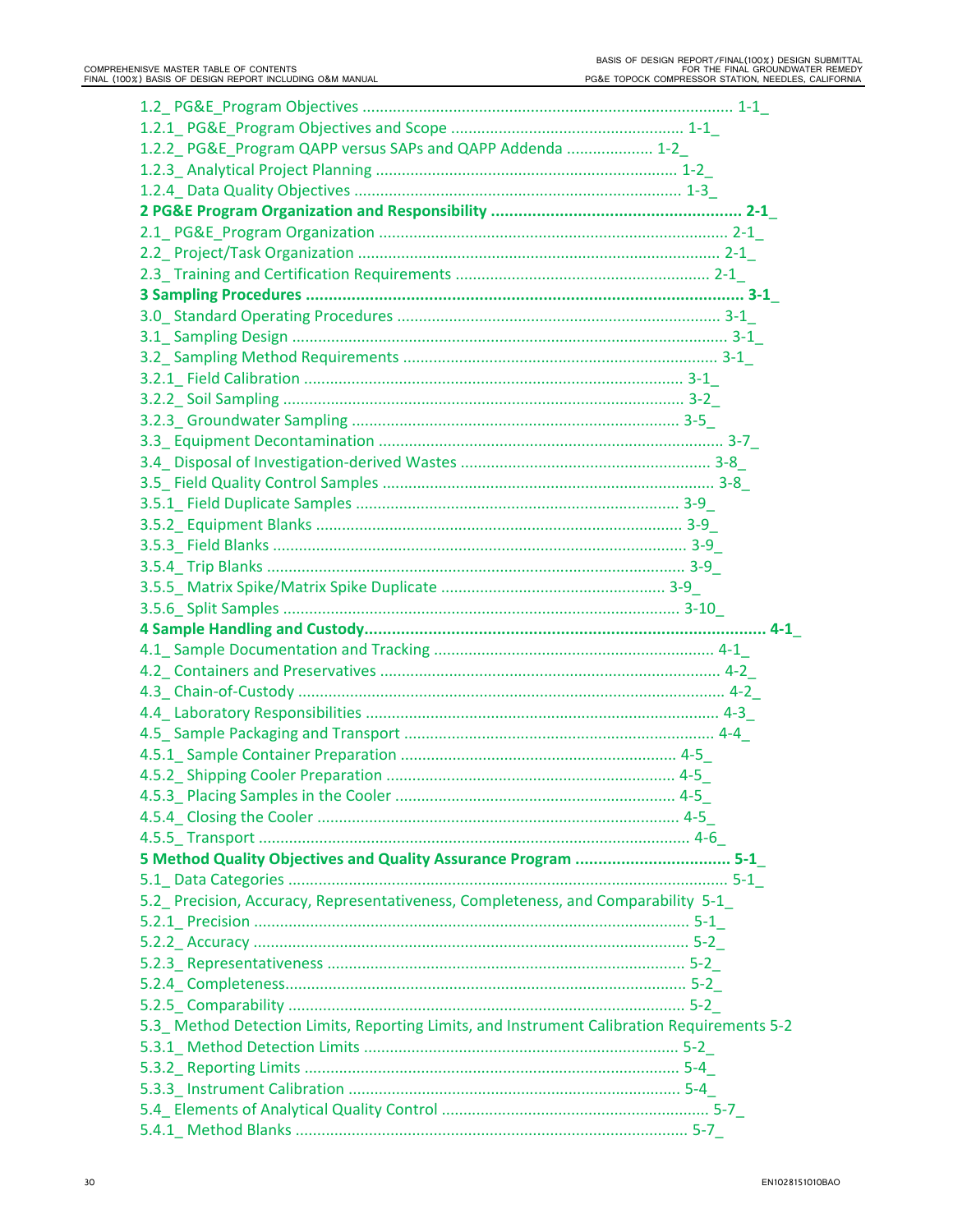1.2_ PG&E_Program Objectives ..................................................................................... 1-1_
1.2.1_ PG&E_Program Objectives and Scope ..................................................... 1-1_
1.2.2_ PG&E_Program QAPP versus SAPs and QAPP Addenda ................... 1-2_
1.2.3_ Analytical Project Planning ..................................................................... 1-2_
1.2.4_ Data Quality Objectives ........................................................................... 1-3_

**2 PG&E Program Organization and Responsibility ....................................................... 2-1_**

2.1_ PG&E_Program Organization ................................................................................ 2-1_
2.2_ Project/Task Organization .................................................................................... 2-1_
2.3_ Training and Certification Requirements .......................................................... 2-1_

**3 Sampling Procedures ................................................................................................. 3-1_**

3.0_ Standard Operating Procedures .......................................................................... 3-1_
3.1_ Sampling Design .................................................................................................... 3-1_
3.2_ Sampling Method Requirements ........................................................................ 3-1_
3.2.1_ Field Calibration ....................................................................................... 3-1_
3.2.2_ Soil Sampling ............................................................................................ 3-2_
3.2.3_ Groundwater Sampling ........................................................................... 3-5_
3.3_ Equipment Decontamination ............................................................................... 3-7_
3.4_ Disposal of Investigation-derived Wastes .......................................................... 3-8_
3.5_ Field Quality Control Samples ............................................................................ 3-8_
3.5.1_ Field Duplicate Samples .......................................................................... 3-9_
3.5.2_ Equipment Blanks .................................................................................... 3-9_
3.5.3_ Field Blanks ............................................................................................... 3-9_
3.5.4_ Trip Blanks ................................................................................................ 3-9_
3.5.5_ Matrix Spike/Matrix Spike Duplicate ................................................... 3-9_
3.5.6_ Split Samples ........................................................................................... 3-10_

**4 Sample Handling and Custody........................................................................................ 4-1_**

4.1_ Sample Documentation and Tracking ................................................................ 4-1_
4.2_ Containers and Preservatives .............................................................................. 4-2_
4.3_ Chain-of-Custody .................................................................................................. 4-2_
4.4_ Laboratory Responsibilities ................................................................................. 4-3_
4.5_ Sample Packaging and Transport ....................................................................... 4-4_
4.5.1_ Sample Container Preparation ............................................................... 4-5_
4.5.2_ Shipping Cooler Preparation .................................................................. 4-5_
4.5.3_ Placing Samples in the Cooler ................................................................ 4-5_
4.5.4_ Closing the Cooler .................................................................................. 4-5_
4.5.5_ Transport .................................................................................................. 4-6_

**5 Method Quality Objectives and Quality Assurance Program .................................. 5-1_**

5.1_ Data Categories ...................................................................................................... 5-1_
5.2_ Precision, Accuracy, Representativeness, Completeness, and Comparability 5-1_
5.2.1_ Precision ................................................................................................... 5-1_
5.2.2_ Accuracy ................................................................................................... 5-2_
5.2.3_ Representativeness .................................................................................. 5-2_
5.2.4_ Completeness............................................................................................ 5-2_
5.2.5_ Comparability ........................................................................................... 5-2_
5.3_ Method Detection Limits, Reporting Limits, and Instrument Calibration Requirements 5-2
5.3.1_ Method Detection Limits ........................................................................ 5-2_
5.3.2_ Reporting Limits ...................................................................................... 5-4_
5.3.3_ Instrument Calibration ............................................................................ 5-4_
5.4_ Elements of Analytical Quality Control ............................................................. 5-7_
5.4.1_ Method Blanks .......................................................................................... 5-7_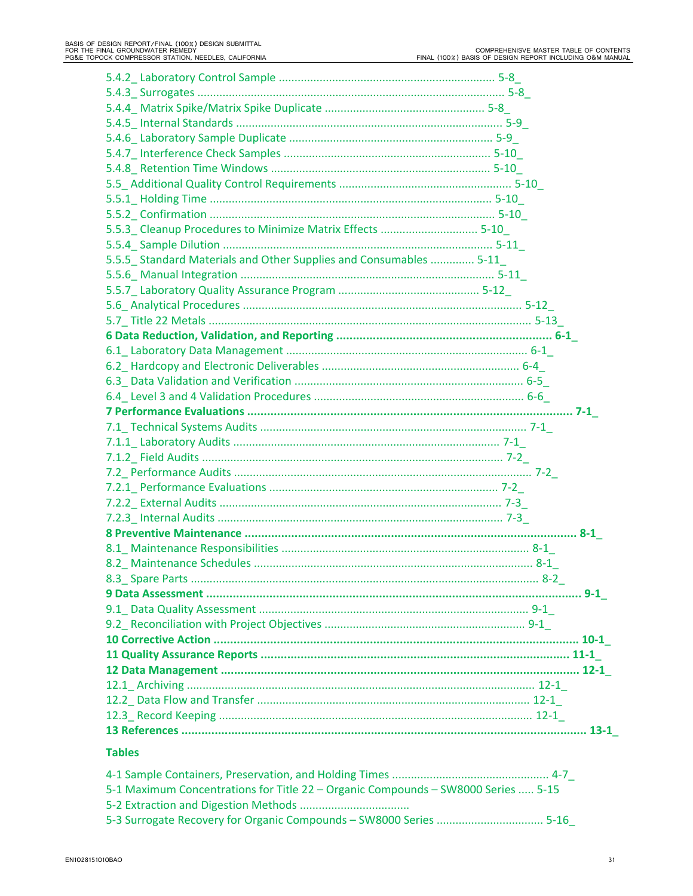5.4.2_ Laboratory Control Sample ..................................................................... 5-8_
5.4.3_ Surrogates ................................................................................................ 5-8_
5.4.4_ Matrix Spike/Matrix Spike Duplicate .................................................. 5-8_
5.4.5_ Internal Standards .................................................................................... 5-9_
5.4.6_ Laboratory Sample Duplicate ................................................................ 5-9_
5.4.7_ Interference Check Samples ................................................................ 5-10_
5.4.8_ Retention Time Windows .................................................................... 5-10_
5.5_ Additional Quality Control Requirements ....................................................... 5-10_
5.5.1_ Holding Time ......................................................................................... 5-10_
5.5.2_ Confirmation .......................................................................................... 5-10_
5.5.3_ Cleanup Procedures to Minimize Matrix Effects ............................... 5-10_
5.5.4_ Sample Dilution ..................................................................................... 5-11_
5.5.5_ Standard Materials and Other Supplies and Consumables ............. 5-11_
5.5.6_ Manual Integration ................................................................................ 5-11_
5.5.7_ Laboratory Quality Assurance Program ............................................ 5-12_
5.6_ Analytical Procedures ........................................................................................ 5-12_
5.7_ Title 22 Metals ...................................................................................................... 5-13_

**6 Data Reduction, Validation, and Reporting ................................................................. 6-1_**

6.1_ Laboratory Data Management ............................................................................ 6-1_
6.2_ Hardcopy and Electronic Deliverables ............................................................... 6-4_
6.3_ Data Validation and Verification ........................................................................ 6-5_
6.4_ Level 3 and 4 Validation Procedures .................................................................. 6-6_

**7 Performance Evaluations ................................................................................................ 7-1_**

7.1_ Technical Systems Audits ................................................................................... 7-1_
7.1.1_ Laboratory Audits .................................................................................... 7-1_
7.1.2_ Field Audits ............................................................................................... 7-2_
7.2_ Performance Audits .............................................................................................. 7-2_
7.2.1_ Performance Evaluations ........................................................................ 7-2_
7.2.2_ External Audits ......................................................................................... 7-3_
7.2.3_ Internal Audits .......................................................................................... 7-3_

**8 Preventive Maintenance .................................................................................................. 8-1_**

8.1_ Maintenance Responsibilities ............................................................................. 8-1_
8.2_ Maintenance Schedules ........................................................................................ 8-1_
8.3_ Spare Parts ............................................................................................................. 8-2_

**9 Data Assessment ............................................................................................................... 9-1_**

9.1_ Data Quality Assessment ..................................................................................... 9-1_
9.2_ Reconciliation with Project Objectives ............................................................... 9-1_

**10 Corrective Action ........................................................................................................... 10-1_**

**11 Quality Assurance Reports ........................................................................................... 11-1_**

**12 Data Management ........................................................................................................... 12-1_**

12.1_ Archiving ............................................................................................................. 12-1_
12.2_ Data Flow and Transfer ..................................................................................... 12-1_
12.3_ Record Keeping ................................................................................................... 12-1_

**13 References ....................................................................................................................... 13-1_**

**Tables**

4-1 Sample Containers, Preservation, and Holding Times .................................................. 4-7_
5-1 Maximum Concentrations for Title 22 – Organic Compounds – SW8000 Series ..... 5-15
5-2 Extraction and Digestion Methods ..................................
5-3 Surrogate Recovery for Organic Compounds – SW8000 Series .................................. 5-16_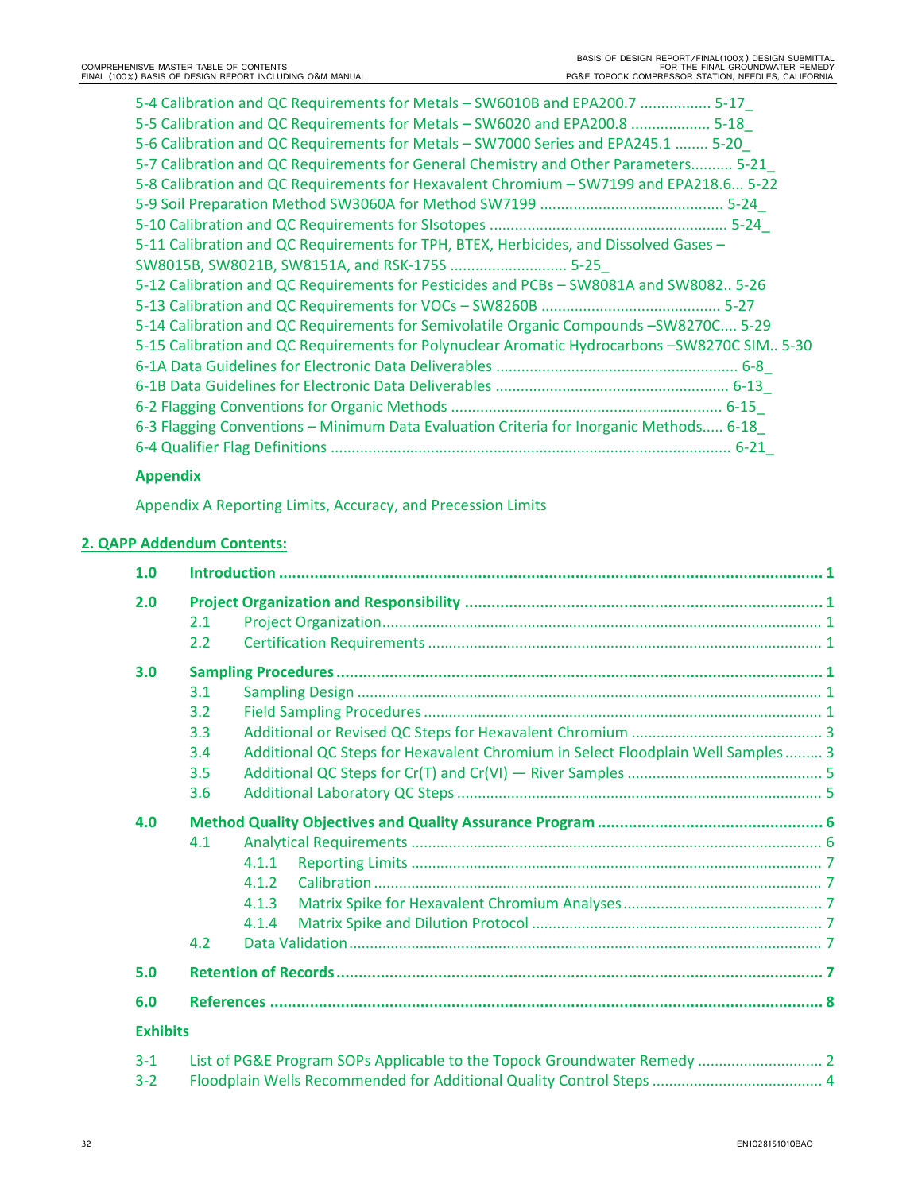5-4 Calibration and QC Requirements for Metals – SW6010B and EPA200.7 ................. 5-17_
5-5 Calibration and QC Requirements for Metals – SW6020 and EPA200.8 ................... 5-18_
5-6 Calibration and QC Requirements for Metals – SW7000 Series and EPA245.1 ........ 5-20_
5-7 Calibration and QC Requirements for General Chemistry and Other Parameters.......... 5-21_
5-8 Calibration and QC Requirements for Hexavalent Chromium – SW7199 and EPA218.6... 5-22
5-9 Soil Preparation Method SW3060A for Method SW7199 ............................................ 5-24_
5-10 Calibration and QC Requirements for SIsotopes .......................................................... 5-24_
5-11 Calibration and QC Requirements for TPH, BTEX, Herbicides, and Dissolved Gases – SW8015B, SW8021B, SW8151A, and RSK-175S ............................ 5-25_
5-12 Calibration and QC Requirements for Pesticides and PCBs – SW8081A and SW8082.. 5-26
5-13 Calibration and QC Requirements for VOCs – SW8260B ........................................... 5-27
5-14 Calibration and QC Requirements for Semivolatile Organic Compounds –SW8270C.... 5-29
5-15 Calibration and QC Requirements for Polynuclear Aromatic Hydrocarbons –SW8270C SIM.. 5-30
6-1A Data Guidelines for Electronic Data Deliverables .......................................................... 6-8_
6-1B Data Guidelines for Electronic Data Deliverables ........................................................ 6-13_
6-2 Flagging Conventions for Organic Methods .................................................................. 6-15_
6-3 Flagging Conventions – Minimum Data Evaluation Criteria for Inorganic Methods..... 6-18_
6-4 Qualifier Flag Definitions ................................................................................................ 6-21_

**Appendix**

Appendix A Reporting Limits, Accuracy, and Precession Limits

## 2. QAPP Addendum Contents:

**1.0 Introduction** ............................................................................................................ **1**

**2.0 Project Organization and Responsibility** ................................................................ **1**
- 2.1 Project Organization ......................................................................................... 1
- 2.2 Certification Requirements ............................................................................... 1

**3.0 Sampling Procedures** .............................................................................................. **1**
- 3.1 Sampling Design ............................................................................................... 1
- 3.2 Field Sampling Procedures ............................................................................... 1
- 3.3 Additional or Revised QC Steps for Hexavalent Chromium ............................. 3
- 3.4 Additional QC Steps for Hexavalent Chromium in Select Floodplain Well Samples ......... 3
- 3.5 Additional QC Steps for Cr(T) and Cr(VI) — River Samples ............................ 5
- 3.6 Additional Laboratory QC Steps ....................................................................... 5

**4.0 Method Quality Objectives and Quality Assurance Program** .................................. **6**
- 4.1 Analytical Requirements ................................................................................... 6
  - 4.1.1 Reporting Limits ........................................................................................ 7
  - 4.1.2 Calibration ................................................................................................ 7
  - 4.1.3 Matrix Spike for Hexavalent Chromium Analyses .................................... 7
  - 4.1.4 Matrix Spike and Dilution Protocol ........................................................... 7
- 4.2 Data Validation .................................................................................................. 7

**5.0 Retention of Records** .............................................................................................. **7**

**6.0 References** ............................................................................................................. **8**

**Exhibits**

3-1 List of PG&E Program SOPs Applicable to the Topock Groundwater Remedy ............................. 2
3-2 Floodplain Wells Recommended for Additional Quality Control Steps ......................................... 4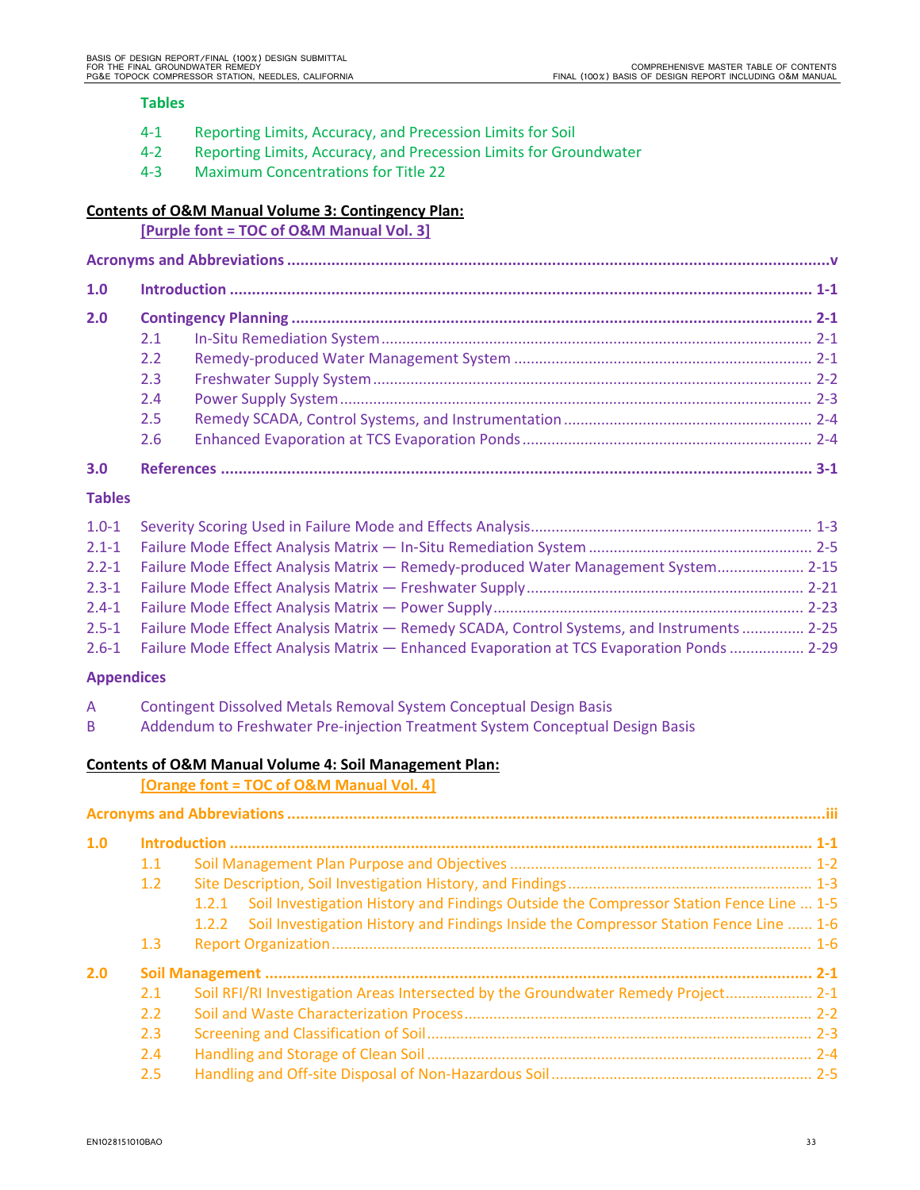**Tables**

4-1 Reporting Limits, Accuracy, and Precession Limits for Soil
4-2 Reporting Limits, Accuracy, and Precession Limits for Groundwater
4-3 Maximum Concentrations for Title 22

**Contents of O&M Manual Volume 3: Contingency Plan:**

**[Purple font = TOC of O&M Manual Vol. 3]**

**Acronyms and Abbreviations** ..... v

**1.0 Introduction** ..... 1-1

**2.0 Contingency Planning** ..... 2-1

- 2.1 In-Situ Remediation System ..... 2-1
- 2.2 Remedy-produced Water Management System ..... 2-1
- 2.3 Freshwater Supply System ..... 2-2
- 2.4 Power Supply System ..... 2-3
- 2.5 Remedy SCADA, Control Systems, and Instrumentation ..... 2-4
- 2.6 Enhanced Evaporation at TCS Evaporation Ponds ..... 2-4

**3.0 References** ..... 3-1

**Tables**

1.0-1 Severity Scoring Used in Failure Mode and Effects Analysis ..... 1-3
2.1-1 Failure Mode Effect Analysis Matrix — In-Situ Remediation System ..... 2-5
2.2-1 Failure Mode Effect Analysis Matrix — Remedy-produced Water Management System ..... 2-15
2.3-1 Failure Mode Effect Analysis Matrix — Freshwater Supply ..... 2-21
2.4-1 Failure Mode Effect Analysis Matrix — Power Supply ..... 2-23
2.5-1 Failure Mode Effect Analysis Matrix — Remedy SCADA, Control Systems, and Instruments ..... 2-25
2.6-1 Failure Mode Effect Analysis Matrix — Enhanced Evaporation at TCS Evaporation Ponds ..... 2-29

**Appendices**

A Contingent Dissolved Metals Removal System Conceptual Design Basis
B Addendum to Freshwater Pre-injection Treatment System Conceptual Design Basis

**Contents of O&M Manual Volume 4: Soil Management Plan:**

**[Orange font = TOC of O&M Manual Vol. 4]**

**Acronyms and Abbreviations** ..... iii

**1.0 Introduction** ..... 1-1

- 1.1 Soil Management Plan Purpose and Objectives ..... 1-2
- 1.2 Site Description, Soil Investigation History, and Findings ..... 1-3
  - 1.2.1 Soil Investigation History and Findings Outside the Compressor Station Fence Line ..... 1-5
  - 1.2.2 Soil Investigation History and Findings Inside the Compressor Station Fence Line ..... 1-6
- 1.3 Report Organization ..... 1-6

**2.0 Soil Management** ..... 2-1

- 2.1 Soil RFI/RI Investigation Areas Intersected by the Groundwater Remedy Project ..... 2-1
- 2.2 Soil and Waste Characterization Process ..... 2-2
- 2.3 Screening and Classification of Soil ..... 2-3
- 2.4 Handling and Storage of Clean Soil ..... 2-4
- 2.5 Handling and Off-site Disposal of Non-Hazardous Soil ..... 2-5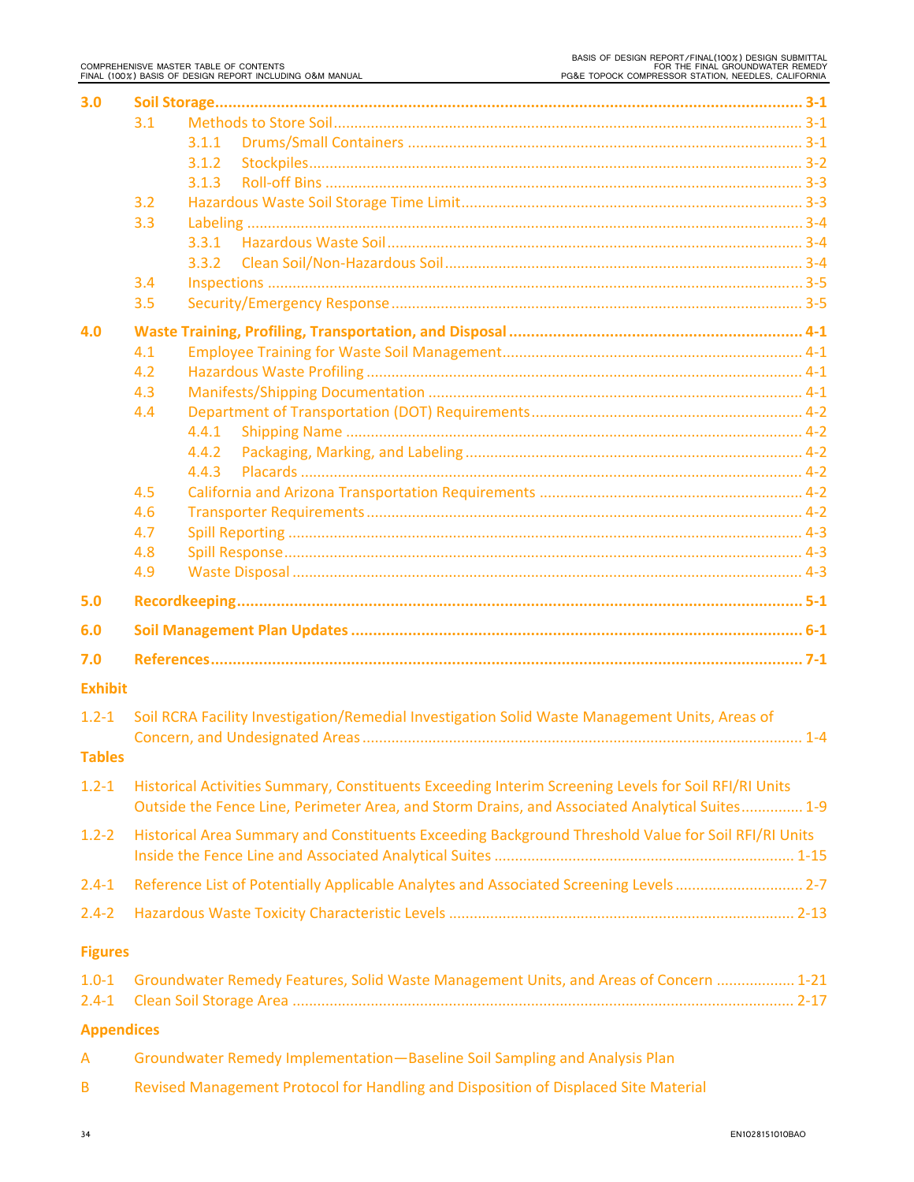| | | | |
|---|---|---|---|
| **3.0** | **Soil Storage** | | **3-1** |
| | 3.1 | Methods to Store Soil | 3-1 |
| | | 3.1.1 Drums/Small Containers | 3-1 |
| | | 3.1.2 Stockpiles | 3-2 |
| | | 3.1.3 Roll-off Bins | 3-3 |
| | 3.2 | Hazardous Waste Soil Storage Time Limit | 3-3 |
| | 3.3 | Labeling | 3-4 |
| | | 3.3.1 Hazardous Waste Soil | 3-4 |
| | | 3.3.2 Clean Soil/Non-Hazardous Soil | 3-4 |
| | 3.4 | Inspections | 3-5 |
| | 3.5 | Security/Emergency Response | 3-5 |
| **4.0** | **Waste Training, Profiling, Transportation, and Disposal** | | **4-1** |
| | 4.1 | Employee Training for Waste Soil Management | 4-1 |
| | 4.2 | Hazardous Waste Profiling | 4-1 |
| | 4.3 | Manifests/Shipping Documentation | 4-1 |
| | 4.4 | Department of Transportation (DOT) Requirements | 4-2 |
| | | 4.4.1 Shipping Name | 4-2 |
| | | 4.4.2 Packaging, Marking, and Labeling | 4-2 |
| | | 4.4.3 Placards | 4-2 |
| | 4.5 | California and Arizona Transportation Requirements | 4-2 |
| | 4.6 | Transporter Requirements | 4-2 |
| | 4.7 | Spill Reporting | 4-3 |
| | 4.8 | Spill Response | 4-3 |
| | 4.9 | Waste Disposal | 4-3 |
| **5.0** | **Recordkeeping** | | **5-1** |
| **6.0** | **Soil Management Plan Updates** | | **6-1** |
| **7.0** | **References** | | **7-1** |

**Exhibit**

1.2-1 Soil RCRA Facility Investigation/Remedial Investigation Solid Waste Management Units, Areas of Concern, and Undesignated Areas ... 1-4

**Tables**

1.2-1 Historical Activities Summary, Constituents Exceeding Interim Screening Levels for Soil RFI/RI Units Outside the Fence Line, Perimeter Area, and Storm Drains, and Associated Analytical Suites ... 1-9

1.2-2 Historical Area Summary and Constituents Exceeding Background Threshold Value for Soil RFI/RI Units Inside the Fence Line and Associated Analytical Suites ... 1-15

2.4-1 Reference List of Potentially Applicable Analytes and Associated Screening Levels ... 2-7

2.4-2 Hazardous Waste Toxicity Characteristic Levels ... 2-13

**Figures**

1.0-1 Groundwater Remedy Features, Solid Waste Management Units, and Areas of Concern ... 1-21

2.4-1 Clean Soil Storage Area ... 2-17

**Appendices**

A Groundwater Remedy Implementation—Baseline Soil Sampling and Analysis Plan

B Revised Management Protocol for Handling and Disposition of Displaced Site Material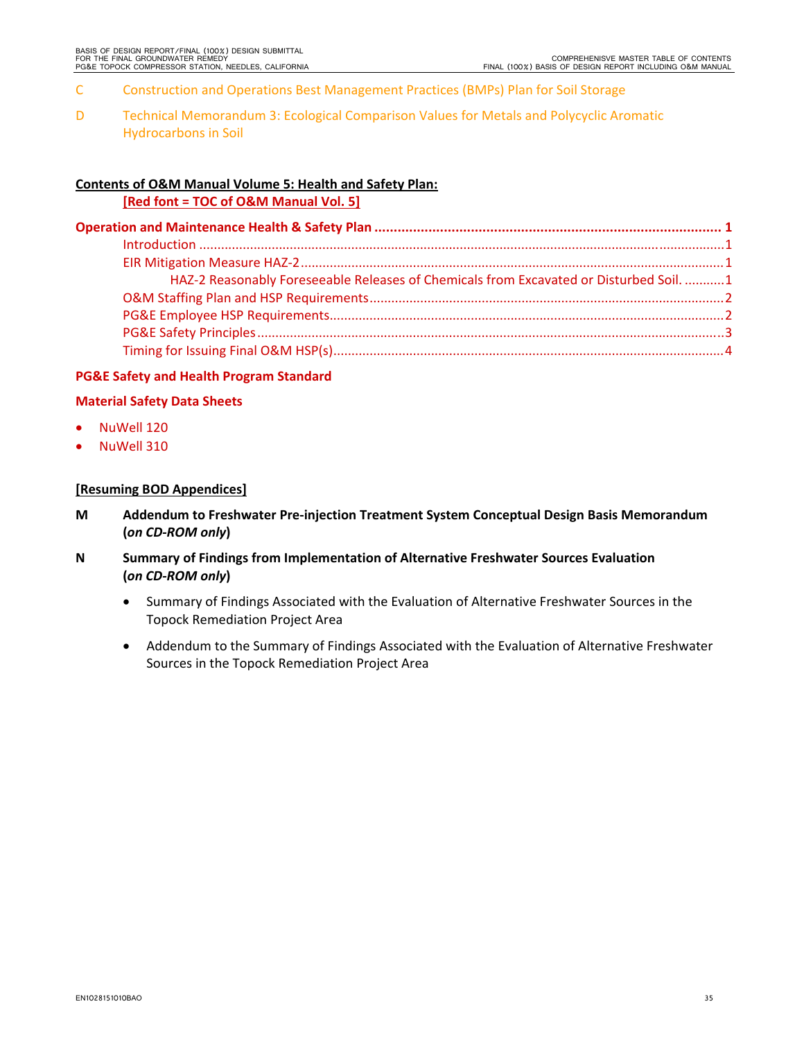C Construction and Operations Best Management Practices (BMPs) Plan for Soil Storage

D Technical Memorandum 3: Ecological Comparison Values for Metals and Polycyclic Aromatic Hydrocarbons in Soil

**Contents of O&M Manual Volume 5: Health and Safety Plan:**

**[Red font = TOC of O&M Manual Vol. 5]**

**Operation and Maintenance Health & Safety Plan ........................................................................................ 1**

Introduction ....................................................................................................................................1

EIR Mitigation Measure HAZ-2 .......................................................................................................1

HAZ-2 Reasonably Foreseeable Releases of Chemicals from Excavated or Disturbed Soil. ...........1

O&M Staffing Plan and HSP Requirements.....................................................................................2

PG&E Employee HSP Requirements................................................................................................2

PG&E Safety Principles....................................................................................................................3

Timing for Issuing Final O&M HSP(s)...............................................................................................4

**PG&E Safety and Health Program Standard**

**Material Safety Data Sheets**

- NuWell 120
- NuWell 310

**[Resuming BOD Appendices]**

**M Addendum to Freshwater Pre-injection Treatment System Conceptual Design Basis Memorandum (*on CD-ROM only*)**

**N Summary of Findings from Implementation of Alternative Freshwater Sources Evaluation (*on CD-ROM only*)**

- Summary of Findings Associated with the Evaluation of Alternative Freshwater Sources in the Topock Remediation Project Area
- Addendum to the Summary of Findings Associated with the Evaluation of Alternative Freshwater Sources in the Topock Remediation Project Area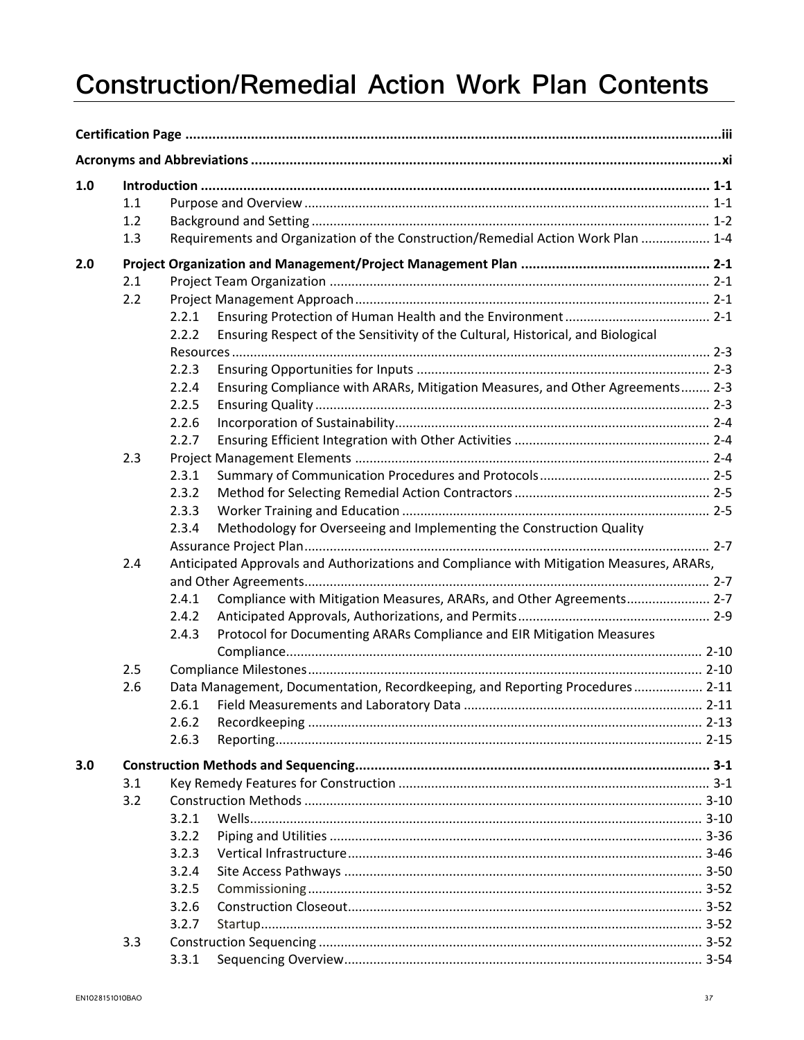# Construction/Remedial Action Work Plan Contents

**Certification Page** ..... iii

**Acronyms and Abbreviations** ..... xi

**1.0 Introduction** ..... 1-1

- 1.1 Purpose and Overview ..... 1-1
- 1.2 Background and Setting ..... 1-2
- 1.3 Requirements and Organization of the Construction/Remedial Action Work Plan ..... 1-4

**2.0 Project Organization and Management/Project Management Plan** ..... 2-1

- 2.1 Project Team Organization ..... 2-1
- 2.2 Project Management Approach ..... 2-1
  - 2.2.1 Ensuring Protection of Human Health and the Environment ..... 2-1
  - 2.2.2 Ensuring Respect of the Sensitivity of the Cultural, Historical, and Biological Resources ..... 2-3
  - 2.2.3 Ensuring Opportunities for Inputs ..... 2-3
  - 2.2.4 Ensuring Compliance with ARARs, Mitigation Measures, and Other Agreements ..... 2-3
  - 2.2.5 Ensuring Quality ..... 2-3
  - 2.2.6 Incorporation of Sustainability ..... 2-4
  - 2.2.7 Ensuring Efficient Integration with Other Activities ..... 2-4
- 2.3 Project Management Elements ..... 2-4
  - 2.3.1 Summary of Communication Procedures and Protocols ..... 2-5
  - 2.3.2 Method for Selecting Remedial Action Contractors ..... 2-5
  - 2.3.3 Worker Training and Education ..... 2-5
  - 2.3.4 Methodology for Overseeing and Implementing the Construction Quality Assurance Project Plan ..... 2-7
- 2.4 Anticipated Approvals and Authorizations and Compliance with Mitigation Measures, ARARs, and Other Agreements ..... 2-7
  - 2.4.1 Compliance with Mitigation Measures, ARARs, and Other Agreements ..... 2-7
  - 2.4.2 Anticipated Approvals, Authorizations, and Permits ..... 2-9
  - 2.4.3 Protocol for Documenting ARARs Compliance and EIR Mitigation Measures Compliance ..... 2-10
- 2.5 Compliance Milestones ..... 2-10
- 2.6 Data Management, Documentation, Recordkeeping, and Reporting Procedures ..... 2-11
  - 2.6.1 Field Measurements and Laboratory Data ..... 2-11
  - 2.6.2 Recordkeeping ..... 2-13
  - 2.6.3 Reporting ..... 2-15

**3.0 Construction Methods and Sequencing** ..... 3-1

- 3.1 Key Remedy Features for Construction ..... 3-1
- 3.2 Construction Methods ..... 3-10
  - 3.2.1 Wells ..... 3-10
  - 3.2.2 Piping and Utilities ..... 3-36
  - 3.2.3 Vertical Infrastructure ..... 3-46
  - 3.2.4 Site Access Pathways ..... 3-50
  - 3.2.5 Commissioning ..... 3-52
  - 3.2.6 Construction Closeout ..... 3-52
  - 3.2.7 Startup ..... 3-52
- 3.3 Construction Sequencing ..... 3-52
  - 3.3.1 Sequencing Overview ..... 3-54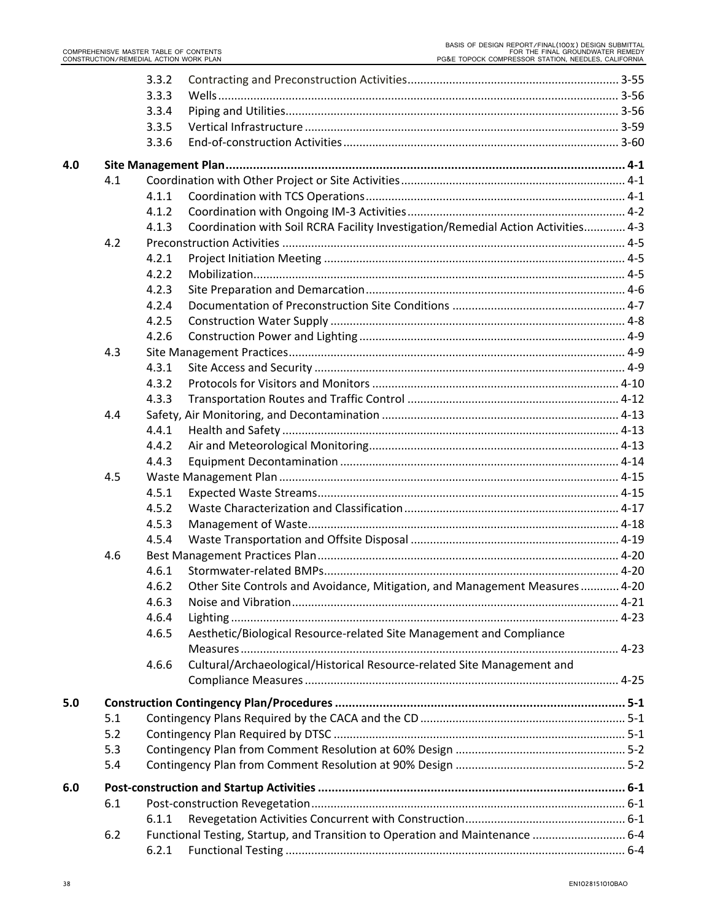| | | | | |
|---|---|---|---|---|
| | | 3.3.2 | Contracting and Preconstruction Activities | 3-55 |
| | | 3.3.3 | Wells | 3-56 |
| | | 3.3.4 | Piping and Utilities | 3-56 |
| | | 3.3.5 | Vertical Infrastructure | 3-59 |
| | | 3.3.6 | End-of-construction Activities | 3-60 |
| **4.0** | **Site Management Plan** | | | **4-1** |
| | 4.1 | Coordination with Other Project or Site Activities | | 4-1 |
| | | 4.1.1 | Coordination with TCS Operations | 4-1 |
| | | 4.1.2 | Coordination with Ongoing IM-3 Activities | 4-2 |
| | | 4.1.3 | Coordination with Soil RCRA Facility Investigation/Remedial Action Activities | 4-3 |
| | 4.2 | Preconstruction Activities | | 4-5 |
| | | 4.2.1 | Project Initiation Meeting | 4-5 |
| | | 4.2.2 | Mobilization | 4-5 |
| | | 4.2.3 | Site Preparation and Demarcation | 4-6 |
| | | 4.2.4 | Documentation of Preconstruction Site Conditions | 4-7 |
| | | 4.2.5 | Construction Water Supply | 4-8 |
| | | 4.2.6 | Construction Power and Lighting | 4-9 |
| | 4.3 | Site Management Practices | | 4-9 |
| | | 4.3.1 | Site Access and Security | 4-9 |
| | | 4.3.2 | Protocols for Visitors and Monitors | 4-10 |
| | | 4.3.3 | Transportation Routes and Traffic Control | 4-12 |
| | 4.4 | Safety, Air Monitoring, and Decontamination | | 4-13 |
| | | 4.4.1 | Health and Safety | 4-13 |
| | | 4.4.2 | Air and Meteorological Monitoring | 4-13 |
| | | 4.4.3 | Equipment Decontamination | 4-14 |
| | 4.5 | Waste Management Plan | | 4-15 |
| | | 4.5.1 | Expected Waste Streams | 4-15 |
| | | 4.5.2 | Waste Characterization and Classification | 4-17 |
| | | 4.5.3 | Management of Waste | 4-18 |
| | | 4.5.4 | Waste Transportation and Offsite Disposal | 4-19 |
| | 4.6 | Best Management Practices Plan | | 4-20 |
| | | 4.6.1 | Stormwater-related BMPs | 4-20 |
| | | 4.6.2 | Other Site Controls and Avoidance, Mitigation, and Management Measures | 4-20 |
| | | 4.6.3 | Noise and Vibration | 4-21 |
| | | 4.6.4 | Lighting | 4-23 |
| | | 4.6.5 | Aesthetic/Biological Resource-related Site Management and Compliance Measures | 4-23 |
| | | 4.6.6 | Cultural/Archaeological/Historical Resource-related Site Management and Compliance Measures | 4-25 |
| **5.0** | **Construction Contingency Plan/Procedures** | | | **5-1** |
| | 5.1 | Contingency Plans Required by the CACA and the CD | | 5-1 |
| | 5.2 | Contingency Plan Required by DTSC | | 5-1 |
| | 5.3 | Contingency Plan from Comment Resolution at 60% Design | | 5-2 |
| | 5.4 | Contingency Plan from Comment Resolution at 90% Design | | 5-2 |
| **6.0** | **Post-construction and Startup Activities** | | | **6-1** |
| | 6.1 | Post-construction Revegetation | | 6-1 |
| | | 6.1.1 | Revegetation Activities Concurrent with Construction | 6-1 |
| | 6.2 | Functional Testing, Startup, and Transition to Operation and Maintenance | | 6-4 |
| | | 6.2.1 | Functional Testing | 6-4 |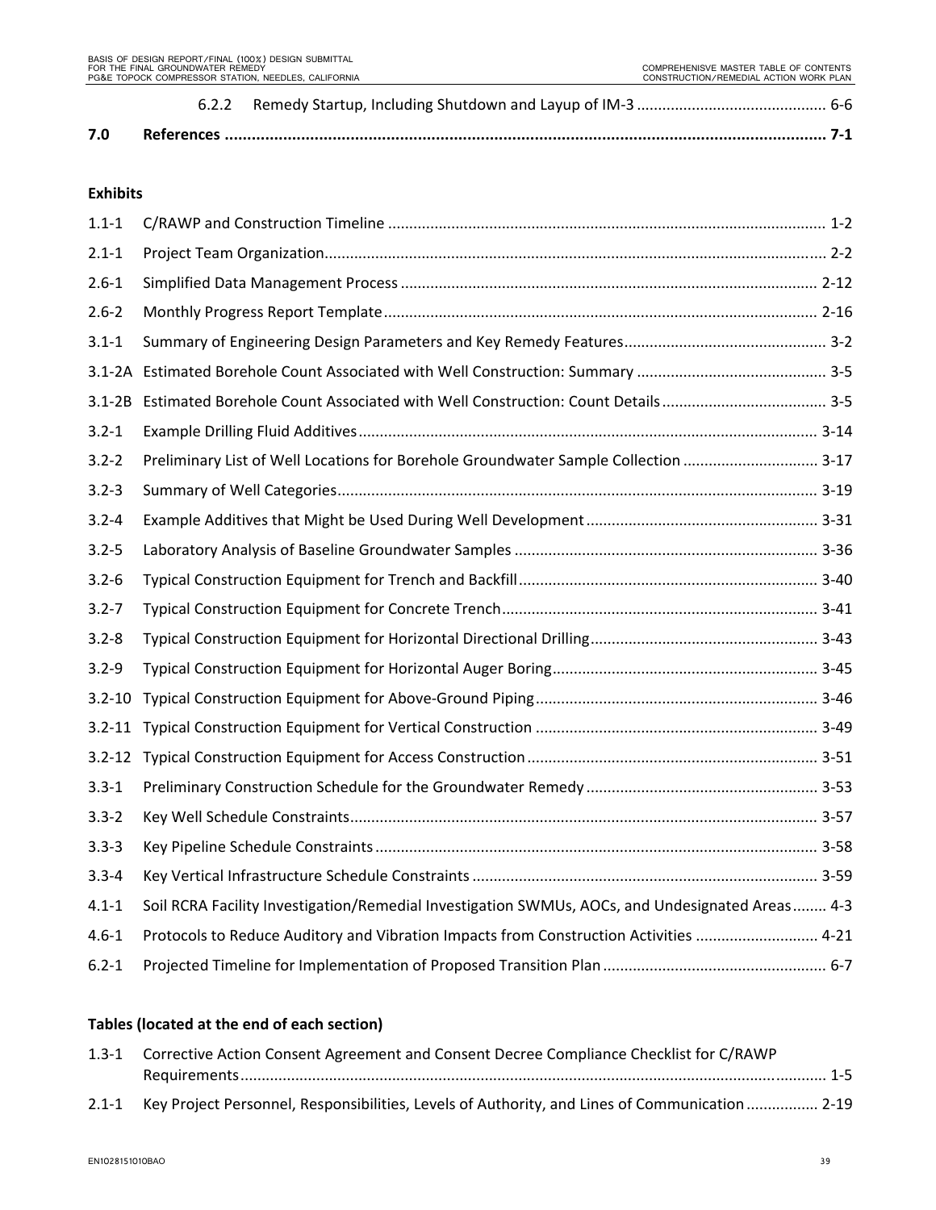6.2.2 Remedy Startup, Including Shutdown and Layup of IM-3 ............................................ 6-6

**7.0 References ...................................................................................................................... 7-1**

**Exhibits**

1.1-1 C/RAWP and Construction Timeline ....................................................................................... 1-2
2.1-1 Project Team Organization....................................................................................................... 2-2
2.6-1 Simplified Data Management Process .................................................................................. 2-12
2.6-2 Monthly Progress Report Template ...................................................................................... 2-16
3.1-1 Summary of Engineering Design Parameters and Key Remedy Features ................................................ 3-2
3.1-2A Estimated Borehole Count Associated with Well Construction: Summary ............................................ 3-5
3.1-2B Estimated Borehole Count Associated with Well Construction: Count Details ....................................... 3-5
3.2-1 Example Drilling Fluid Additives ............................................................................................ 3-14
3.2-2 Preliminary List of Well Locations for Borehole Groundwater Sample Collection ................................ 3-17
3.2-3 Summary of Well Categories ................................................................................................. 3-19
3.2-4 Example Additives that Might be Used During Well Development ...................................................... 3-31
3.2-5 Laboratory Analysis of Baseline Groundwater Samples ....................................................................... 3-36
3.2-6 Typical Construction Equipment for Trench and Backfill ...................................................................... 3-40
3.2-7 Typical Construction Equipment for Concrete Trench .......................................................................... 3-41
3.2-8 Typical Construction Equipment for Horizontal Directional Drilling ...................................................... 3-43
3.2-9 Typical Construction Equipment for Horizontal Auger Boring .............................................................. 3-45
3.2-10 Typical Construction Equipment for Above-Ground Piping .................................................................. 3-46
3.2-11 Typical Construction Equipment for Vertical Construction .................................................................. 3-49
3.2-12 Typical Construction Equipment for Access Construction .................................................................... 3-51
3.3-1 Preliminary Construction Schedule for the Groundwater Remedy ....................................................... 3-53
3.3-2 Key Well Schedule Constraints .............................................................................................. 3-57
3.3-3 Key Pipeline Schedule Constraints ........................................................................................ 3-58
3.3-4 Key Vertical Infrastructure Schedule Constraints ................................................................................. 3-59
4.1-1 Soil RCRA Facility Investigation/Remedial Investigation SWMUs, AOCs, and Undesignated Areas........ 4-3
4.6-1 Protocols to Reduce Auditory and Vibration Impacts from Construction Activities ............................ 4-21
6.2-1 Projected Timeline for Implementation of Proposed Transition Plan .................................................... 6-7

**Tables (located at the end of each section)**

1.3-1 Corrective Action Consent Agreement and Consent Decree Compliance Checklist for C/RAWP Requirements ......................................................................................................................... 1-5
2.1-1 Key Project Personnel, Responsibilities, Levels of Authority, and Lines of Communication ................ 2-19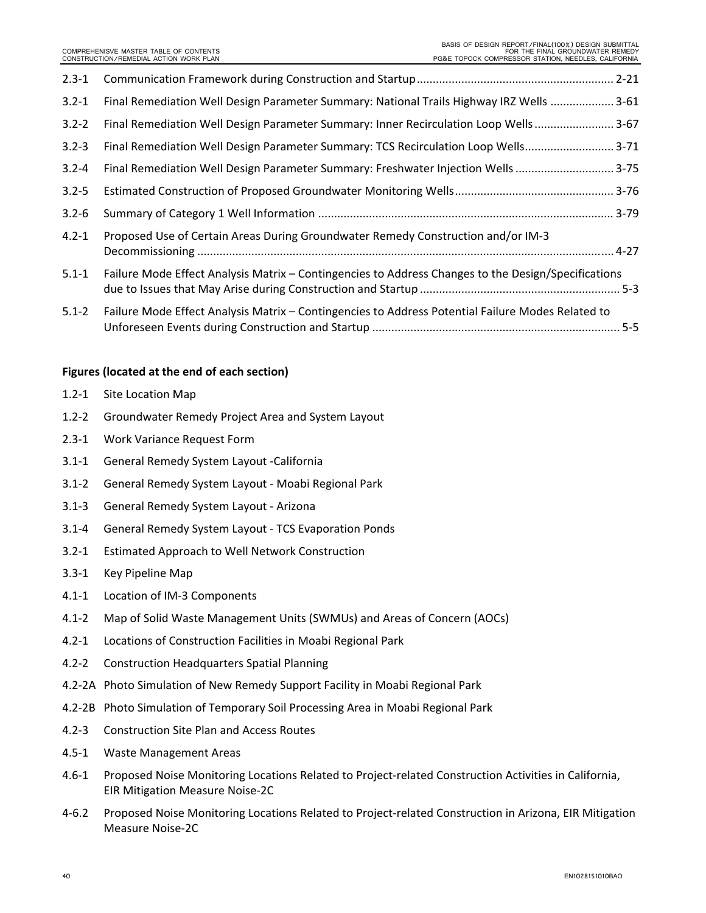| | | |
|---|---|---|
| 2.3-1 | Communication Framework during Construction and Startup | 2-21 |
| 3.2-1 | Final Remediation Well Design Parameter Summary: National Trails Highway IRZ Wells | 3-61 |
| 3.2-2 | Final Remediation Well Design Parameter Summary: Inner Recirculation Loop Wells | 3-67 |
| 3.2-3 | Final Remediation Well Design Parameter Summary: TCS Recirculation Loop Wells | 3-71 |
| 3.2-4 | Final Remediation Well Design Parameter Summary: Freshwater Injection Wells | 3-75 |
| 3.2-5 | Estimated Construction of Proposed Groundwater Monitoring Wells | 3-76 |
| 3.2-6 | Summary of Category 1 Well Information | 3-79 |
| 4.2-1 | Proposed Use of Certain Areas During Groundwater Remedy Construction and/or IM-3 Decommissioning | 4-27 |
| 5.1-1 | Failure Mode Effect Analysis Matrix – Contingencies to Address Changes to the Design/Specifications due to Issues that May Arise during Construction and Startup | 5-3 |
| 5.1-2 | Failure Mode Effect Analysis Matrix – Contingencies to Address Potential Failure Modes Related to Unforeseen Events during Construction and Startup | 5-5 |

**Figures (located at the end of each section)**

- 1.2-1 Site Location Map
- 1.2-2 Groundwater Remedy Project Area and System Layout
- 2.3-1 Work Variance Request Form
- 3.1-1 General Remedy System Layout -California
- 3.1-2 General Remedy System Layout - Moabi Regional Park
- 3.1-3 General Remedy System Layout - Arizona
- 3.1-4 General Remedy System Layout - TCS Evaporation Ponds
- 3.2-1 Estimated Approach to Well Network Construction
- 3.3-1 Key Pipeline Map
- 4.1-1 Location of IM-3 Components
- 4.1-2 Map of Solid Waste Management Units (SWMUs) and Areas of Concern (AOCs)
- 4.2-1 Locations of Construction Facilities in Moabi Regional Park
- 4.2-2 Construction Headquarters Spatial Planning
- 4.2-2A Photo Simulation of New Remedy Support Facility in Moabi Regional Park
- 4.2-2B Photo Simulation of Temporary Soil Processing Area in Moabi Regional Park
- 4.2-3 Construction Site Plan and Access Routes
- 4.5-1 Waste Management Areas
- 4.6-1 Proposed Noise Monitoring Locations Related to Project-related Construction Activities in California, EIR Mitigation Measure Noise-2C
- 4-6.2 Proposed Noise Monitoring Locations Related to Project-related Construction in Arizona, EIR Mitigation Measure Noise-2C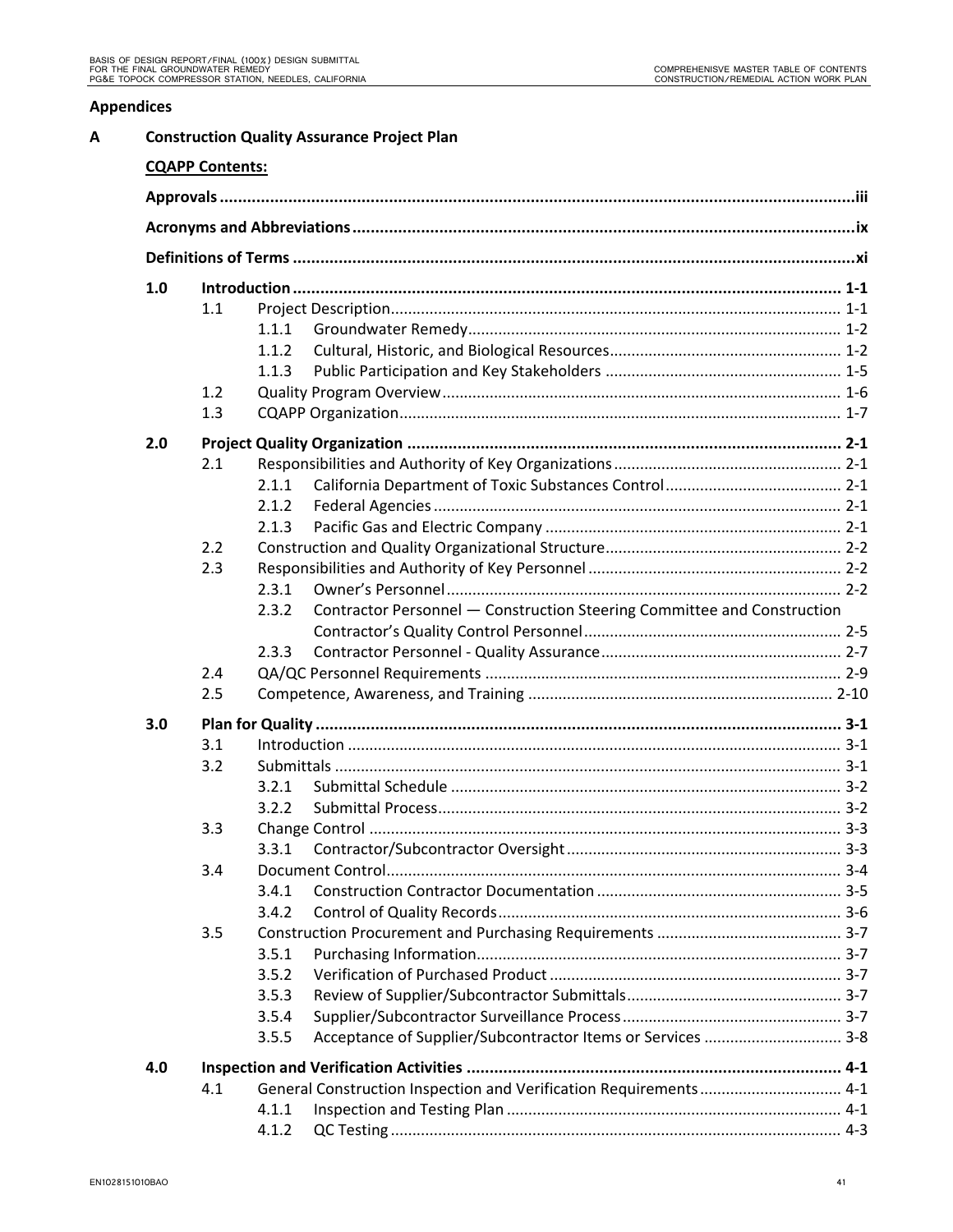## Appendices

**A Construction Quality Assurance Project Plan**

**CQAPP Contents:**

**Approvals** ... iii

**Acronyms and Abbreviations** ... ix

**Definitions of Terms** ... xi

**1.0 Introduction** ... 1-1
- 1.1 Project Description ... 1-1
  - 1.1.1 Groundwater Remedy ... 1-2
  - 1.1.2 Cultural, Historic, and Biological Resources ... 1-2
  - 1.1.3 Public Participation and Key Stakeholders ... 1-5
- 1.2 Quality Program Overview ... 1-6
- 1.3 CQAPP Organization ... 1-7

**2.0 Project Quality Organization** ... 2-1
- 2.1 Responsibilities and Authority of Key Organizations ... 2-1
  - 2.1.1 California Department of Toxic Substances Control ... 2-1
  - 2.1.2 Federal Agencies ... 2-1
  - 2.1.3 Pacific Gas and Electric Company ... 2-1
- 2.2 Construction and Quality Organizational Structure ... 2-2
- 2.3 Responsibilities and Authority of Key Personnel ... 2-2
  - 2.3.1 Owner's Personnel ... 2-2
  - 2.3.2 Contractor Personnel — Construction Steering Committee and Construction Contractor's Quality Control Personnel ... 2-5
  - 2.3.3 Contractor Personnel - Quality Assurance ... 2-7
- 2.4 QA/QC Personnel Requirements ... 2-9
- 2.5 Competence, Awareness, and Training ... 2-10

**3.0 Plan for Quality** ... 3-1
- 3.1 Introduction ... 3-1
- 3.2 Submittals ... 3-1
  - 3.2.1 Submittal Schedule ... 3-2
  - 3.2.2 Submittal Process ... 3-2
- 3.3 Change Control ... 3-3
  - 3.3.1 Contractor/Subcontractor Oversight ... 3-3
- 3.4 Document Control ... 3-4
  - 3.4.1 Construction Contractor Documentation ... 3-5
  - 3.4.2 Control of Quality Records ... 3-6
- 3.5 Construction Procurement and Purchasing Requirements ... 3-7
  - 3.5.1 Purchasing Information ... 3-7
  - 3.5.2 Verification of Purchased Product ... 3-7
  - 3.5.3 Review of Supplier/Subcontractor Submittals ... 3-7
  - 3.5.4 Supplier/Subcontractor Surveillance Process ... 3-7
  - 3.5.5 Acceptance of Supplier/Subcontractor Items or Services ... 3-8

**4.0 Inspection and Verification Activities** ... 4-1
- 4.1 General Construction Inspection and Verification Requirements ... 4-1
  - 4.1.1 Inspection and Testing Plan ... 4-1
  - 4.1.2 QC Testing ... 4-3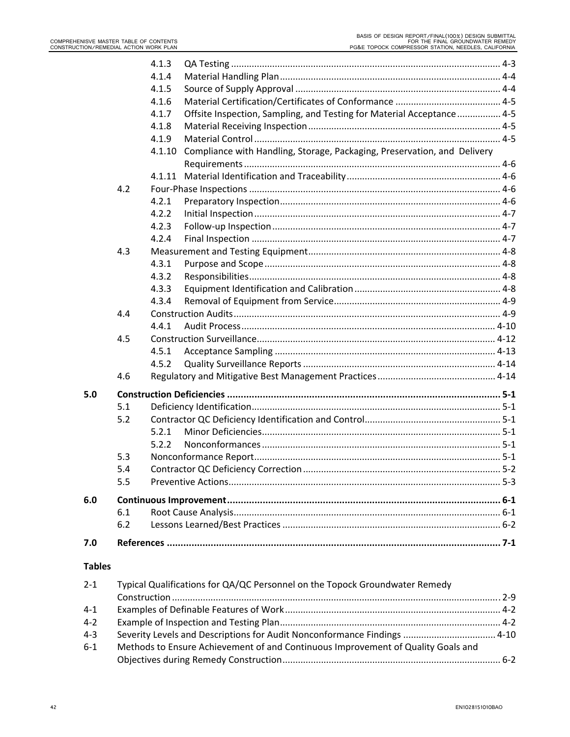4.1.3 QA Testing ........................................................................................ 4-3
4.1.4 Material Handling Plan ..................................................................... 4-4
4.1.5 Source of Supply Approval ............................................................... 4-4
4.1.6 Material Certification/Certificates of Conformance ......................................... 4-5
4.1.7 Offsite Inspection, Sampling, and Testing for Material Acceptance ................. 4-5
4.1.8 Material Receiving Inspection ........................................................... 4-5
4.1.9 Material Control ............................................................................... 4-5
4.1.10 Compliance with Handling, Storage, Packaging, Preservation, and Delivery Requirements .................................................................................. 4-6
4.1.11 Material Identification and Traceability ............................................................ 4-6

4.2 Four-Phase Inspections ................................................................................. 4-6
4.2.1 Preparatory Inspection ..................................................................... 4-6
4.2.2 Initial Inspection ............................................................................... 4-7
4.2.3 Follow-up Inspection ........................................................................ 4-7
4.2.4 Final Inspection ................................................................................ 4-7

4.3 Measurement and Testing Equipment ........................................................... 4-8
4.3.1 Purpose and Scope ........................................................................... 4-8
4.3.2 Responsibilities ................................................................................. 4-8
4.3.3 Equipment Identification and Calibration ......................................... 4-8
4.3.4 Removal of Equipment from Service ................................................ 4-9

4.4 Construction Audits ....................................................................................... 4-9
4.4.1 Audit Process .................................................................................. 4-10

4.5 Construction Surveillance ............................................................................ 4-12
4.5.1 Acceptance Sampling ..................................................................... 4-13
4.5.2 Quality Surveillance Reports .......................................................... 4-14

4.6 Regulatory and Mitigative Best Management Practices ............................................. 4-14

**5.0 Construction Deficiencies .................................................................................................... 5-1**

5.1 Deficiency Identification ................................................................................ 5-1
5.2 Contractor QC Deficiency Identification and Control .................................................... 5-1
5.2.1 Minor Deficiencies ............................................................................ 5-1
5.2.2 Nonconformances ............................................................................ 5-1
5.3 Nonconformance Report ............................................................................... 5-1
5.4 Contractor QC Deficiency Correction ............................................................ 5-2
5.5 Preventive Actions ......................................................................................... 5-3

**6.0 Continuous Improvement .................................................................................................... 6-1**

6.1 Root Cause Analysis ...................................................................................... 6-1
6.2 Lessons Learned/Best Practices .................................................................... 6-2

**7.0 References .......................................................................................................................... 7-1**

**Tables**

2-1 Typical Qualifications for QA/QC Personnel on the Topock Groundwater Remedy Construction .............................................................................................................. 2-9
4-1 Examples of Definable Features of Work ................................................................... 4-2
4-2 Example of Inspection and Testing Plan ..................................................................... 4-2
4-3 Severity Levels and Descriptions for Audit Nonconformance Findings .................................... 4-10
6-1 Methods to Ensure Achievement of and Continuous Improvement of Quality Goals and Objectives during Remedy Construction .................................................................... 6-2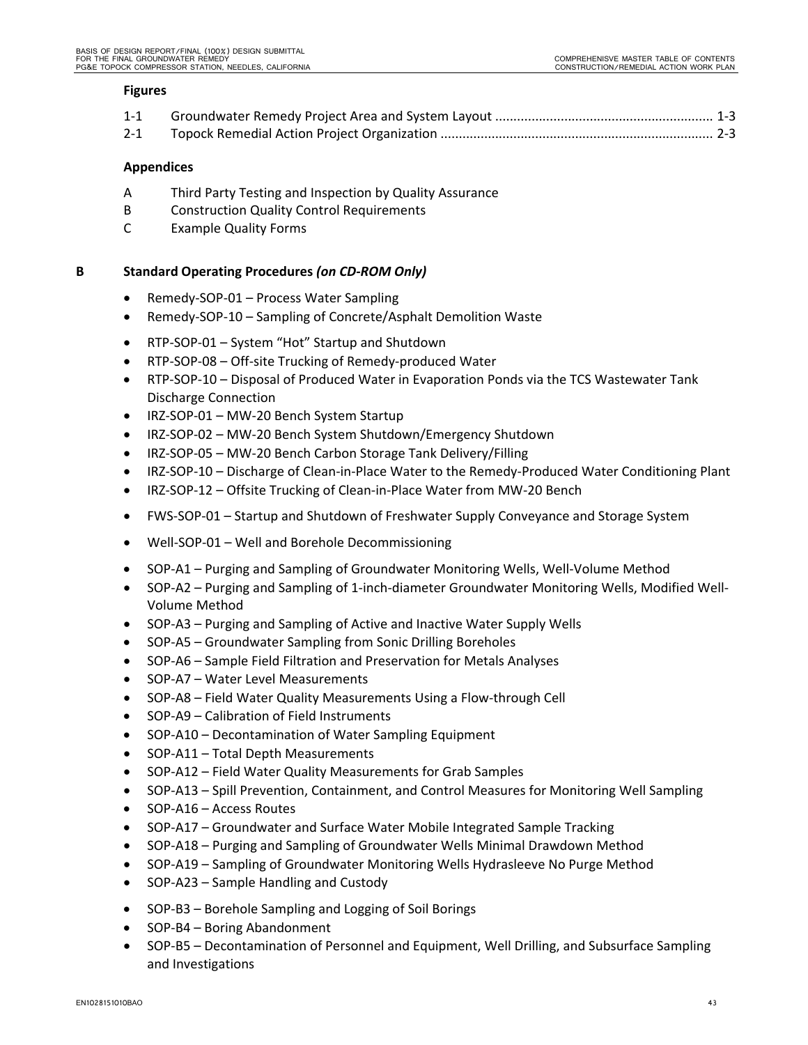**Figures**

1-1 Groundwater Remedy Project Area and System Layout ............................................................ 1-3
2-1 Topock Remedial Action Project Organization ........................................................................... 2-3

**Appendices**

A Third Party Testing and Inspection by Quality Assurance
B Construction Quality Control Requirements
C Example Quality Forms

**B Standard Operating Procedures *(on CD-ROM Only)***

- Remedy-SOP-01 – Process Water Sampling
- Remedy-SOP-10 – Sampling of Concrete/Asphalt Demolition Waste
- RTP-SOP-01 – System "Hot" Startup and Shutdown
- RTP-SOP-08 – Off-site Trucking of Remedy-produced Water
- RTP-SOP-10 – Disposal of Produced Water in Evaporation Ponds via the TCS Wastewater Tank Discharge Connection
- IRZ-SOP-01 – MW-20 Bench System Startup
- IRZ-SOP-02 – MW-20 Bench System Shutdown/Emergency Shutdown
- IRZ-SOP-05 – MW-20 Bench Carbon Storage Tank Delivery/Filling
- IRZ-SOP-10 – Discharge of Clean-in-Place Water to the Remedy-Produced Water Conditioning Plant
- IRZ-SOP-12 – Offsite Trucking of Clean-in-Place Water from MW-20 Bench
- FWS-SOP-01 – Startup and Shutdown of Freshwater Supply Conveyance and Storage System
- Well-SOP-01 – Well and Borehole Decommissioning
- SOP-A1 – Purging and Sampling of Groundwater Monitoring Wells, Well-Volume Method
- SOP-A2 – Purging and Sampling of 1-inch-diameter Groundwater Monitoring Wells, Modified Well-Volume Method
- SOP-A3 – Purging and Sampling of Active and Inactive Water Supply Wells
- SOP-A5 – Groundwater Sampling from Sonic Drilling Boreholes
- SOP-A6 – Sample Field Filtration and Preservation for Metals Analyses
- SOP-A7 – Water Level Measurements
- SOP-A8 – Field Water Quality Measurements Using a Flow-through Cell
- SOP-A9 – Calibration of Field Instruments
- SOP-A10 – Decontamination of Water Sampling Equipment
- SOP-A11 – Total Depth Measurements
- SOP-A12 – Field Water Quality Measurements for Grab Samples
- SOP-A13 – Spill Prevention, Containment, and Control Measures for Monitoring Well Sampling
- SOP-A16 – Access Routes
- SOP-A17 – Groundwater and Surface Water Mobile Integrated Sample Tracking
- SOP-A18 – Purging and Sampling of Groundwater Wells Minimal Drawdown Method
- SOP-A19 – Sampling of Groundwater Monitoring Wells Hydrasleeve No Purge Method
- SOP-A23 – Sample Handling and Custody
- SOP-B3 – Borehole Sampling and Logging of Soil Borings
- SOP-B4 – Boring Abandonment
- SOP-B5 – Decontamination of Personnel and Equipment, Well Drilling, and Subsurface Sampling and Investigations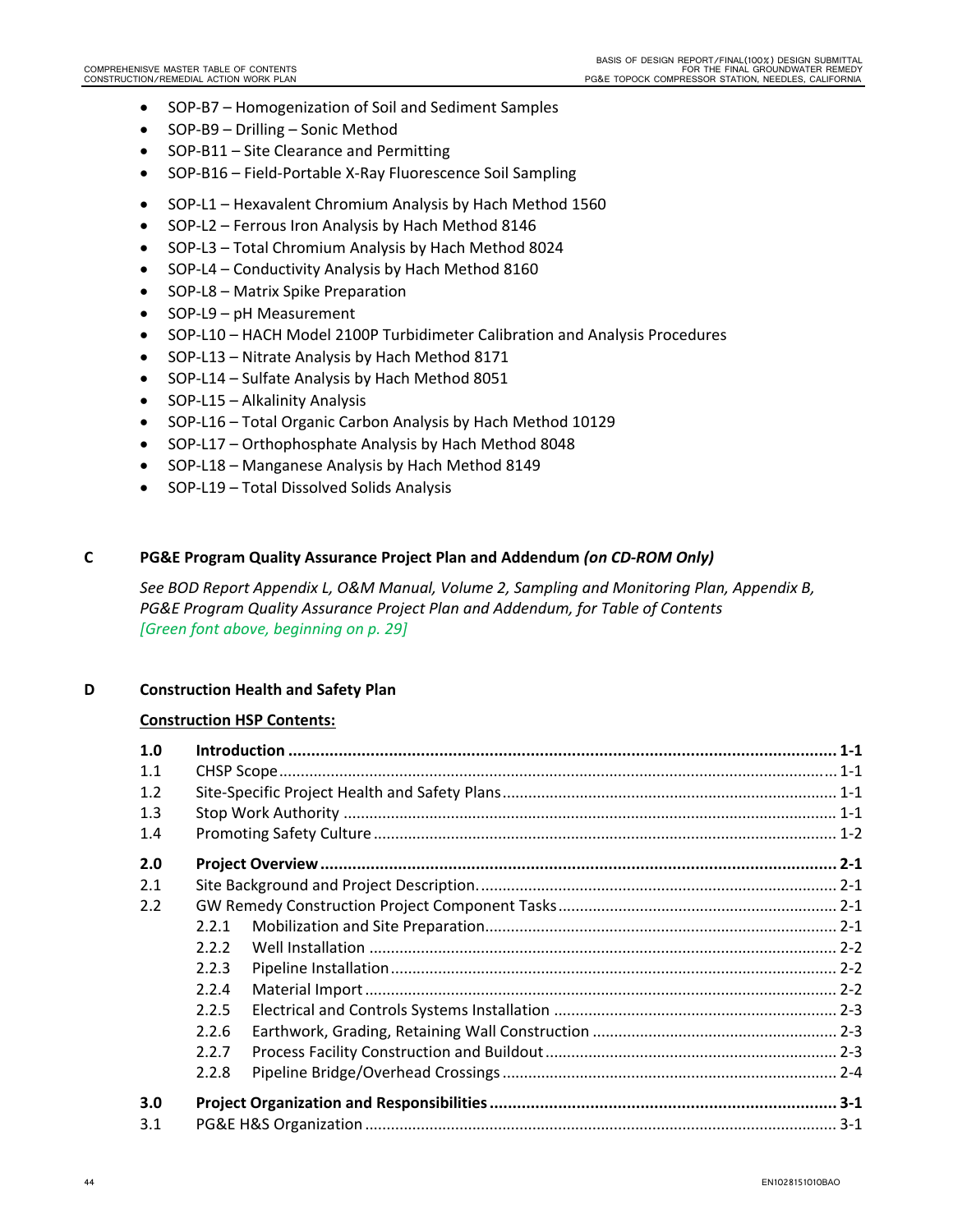- SOP-B7 – Homogenization of Soil and Sediment Samples
- SOP-B9 – Drilling – Sonic Method
- SOP-B11 – Site Clearance and Permitting
- SOP-B16 – Field-Portable X-Ray Fluorescence Soil Sampling

- SOP-L1 – Hexavalent Chromium Analysis by Hach Method 1560
- SOP-L2 – Ferrous Iron Analysis by Hach Method 8146
- SOP-L3 – Total Chromium Analysis by Hach Method 8024
- SOP-L4 – Conductivity Analysis by Hach Method 8160
- SOP-L8 – Matrix Spike Preparation
- SOP-L9 – pH Measurement
- SOP-L10 – HACH Model 2100P Turbidimeter Calibration and Analysis Procedures
- SOP-L13 – Nitrate Analysis by Hach Method 8171
- SOP-L14 – Sulfate Analysis by Hach Method 8051
- SOP-L15 – Alkalinity Analysis
- SOP-L16 – Total Organic Carbon Analysis by Hach Method 10129
- SOP-L17 – Orthophosphate Analysis by Hach Method 8048
- SOP-L18 – Manganese Analysis by Hach Method 8149
- SOP-L19 – Total Dissolved Solids Analysis

## C PG&E Program Quality Assurance Project Plan and Addendum *(on CD-ROM Only)*

*See BOD Report Appendix L, O&M Manual, Volume 2, Sampling and Monitoring Plan, Appendix B, PG&E Program Quality Assurance Project Plan and Addendum, for Table of Contents*
*[Green font above, beginning on p. 29]*

## D Construction Health and Safety Plan

**Construction HSP Contents:**

| | | |
|---|---|---|
| **1.0** | **Introduction** | **1-1** |
| 1.1 | CHSP Scope | 1-1 |
| 1.2 | Site-Specific Project Health and Safety Plans | 1-1 |
| 1.3 | Stop Work Authority | 1-1 |
| 1.4 | Promoting Safety Culture | 1-2 |
| **2.0** | **Project Overview** | **2-1** |
| 2.1 | Site Background and Project Description. | 2-1 |
| 2.2 | GW Remedy Construction Project Component Tasks | 2-1 |
| 2.2.1 | Mobilization and Site Preparation | 2-1 |
| 2.2.2 | Well Installation | 2-2 |
| 2.2.3 | Pipeline Installation | 2-2 |
| 2.2.4 | Material Import | 2-2 |
| 2.2.5 | Electrical and Controls Systems Installation | 2-3 |
| 2.2.6 | Earthwork, Grading, Retaining Wall Construction | 2-3 |
| 2.2.7 | Process Facility Construction and Buildout | 2-3 |
| 2.2.8 | Pipeline Bridge/Overhead Crossings | 2-4 |
| **3.0** | **Project Organization and Responsibilities** | **3-1** |
| 3.1 | PG&E H&S Organization | 3-1 |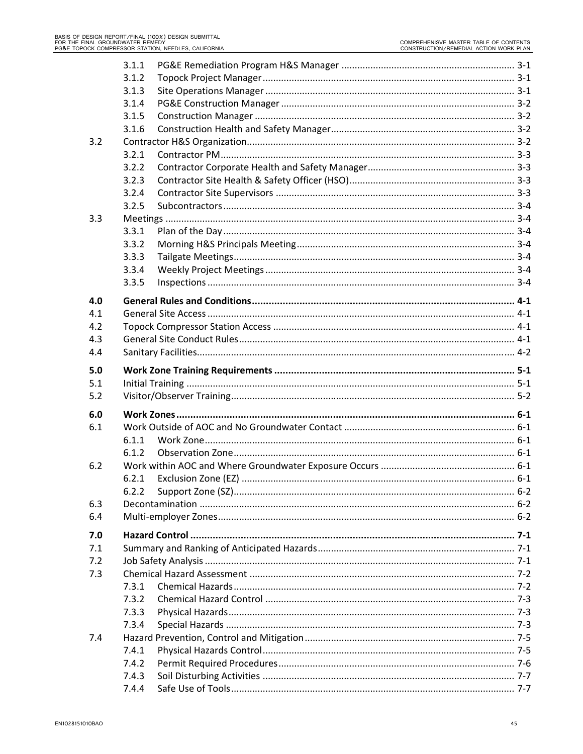| | | |
|---|---|---|
| 3.1.1 | PG&E Remediation Program H&S Manager | 3-1 |
| 3.1.2 | Topock Project Manager | 3-1 |
| 3.1.3 | Site Operations Manager | 3-1 |
| 3.1.4 | PG&E Construction Manager | 3-2 |
| 3.1.5 | Construction Manager | 3-2 |
| 3.1.6 | Construction Health and Safety Manager | 3-2 |
| 3.2 | Contractor H&S Organization | 3-2 |
| 3.2.1 | Contractor PM | 3-3 |
| 3.2.2 | Contractor Corporate Health and Safety Manager | 3-3 |
| 3.2.3 | Contractor Site Health & Safety Officer (HSO) | 3-3 |
| 3.2.4 | Contractor Site Supervisors | 3-3 |
| 3.2.5 | Subcontractors | 3-4 |
| 3.3 | Meetings | 3-4 |
| 3.3.1 | Plan of the Day | 3-4 |
| 3.3.2 | Morning H&S Principals Meeting | 3-4 |
| 3.3.3 | Tailgate Meetings | 3-4 |
| 3.3.4 | Weekly Project Meetings | 3-4 |
| 3.3.5 | Inspections | 3-4 |
| **4.0** | **General Rules and Conditions** | **4-1** |
| 4.1 | General Site Access | 4-1 |
| 4.2 | Topock Compressor Station Access | 4-1 |
| 4.3 | General Site Conduct Rules | 4-1 |
| 4.4 | Sanitary Facilities | 4-2 |
| **5.0** | **Work Zone Training Requirements** | **5-1** |
| 5.1 | Initial Training | 5-1 |
| 5.2 | Visitor/Observer Training | 5-2 |
| **6.0** | **Work Zones** | **6-1** |
| 6.1 | Work Outside of AOC and No Groundwater Contact | 6-1 |
| 6.1.1 | Work Zone | 6-1 |
| 6.1.2 | Observation Zone | 6-1 |
| 6.2 | Work within AOC and Where Groundwater Exposure Occurs | 6-1 |
| 6.2.1 | Exclusion Zone (EZ) | 6-1 |
| 6.2.2 | Support Zone (SZ) | 6-2 |
| 6.3 | Decontamination | 6-2 |
| 6.4 | Multi-employer Zones | 6-2 |
| **7.0** | **Hazard Control** | **7-1** |
| 7.1 | Summary and Ranking of Anticipated Hazards | 7-1 |
| 7.2 | Job Safety Analysis | 7-1 |
| 7.3 | Chemical Hazard Assessment | 7-2 |
| 7.3.1 | Chemical Hazards | 7-2 |
| 7.3.2 | Chemical Hazard Control | 7-3 |
| 7.3.3 | Physical Hazards | 7-3 |
| 7.3.4 | Special Hazards | 7-3 |
| 7.4 | Hazard Prevention, Control and Mitigation | 7-5 |
| 7.4.1 | Physical Hazards Control | 7-5 |
| 7.4.2 | Permit Required Procedures | 7-6 |
| 7.4.3 | Soil Disturbing Activities | 7-7 |
| 7.4.4 | Safe Use of Tools | 7-7 |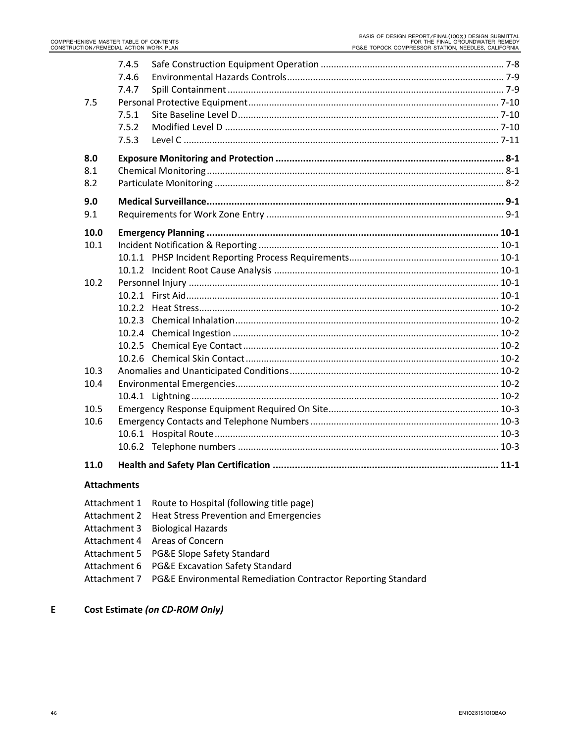| | | |
|---|---|---|
| 7.4.5 | Safe Construction Equipment Operation | 7-8 |
| 7.4.6 | Environmental Hazards Controls | 7-9 |
| 7.4.7 | Spill Containment | 7-9 |
| 7.5 | Personal Protective Equipment | 7-10 |
| 7.5.1 | Site Baseline Level D | 7-10 |
| 7.5.2 | Modified Level D | 7-10 |
| 7.5.3 | Level C | 7-11 |
| **8.0** | **Exposure Monitoring and Protection** | **8-1** |
| 8.1 | Chemical Monitoring | 8-1 |
| 8.2 | Particulate Monitoring | 8-2 |
| **9.0** | **Medical Surveillance** | **9-1** |
| 9.1 | Requirements for Work Zone Entry | 9-1 |
| **10.0** | **Emergency Planning** | **10-1** |
| 10.1 | Incident Notification & Reporting | 10-1 |
| 10.1.1 | PHSP Incident Reporting Process Requirements | 10-1 |
| 10.1.2 | Incident Root Cause Analysis | 10-1 |
| 10.2 | Personnel Injury | 10-1 |
| 10.2.1 | First Aid | 10-1 |
| 10.2.2 | Heat Stress | 10-2 |
| 10.2.3 | Chemical Inhalation | 10-2 |
| 10.2.4 | Chemical Ingestion | 10-2 |
| 10.2.5 | Chemical Eye Contact | 10-2 |
| 10.2.6 | Chemical Skin Contact | 10-2 |
| 10.3 | Anomalies and Unanticipated Conditions | 10-2 |
| 10.4 | Environmental Emergencies | 10-2 |
| 10.4.1 | Lightning | 10-2 |
| 10.5 | Emergency Response Equipment Required On Site | 10-3 |
| 10.6 | Emergency Contacts and Telephone Numbers | 10-3 |
| 10.6.1 | Hospital Route | 10-3 |
| 10.6.2 | Telephone numbers | 10-3 |
| **11.0** | **Health and Safety Plan Certification** | **11-1** |

**Attachments**

- Attachment 1 Route to Hospital (following title page)
- Attachment 2 Heat Stress Prevention and Emergencies
- Attachment 3 Biological Hazards
- Attachment 4 Areas of Concern
- Attachment 5 PG&E Slope Safety Standard
- Attachment 6 PG&E Excavation Safety Standard
- Attachment 7 PG&E Environmental Remediation Contractor Reporting Standard

**E Cost Estimate *(on CD-ROM Only)***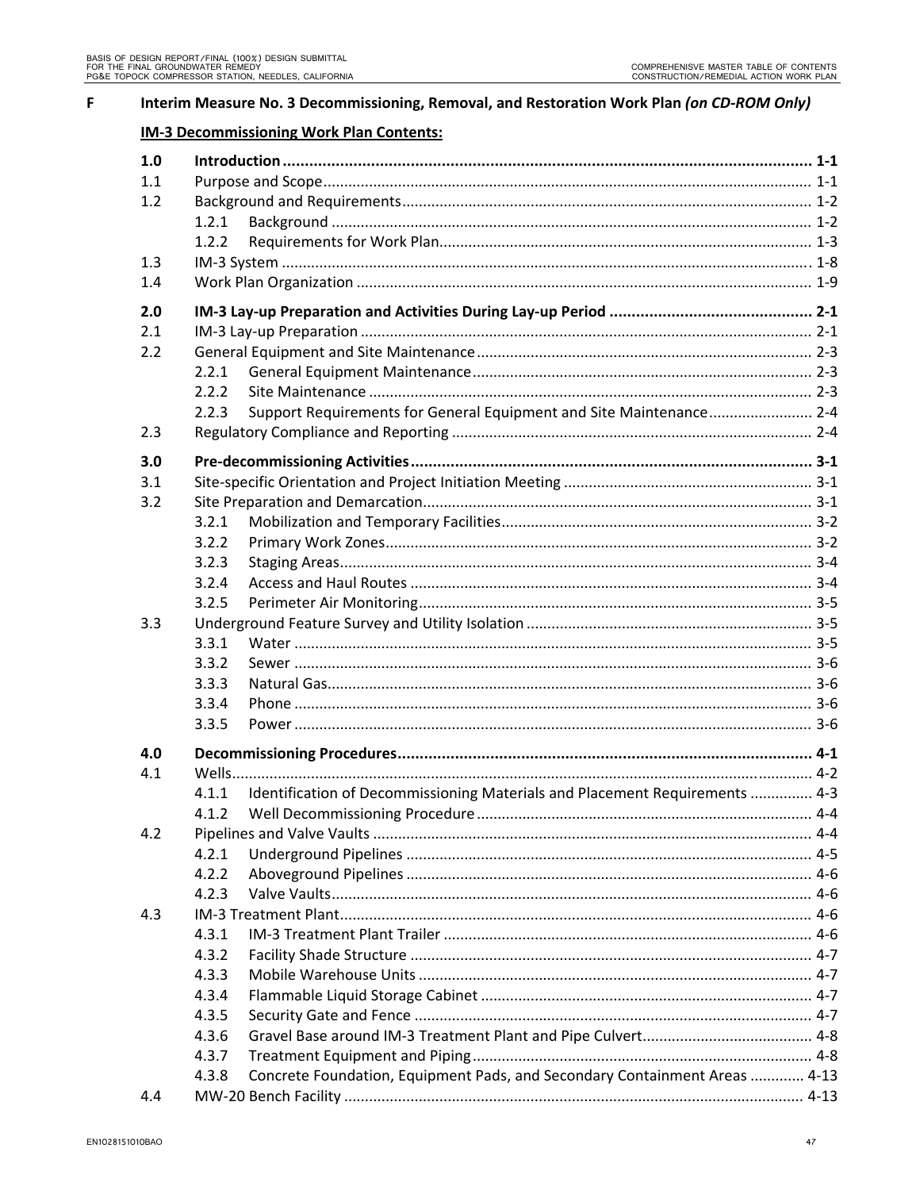**F Interim Measure No. 3 Decommissioning, Removal, and Restoration Work Plan *(on CD-ROM Only)***

**IM-3 Decommissioning Work Plan Contents:**

| | | |
|---|---|---|
| **1.0** | **Introduction** | **1-1** |
| 1.1 | Purpose and Scope | 1-1 |
| 1.2 | Background and Requirements | 1-2 |
| | 1.2.1 Background | 1-2 |
| | 1.2.2 Requirements for Work Plan | 1-3 |
| 1.3 | IM-3 System | 1-8 |
| 1.4 | Work Plan Organization | 1-9 |
| **2.0** | **IM-3 Lay-up Preparation and Activities During Lay-up Period** | **2-1** |
| 2.1 | IM-3 Lay-up Preparation | 2-1 |
| 2.2 | General Equipment and Site Maintenance | 2-3 |
| | 2.2.1 General Equipment Maintenance | 2-3 |
| | 2.2.2 Site Maintenance | 2-3 |
| | 2.2.3 Support Requirements for General Equipment and Site Maintenance | 2-4 |
| 2.3 | Regulatory Compliance and Reporting | 2-4 |
| **3.0** | **Pre-decommissioning Activities** | **3-1** |
| 3.1 | Site-specific Orientation and Project Initiation Meeting | 3-1 |
| 3.2 | Site Preparation and Demarcation | 3-1 |
| | 3.2.1 Mobilization and Temporary Facilities | 3-2 |
| | 3.2.2 Primary Work Zones | 3-2 |
| | 3.2.3 Staging Areas | 3-4 |
| | 3.2.4 Access and Haul Routes | 3-4 |
| | 3.2.5 Perimeter Air Monitoring | 3-5 |
| 3.3 | Underground Feature Survey and Utility Isolation | 3-5 |
| | 3.3.1 Water | 3-5 |
| | 3.3.2 Sewer | 3-6 |
| | 3.3.3 Natural Gas | 3-6 |
| | 3.3.4 Phone | 3-6 |
| | 3.3.5 Power | 3-6 |
| **4.0** | **Decommissioning Procedures** | **4-1** |
| 4.1 | Wells | 4-2 |
| | 4.1.1 Identification of Decommissioning Materials and Placement Requirements | 4-3 |
| | 4.1.2 Well Decommissioning Procedure | 4-4 |
| 4.2 | Pipelines and Valve Vaults | 4-4 |
| | 4.2.1 Underground Pipelines | 4-5 |
| | 4.2.2 Aboveground Pipelines | 4-6 |
| | 4.2.3 Valve Vaults | 4-6 |
| 4.3 | IM-3 Treatment Plant | 4-6 |
| | 4.3.1 IM-3 Treatment Plant Trailer | 4-6 |
| | 4.3.2 Facility Shade Structure | 4-7 |
| | 4.3.3 Mobile Warehouse Units | 4-7 |
| | 4.3.4 Flammable Liquid Storage Cabinet | 4-7 |
| | 4.3.5 Security Gate and Fence | 4-7 |
| | 4.3.6 Gravel Base around IM-3 Treatment Plant and Pipe Culvert | 4-8 |
| | 4.3.7 Treatment Equipment and Piping | 4-8 |
| | 4.3.8 Concrete Foundation, Equipment Pads, and Secondary Containment Areas | 4-13 |
| 4.4 | MW-20 Bench Facility | 4-13 |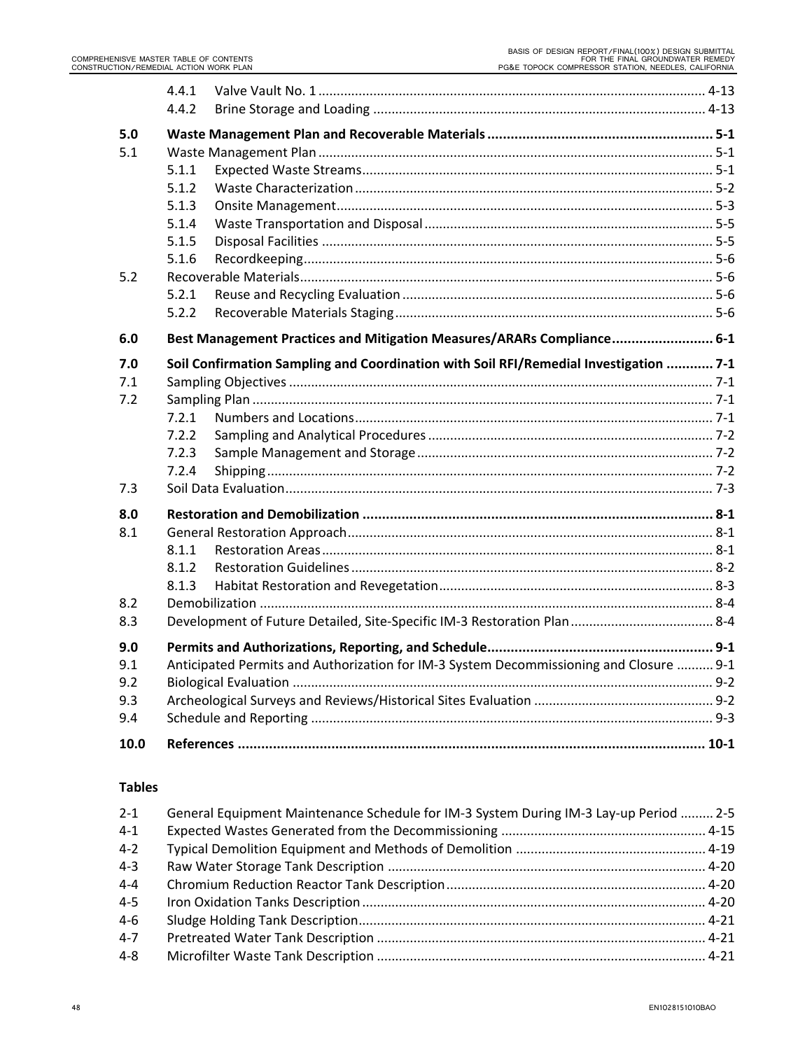| | | | |
|---|---|---|---|
| | 4.4.1 | Valve Vault No. 1 | 4-13 |
| | 4.4.2 | Brine Storage and Loading | 4-13 |
| **5.0** | **Waste Management Plan and Recoverable Materials** | | **5-1** |
| 5.1 | Waste Management Plan | | 5-1 |
| | 5.1.1 | Expected Waste Streams | 5-1 |
| | 5.1.2 | Waste Characterization | 5-2 |
| | 5.1.3 | Onsite Management | 5-3 |
| | 5.1.4 | Waste Transportation and Disposal | 5-5 |
| | 5.1.5 | Disposal Facilities | 5-5 |
| | 5.1.6 | Recordkeeping | 5-6 |
| 5.2 | Recoverable Materials | | 5-6 |
| | 5.2.1 | Reuse and Recycling Evaluation | 5-6 |
| | 5.2.2 | Recoverable Materials Staging | 5-6 |
| **6.0** | **Best Management Practices and Mitigation Measures/ARARs Compliance** | | **6-1** |
| **7.0** | **Soil Confirmation Sampling and Coordination with Soil RFI/Remedial Investigation** | | **7-1** |
| 7.1 | Sampling Objectives | | 7-1 |
| 7.2 | Sampling Plan | | 7-1 |
| | 7.2.1 | Numbers and Locations | 7-1 |
| | 7.2.2 | Sampling and Analytical Procedures | 7-2 |
| | 7.2.3 | Sample Management and Storage | 7-2 |
| | 7.2.4 | Shipping | 7-2 |
| 7.3 | Soil Data Evaluation | | 7-3 |
| **8.0** | **Restoration and Demobilization** | | **8-1** |
| 8.1 | General Restoration Approach | | 8-1 |
| | 8.1.1 | Restoration Areas | 8-1 |
| | 8.1.2 | Restoration Guidelines | 8-2 |
| | 8.1.3 | Habitat Restoration and Revegetation | 8-3 |
| 8.2 | Demobilization | | 8-4 |
| 8.3 | Development of Future Detailed, Site-Specific IM-3 Restoration Plan | | 8-4 |
| **9.0** | **Permits and Authorizations, Reporting, and Schedule** | | **9-1** |
| 9.1 | Anticipated Permits and Authorization for IM-3 System Decommissioning and Closure | | 9-1 |
| 9.2 | Biological Evaluation | | 9-2 |
| 9.3 | Archeological Surveys and Reviews/Historical Sites Evaluation | | 9-2 |
| 9.4 | Schedule and Reporting | | 9-3 |
| **10.0** | **References** | | **10-1** |

**Tables**

| | | |
|---|---|---|
| 2-1 | General Equipment Maintenance Schedule for IM-3 System During IM-3 Lay-up Period | 2-5 |
| 4-1 | Expected Wastes Generated from the Decommissioning | 4-15 |
| 4-2 | Typical Demolition Equipment and Methods of Demolition | 4-19 |
| 4-3 | Raw Water Storage Tank Description | 4-20 |
| 4-4 | Chromium Reduction Reactor Tank Description | 4-20 |
| 4-5 | Iron Oxidation Tanks Description | 4-20 |
| 4-6 | Sludge Holding Tank Description | 4-21 |
| 4-7 | Pretreated Water Tank Description | 4-21 |
| 4-8 | Microfilter Waste Tank Description | 4-21 |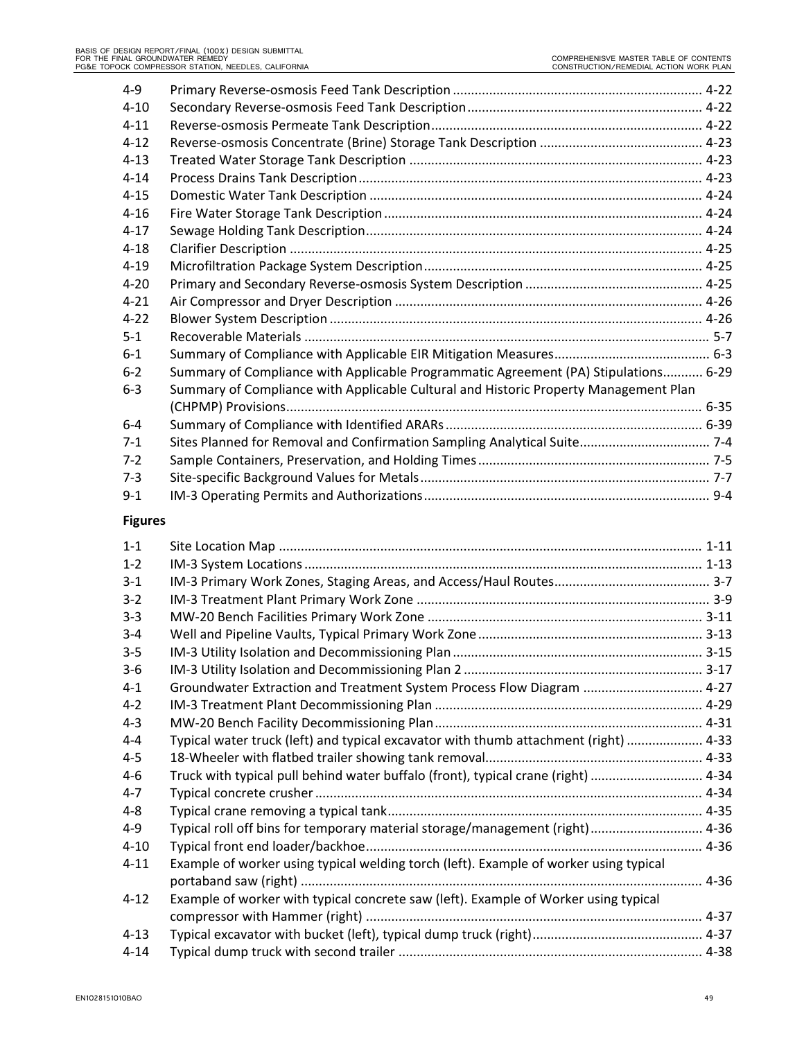| | | |
|---|---|---|
| 4-9 | Primary Reverse-osmosis Feed Tank Description | 4-22 |
| 4-10 | Secondary Reverse-osmosis Feed Tank Description | 4-22 |
| 4-11 | Reverse-osmosis Permeate Tank Description | 4-22 |
| 4-12 | Reverse-osmosis Concentrate (Brine) Storage Tank Description | 4-23 |
| 4-13 | Treated Water Storage Tank Description | 4-23 |
| 4-14 | Process Drains Tank Description | 4-23 |
| 4-15 | Domestic Water Tank Description | 4-24 |
| 4-16 | Fire Water Storage Tank Description | 4-24 |
| 4-17 | Sewage Holding Tank Description | 4-24 |
| 4-18 | Clarifier Description | 4-25 |
| 4-19 | Microfiltration Package System Description | 4-25 |
| 4-20 | Primary and Secondary Reverse-osmosis System Description | 4-25 |
| 4-21 | Air Compressor and Dryer Description | 4-26 |
| 4-22 | Blower System Description | 4-26 |
| 5-1 | Recoverable Materials | 5-7 |
| 6-1 | Summary of Compliance with Applicable EIR Mitigation Measures | 6-3 |
| 6-2 | Summary of Compliance with Applicable Programmatic Agreement (PA) Stipulations | 6-29 |
| 6-3 | Summary of Compliance with Applicable Cultural and Historic Property Management Plan (CHPMP) Provisions | 6-35 |
| 6-4 | Summary of Compliance with Identified ARARs | 6-39 |
| 7-1 | Sites Planned for Removal and Confirmation Sampling Analytical Suite | 7-4 |
| 7-2 | Sample Containers, Preservation, and Holding Times | 7-5 |
| 7-3 | Site-specific Background Values for Metals | 7-7 |
| 9-1 | IM-3 Operating Permits and Authorizations | 9-4 |

## Figures

| | | |
|---|---|---|
| 1-1 | Site Location Map | 1-11 |
| 1-2 | IM-3 System Locations | 1-13 |
| 3-1 | IM-3 Primary Work Zones, Staging Areas, and Access/Haul Routes | 3-7 |
| 3-2 | IM-3 Treatment Plant Primary Work Zone | 3-9 |
| 3-3 | MW-20 Bench Facilities Primary Work Zone | 3-11 |
| 3-4 | Well and Pipeline Vaults, Typical Primary Work Zone | 3-13 |
| 3-5 | IM-3 Utility Isolation and Decommissioning Plan | 3-15 |
| 3-6 | IM-3 Utility Isolation and Decommissioning Plan 2 | 3-17 |
| 4-1 | Groundwater Extraction and Treatment System Process Flow Diagram | 4-27 |
| 4-2 | IM-3 Treatment Plant Decommissioning Plan | 4-29 |
| 4-3 | MW-20 Bench Facility Decommissioning Plan | 4-31 |
| 4-4 | Typical water truck (left) and typical excavator with thumb attachment (right) | 4-33 |
| 4-5 | 18-Wheeler with flatbed trailer showing tank removal | 4-33 |
| 4-6 | Truck with typical pull behind water buffalo (front), typical crane (right) | 4-34 |
| 4-7 | Typical concrete crusher | 4-34 |
| 4-8 | Typical crane removing a typical tank | 4-35 |
| 4-9 | Typical roll off bins for temporary material storage/management (right) | 4-36 |
| 4-10 | Typical front end loader/backhoe | 4-36 |
| 4-11 | Example of worker using typical welding torch (left). Example of worker using typical portaband saw (right) | 4-36 |
| 4-12 | Example of worker with typical concrete saw (left). Example of Worker using typical compressor with Hammer (right) | 4-37 |
| 4-13 | Typical excavator with bucket (left), typical dump truck (right) | 4-37 |
| 4-14 | Typical dump truck with second trailer | 4-38 |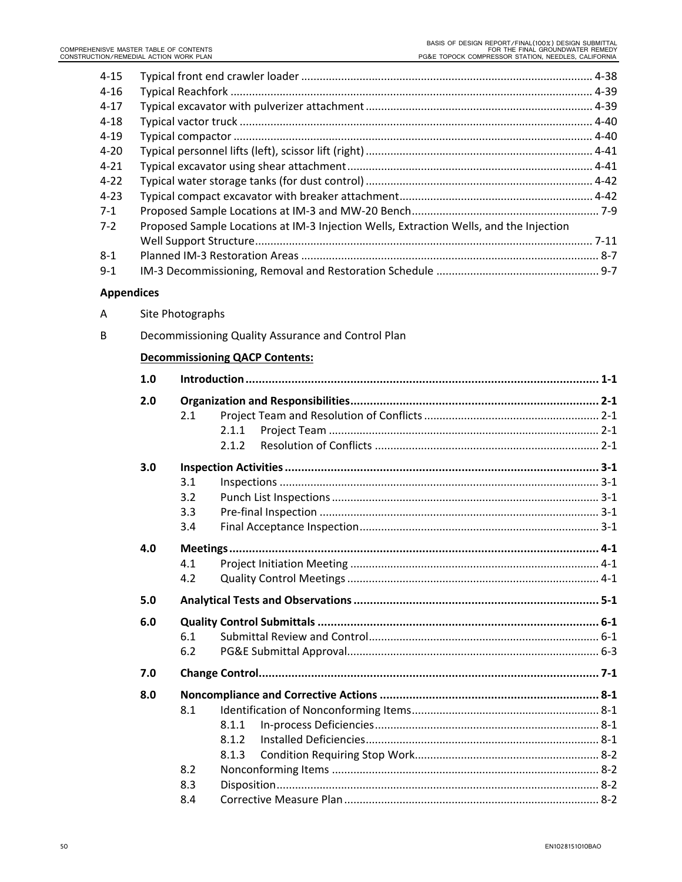| | | |
|---|---|---|
| 4-15 | Typical front end crawler loader | 4-38 |
| 4-16 | Typical Reachfork | 4-39 |
| 4-17 | Typical excavator with pulverizer attachment | 4-39 |
| 4-18 | Typical vactor truck | 4-40 |
| 4-19 | Typical compactor | 4-40 |
| 4-20 | Typical personnel lifts (left), scissor lift (right) | 4-41 |
| 4-21 | Typical excavator using shear attachment | 4-41 |
| 4-22 | Typical water storage tanks (for dust control) | 4-42 |
| 4-23 | Typical compact excavator with breaker attachment | 4-42 |
| 7-1 | Proposed Sample Locations at IM-3 and MW-20 Bench | 7-9 |
| 7-2 | Proposed Sample Locations at IM-3 Injection Wells, Extraction Wells, and the Injection Well Support Structure | 7-11 |
| 8-1 | Planned IM-3 Restoration Areas | 8-7 |
| 9-1 | IM-3 Decommissioning, Removal and Restoration Schedule | 9-7 |

**Appendices**

A Site Photographs

B Decommissioning Quality Assurance and Control Plan

**Decommissioning QACP Contents:**

**1.0 Introduction ........ 1-1**

**2.0 Organization and Responsibilities ........ 2-1**

- 2.1 Project Team and Resolution of Conflicts ........ 2-1
  - 2.1.1 Project Team ........ 2-1
  - 2.1.2 Resolution of Conflicts ........ 2-1

**3.0 Inspection Activities ........ 3-1**

- 3.1 Inspections ........ 3-1
- 3.2 Punch List Inspections ........ 3-1
- 3.3 Pre-final Inspection ........ 3-1
- 3.4 Final Acceptance Inspection ........ 3-1

**4.0 Meetings ........ 4-1**

- 4.1 Project Initiation Meeting ........ 4-1
- 4.2 Quality Control Meetings ........ 4-1

**5.0 Analytical Tests and Observations ........ 5-1**

**6.0 Quality Control Submittals ........ 6-1**

- 6.1 Submittal Review and Control ........ 6-1
- 6.2 PG&E Submittal Approval ........ 6-3

**7.0 Change Control ........ 7-1**

**8.0 Noncompliance and Corrective Actions ........ 8-1**

- 8.1 Identification of Nonconforming Items ........ 8-1
  - 8.1.1 In-process Deficiencies ........ 8-1
  - 8.1.2 Installed Deficiencies ........ 8-1
  - 8.1.3 Condition Requiring Stop Work ........ 8-2
- 8.2 Nonconforming Items ........ 8-2
- 8.3 Disposition ........ 8-2
- 8.4 Corrective Measure Plan ........ 8-2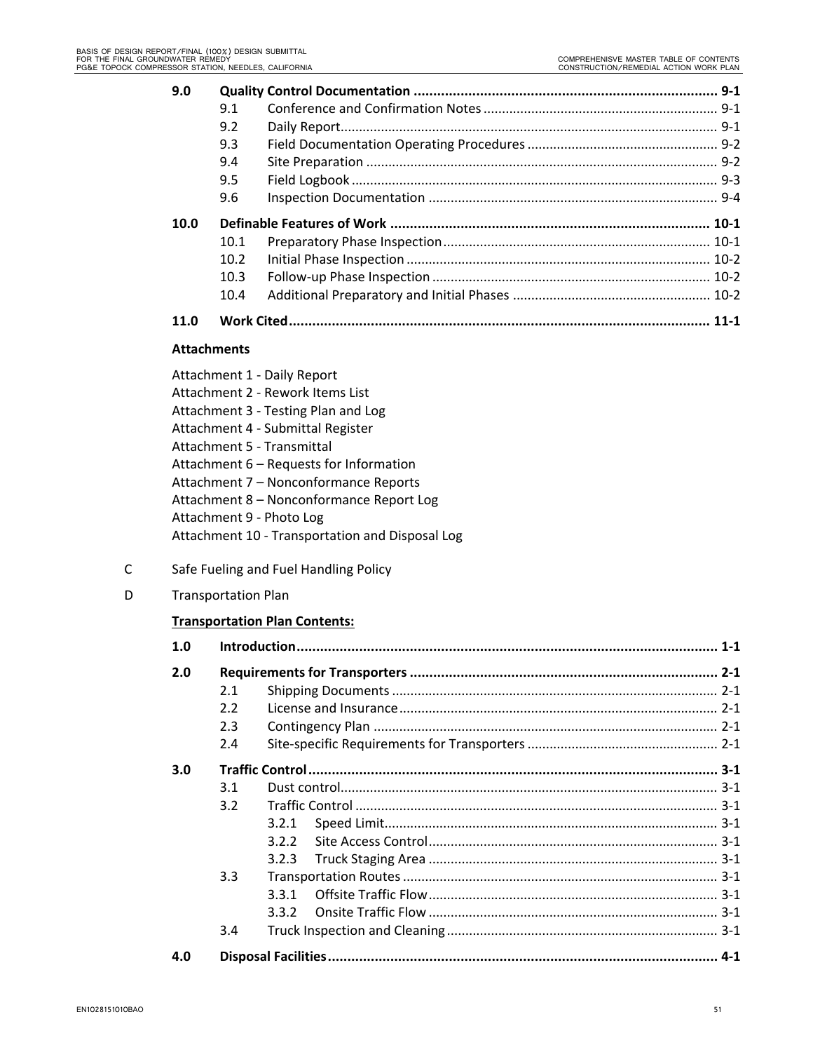| | | | |
|---|---|---|---|
| **9.0** | **Quality Control Documentation** | | **9-1** |
| | 9.1 | Conference and Confirmation Notes | 9-1 |
| | 9.2 | Daily Report | 9-1 |
| | 9.3 | Field Documentation Operating Procedures | 9-2 |
| | 9.4 | Site Preparation | 9-2 |
| | 9.5 | Field Logbook | 9-3 |
| | 9.6 | Inspection Documentation | 9-4 |
| **10.0** | **Definable Features of Work** | | **10-1** |
| | 10.1 | Preparatory Phase Inspection | 10-1 |
| | 10.2 | Initial Phase Inspection | 10-2 |
| | 10.3 | Follow-up Phase Inspection | 10-2 |
| | 10.4 | Additional Preparatory and Initial Phases | 10-2 |
| **11.0** | **Work Cited** | | **11-1** |

**Attachments**

Attachment 1 - Daily Report
Attachment 2 - Rework Items List
Attachment 3 - Testing Plan and Log
Attachment 4 - Submittal Register
Attachment 5 - Transmittal
Attachment 6 – Requests for Information
Attachment 7 – Nonconformance Reports
Attachment 8 – Nonconformance Report Log
Attachment 9 - Photo Log
Attachment 10 - Transportation and Disposal Log

C Safe Fueling and Fuel Handling Policy

D Transportation Plan

**Transportation Plan Contents:**

| | | | | |
|---|---|---|---|---|
| **1.0** | **Introduction** | | | **1-1** |
| **2.0** | **Requirements for Transporters** | | | **2-1** |
| | 2.1 | Shipping Documents | | 2-1 |
| | 2.2 | License and Insurance | | 2-1 |
| | 2.3 | Contingency Plan | | 2-1 |
| | 2.4 | Site-specific Requirements for Transporters | | 2-1 |
| **3.0** | **Traffic Control** | | | **3-1** |
| | 3.1 | Dust control | | 3-1 |
| | 3.2 | Traffic Control | | 3-1 |
| | | 3.2.1 | Speed Limit | 3-1 |
| | | 3.2.2 | Site Access Control | 3-1 |
| | | 3.2.3 | Truck Staging Area | 3-1 |
| | 3.3 | Transportation Routes | | 3-1 |
| | | 3.3.1 | Offsite Traffic Flow | 3-1 |
| | | 3.3.2 | Onsite Traffic Flow | 3-1 |
| | 3.4 | Truck Inspection and Cleaning | | 3-1 |
| **4.0** | **Disposal Facilities** | | | **4-1** |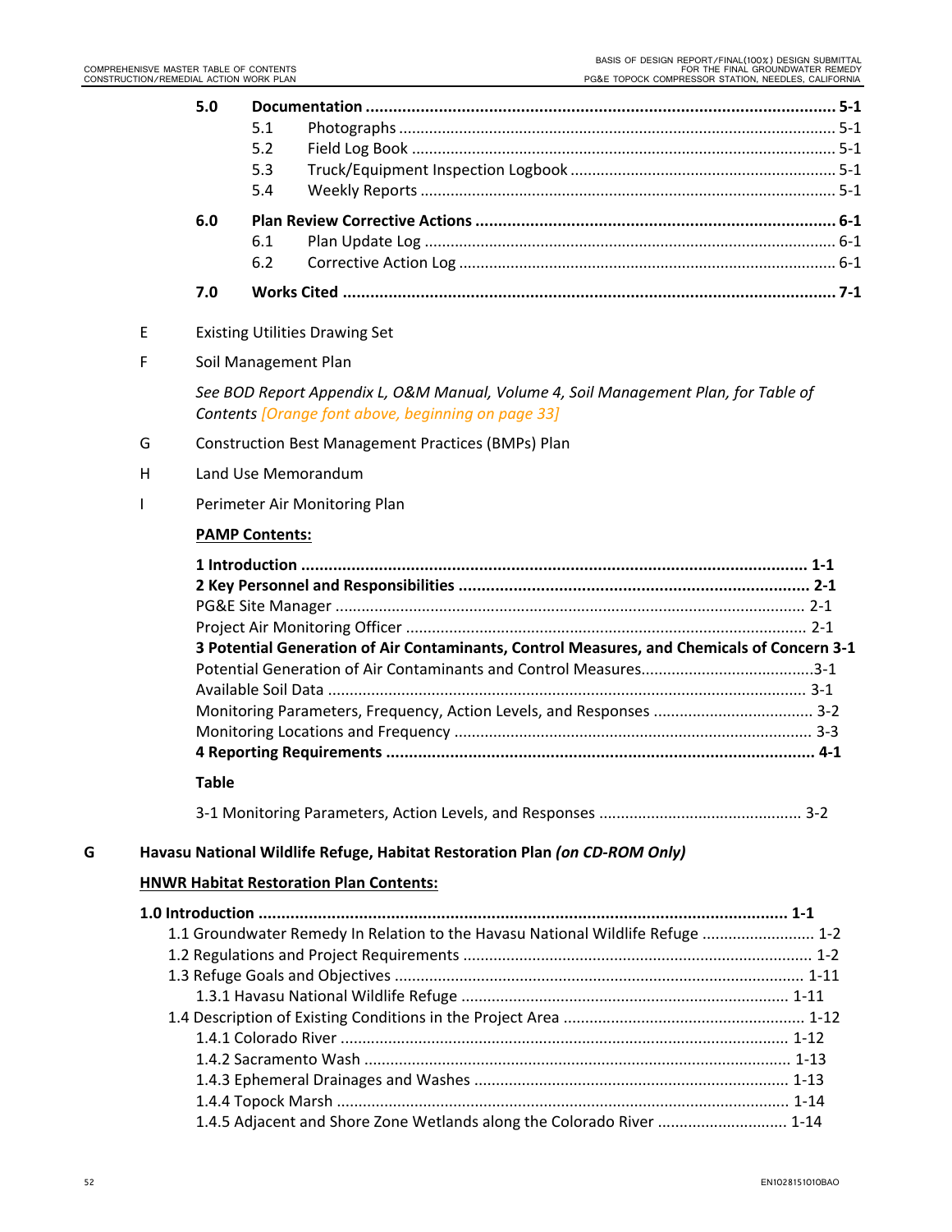**5.0 Documentation ........................................................................................................ 5-1**

- 5.1 Photographs ...................................................................................................... 5-1
- 5.2 Field Log Book ................................................................................................... 5-1
- 5.3 Truck/Equipment Inspection Logbook ............................................................... 5-1
- 5.4 Weekly Reports .................................................................................................. 5-1

**6.0 Plan Review Corrective Actions ............................................................................... 6-1**

- 6.1 Plan Update Log ................................................................................................ 6-1
- 6.2 Corrective Action Log ........................................................................................ 6-1

**7.0 Works Cited ............................................................................................................. 7-1**

E Existing Utilities Drawing Set

F Soil Management Plan

*See BOD Report Appendix L, O&M Manual, Volume 4, Soil Management Plan, for Table of Contents [Orange font above, beginning on page 33]*

G Construction Best Management Practices (BMPs) Plan

H Land Use Memorandum

I Perimeter Air Monitoring Plan

**PAMP Contents:**

**1 Introduction ............................................................................................................. 1-1**
**2 Key Personnel and Responsibilities ............................................................................ 2-1**
PG&E Site Manager ............................................................................................................ 2-1
Project Air Monitoring Officer ............................................................................................ 2-1
**3 Potential Generation of Air Contaminants, Control Measures, and Chemicals of Concern 3-1**
Potential Generation of Air Contaminants and Control Measures........................................3-1
Available Soil Data ............................................................................................................. 3-1
Monitoring Parameters, Frequency, Action Levels, and Responses ..................................... 3-2
Monitoring Locations and Frequency .................................................................................. 3-3
**4 Reporting Requirements ............................................................................................. 4-1**

**Table**

3-1 Monitoring Parameters, Action Levels, and Responses ............................................... 3-2

**G Havasu National Wildlife Refuge, Habitat Restoration Plan *(on CD-ROM Only)***

**HNWR Habitat Restoration Plan Contents:**

**1.0 Introduction ................................................................................................................ 1-1**

- 1.1 Groundwater Remedy In Relation to the Havasu National Wildlife Refuge .......................... 1-2
- 1.2 Regulations and Project Requirements ................................................................................ 1-2
- 1.3 Refuge Goals and Objectives ............................................................................................. 1-11
  - 1.3.1 Havasu National Wildlife Refuge ........................................................................... 1-11
- 1.4 Description of Existing Conditions in the Project Area ........................................................ 1-12
  - 1.4.1 Colorado River ........................................................................................................ 1-12
  - 1.4.2 Sacramento Wash .................................................................................................... 1-13
  - 1.4.3 Ephemeral Drainages and Washes ........................................................................... 1-13
  - 1.4.4 Topock Marsh .......................................................................................................... 1-14
  - 1.4.5 Adjacent and Shore Zone Wetlands along the Colorado River ............................. 1-14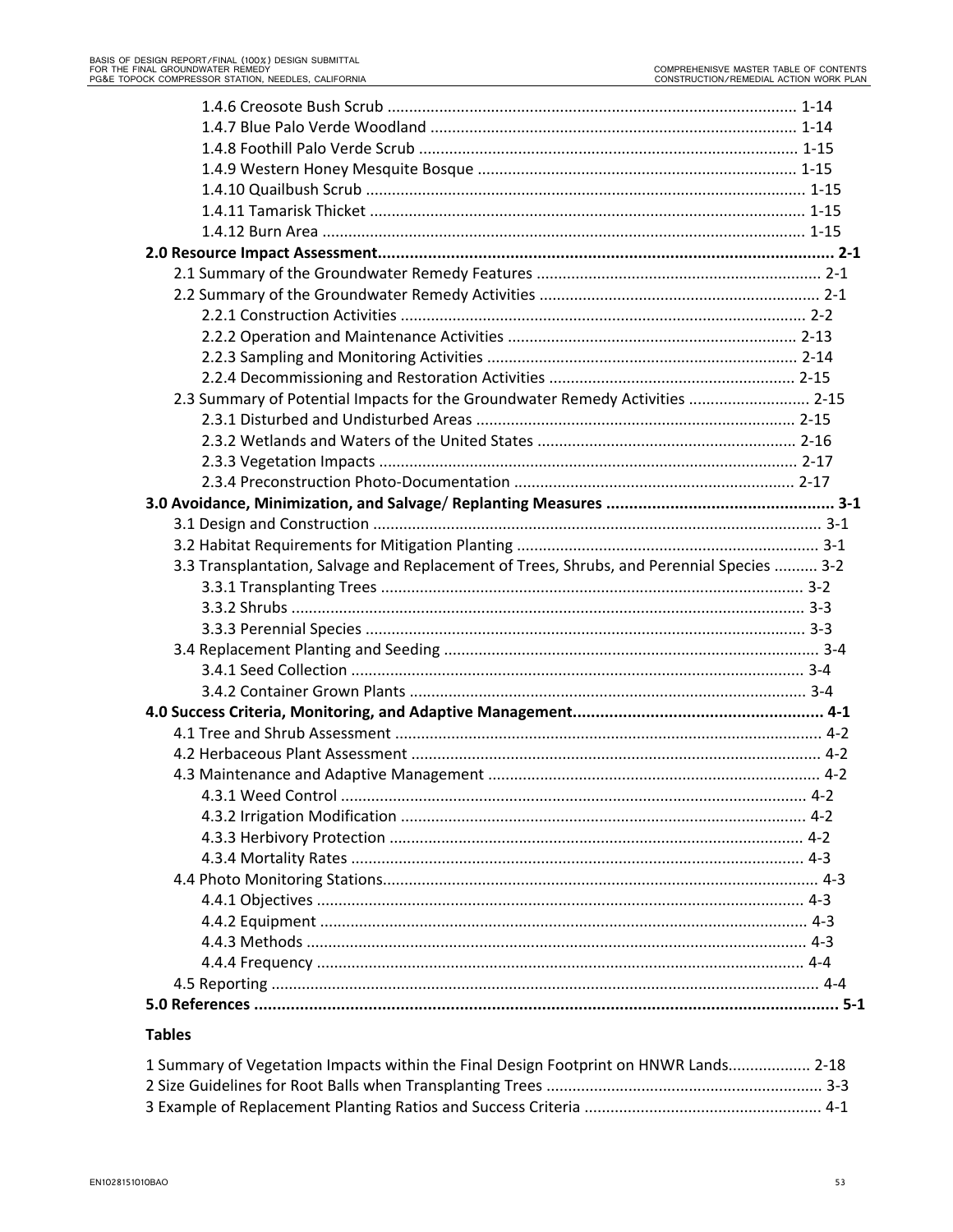1.4.6 Creosote Bush Scrub ............................................................................................ 1-14
1.4.7 Blue Palo Verde Woodland .................................................................................. 1-14
1.4.8 Foothill Palo Verde Scrub ...................................................................................... 1-15
1.4.9 Western Honey Mesquite Bosque ......................................................................... 1-15
1.4.10 Quailbush Scrub ................................................................................................... 1-15
1.4.11 Tamarisk Thicket .................................................................................................. 1-15
1.4.12 Burn Area ............................................................................................................. 1-15

**2.0 Resource Impact Assessment.................................................................................................. 2-1**

2.1 Summary of the Groundwater Remedy Features ................................................................. 2-1
2.2 Summary of the Groundwater Remedy Activities ................................................................ 2-1
2.2.1 Construction Activities ............................................................................................ 2-2
2.2.2 Operation and Maintenance Activities .................................................................. 2-13
2.2.3 Sampling and Monitoring Activities ...................................................................... 2-14
2.2.4 Decommissioning and Restoration Activities ........................................................ 2-15
2.3 Summary of Potential Impacts for the Groundwater Remedy Activities ............................ 2-15
2.3.1 Disturbed and Undisturbed Areas ......................................................................... 2-15
2.3.2 Wetlands and Waters of the United States ........................................................... 2-16
2.3.3 Vegetation Impacts ................................................................................................ 2-17
2.3.4 Preconstruction Photo-Documentation ................................................................ 2-17

**3.0 Avoidance, Minimization, and Salvage/ Replanting Measures ................................................ 3-1**

3.1 Design and Construction ...................................................................................................... 3-1
3.2 Habitat Requirements for Mitigation Planting ..................................................................... 3-1
3.3 Transplantation, Salvage and Replacement of Trees, Shrubs, and Perennial Species .......... 3-2
3.3.1 Transplanting Trees ................................................................................................. 3-2
3.3.2 Shrubs ..................................................................................................................... 3-3
3.3.3 Perennial Species ..................................................................................................... 3-3
3.4 Replacement Planting and Seeding ...................................................................................... 3-4
3.4.1 Seed Collection ........................................................................................................ 3-4
3.4.2 Container Grown Plants .......................................................................................... 3-4

**4.0 Success Criteria, Monitoring, and Adaptive Management...................................................... 4-1**

4.1 Tree and Shrub Assessment ................................................................................................. 4-2
4.2 Herbaceous Plant Assessment ............................................................................................. 4-2
4.3 Maintenance and Adaptive Management ............................................................................ 4-2
4.3.1 Weed Control .......................................................................................................... 4-2
4.3.2 Irrigation Modification ............................................................................................ 4-2
4.3.3 Herbivory Protection ............................................................................................... 4-2
4.3.4 Mortality Rates ........................................................................................................ 4-3
4.4 Photo Monitoring Stations.................................................................................................... 4-3
4.4.1 Objectives ................................................................................................................ 4-3
4.4.2 Equipment ............................................................................................................... 4-3
4.4.3 Methods .................................................................................................................. 4-3
4.4.4 Frequency ................................................................................................................ 4-4
4.5 Reporting ............................................................................................................................. 4-4

**5.0 References ............................................................................................................................... 5-1**

**Tables**

1 Summary of Vegetation Impacts within the Final Design Footprint on HNWR Lands.................. 2-18
2 Size Guidelines for Root Balls when Transplanting Trees ............................................................... 3-3
3 Example of Replacement Planting Ratios and Success Criteria ...................................................... 4-1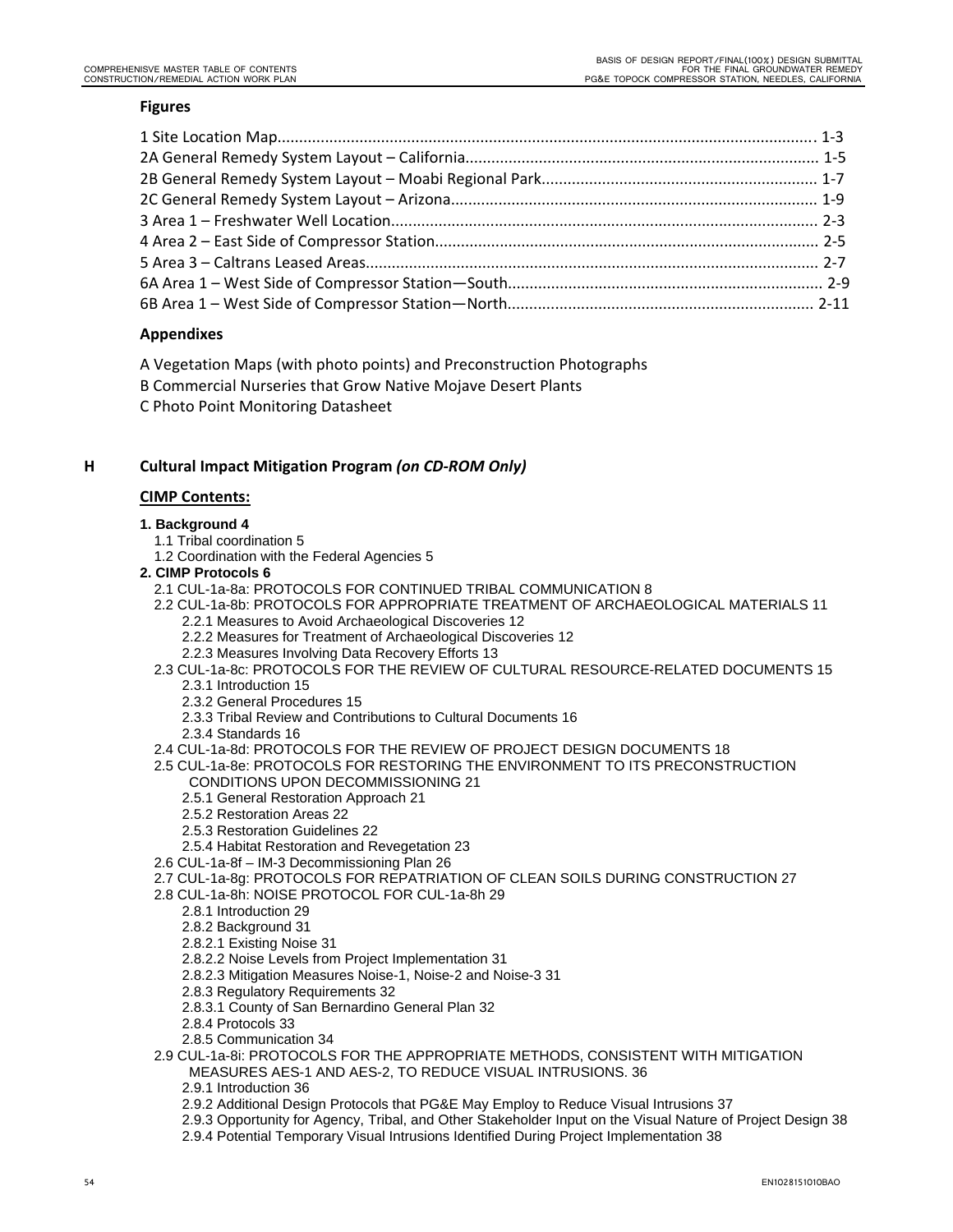### Figures

1 Site Location Map........................................................................................................................... 1-3
2A General Remedy System Layout – California................................................................................. 1-5
2B General Remedy System Layout – Moabi Regional Park................................................................ 1-7
2C General Remedy System Layout – Arizona.................................................................................... 1-9
3 Area 1 – Freshwater Well Location.................................................................................................. 2-3
4 Area 2 – East Side of Compressor Station........................................................................................ 2-5
5 Area 3 – Caltrans Leased Areas........................................................................................................ 2-7
6A Area 1 – West Side of Compressor Station—South........................................................................ 2-9
6B Area 1 – West Side of Compressor Station—North...................................................................... 2-11

### Appendixes

A Vegetation Maps (with photo points) and Preconstruction Photographs
B Commercial Nurseries that Grow Native Mojave Desert Plants
C Photo Point Monitoring Datasheet

## H Cultural Impact Mitigation Program *(on CD-ROM Only)*

**CIMP Contents:**

**1. Background 4**
- 1.1 Tribal coordination 5
- 1.2 Coordination with the Federal Agencies 5

**2. CIMP Protocols 6**
- 2.1 CUL-1a-8a: PROTOCOLS FOR CONTINUED TRIBAL COMMUNICATION 8
- 2.2 CUL-1a-8b: PROTOCOLS FOR APPROPRIATE TREATMENT OF ARCHAEOLOGICAL MATERIALS 11
  - 2.2.1 Measures to Avoid Archaeological Discoveries 12
  - 2.2.2 Measures for Treatment of Archaeological Discoveries 12
  - 2.2.3 Measures Involving Data Recovery Efforts 13
- 2.3 CUL-1a-8c: PROTOCOLS FOR THE REVIEW OF CULTURAL RESOURCE-RELATED DOCUMENTS 15
  - 2.3.1 Introduction 15
  - 2.3.2 General Procedures 15
  - 2.3.3 Tribal Review and Contributions to Cultural Documents 16
  - 2.3.4 Standards 16
- 2.4 CUL-1a-8d: PROTOCOLS FOR THE REVIEW OF PROJECT DESIGN DOCUMENTS 18
- 2.5 CUL-1a-8e: PROTOCOLS FOR RESTORING THE ENVIRONMENT TO ITS PRECONSTRUCTION CONDITIONS UPON DECOMMISSIONING 21
  - 2.5.1 General Restoration Approach 21
  - 2.5.2 Restoration Areas 22
  - 2.5.3 Restoration Guidelines 22
  - 2.5.4 Habitat Restoration and Revegetation 23
- 2.6 CUL-1a-8f – IM-3 Decommissioning Plan 26
- 2.7 CUL-1a-8g: PROTOCOLS FOR REPATRIATION OF CLEAN SOILS DURING CONSTRUCTION 27
- 2.8 CUL-1a-8h: NOISE PROTOCOL FOR CUL-1a-8h 29
  - 2.8.1 Introduction 29
  - 2.8.2 Background 31
  - 2.8.2.1 Existing Noise 31
  - 2.8.2.2 Noise Levels from Project Implementation 31
  - 2.8.2.3 Mitigation Measures Noise-1, Noise-2 and Noise-3 31
  - 2.8.3 Regulatory Requirements 32
  - 2.8.3.1 County of San Bernardino General Plan 32
  - 2.8.4 Protocols 33
  - 2.8.5 Communication 34
- 2.9 CUL-1a-8i: PROTOCOLS FOR THE APPROPRIATE METHODS, CONSISTENT WITH MITIGATION MEASURES AES-1 AND AES-2, TO REDUCE VISUAL INTRUSIONS. 36
  - 2.9.1 Introduction 36
  - 2.9.2 Additional Design Protocols that PG&E May Employ to Reduce Visual Intrusions 37
  - 2.9.3 Opportunity for Agency, Tribal, and Other Stakeholder Input on the Visual Nature of Project Design 38
  - 2.9.4 Potential Temporary Visual Intrusions Identified During Project Implementation 38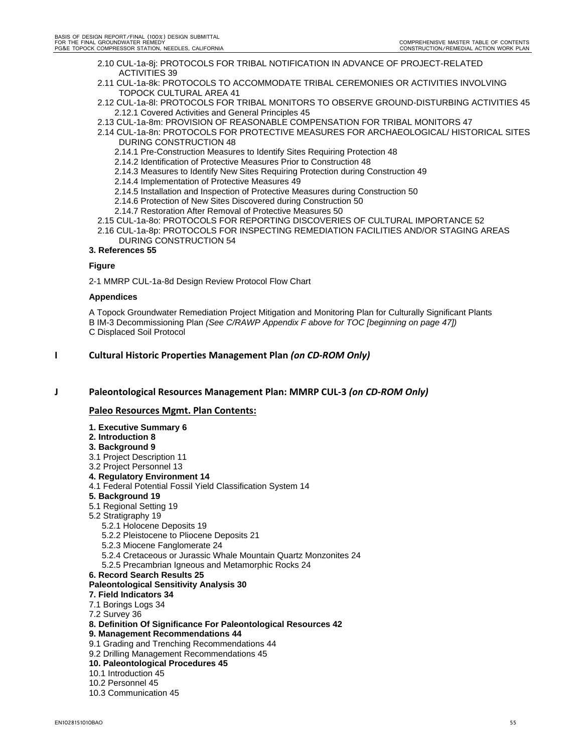2.10 CUL-1a-8j: PROTOCOLS FOR TRIBAL NOTIFICATION IN ADVANCE OF PROJECT-RELATED ACTIVITIES 39

2.11 CUL-1a-8k: PROTOCOLS TO ACCOMMODATE TRIBAL CEREMONIES OR ACTIVITIES INVOLVING TOPOCK CULTURAL AREA 41

2.12 CUL-1a-8l: PROTOCOLS FOR TRIBAL MONITORS TO OBSERVE GROUND-DISTURBING ACTIVITIES 45

- 2.12.1 Covered Activities and General Principles 45

2.13 CUL-1a-8m: PROVISION OF REASONABLE COMPENSATION FOR TRIBAL MONITORS 47

2.14 CUL-1a-8n: PROTOCOLS FOR PROTECTIVE MEASURES FOR ARCHAEOLOGICAL/ HISTORICAL SITES DURING CONSTRUCTION 48

- 2.14.1 Pre-Construction Measures to Identify Sites Requiring Protection 48
- 2.14.2 Identification of Protective Measures Prior to Construction 48
- 2.14.3 Measures to Identify New Sites Requiring Protection during Construction 49
- 2.14.4 Implementation of Protective Measures 49
- 2.14.5 Installation and Inspection of Protective Measures during Construction 50
- 2.14.6 Protection of New Sites Discovered during Construction 50
- 2.14.7 Restoration After Removal of Protective Measures 50

2.15 CUL-1a-8o: PROTOCOLS FOR REPORTING DISCOVERIES OF CULTURAL IMPORTANCE 52

2.16 CUL-1a-8p: PROTOCOLS FOR INSPECTING REMEDIATION FACILITIES AND/OR STAGING AREAS DURING CONSTRUCTION 54

**3. References 55**

**Figure**

2-1 MMRP CUL-1a-8d Design Review Protocol Flow Chart

**Appendices**

A Topock Groundwater Remediation Project Mitigation and Monitoring Plan for Culturally Significant Plants
B IM-3 Decommissioning Plan *(See C/RAWP Appendix F above for TOC [beginning on page 47])*
C Displaced Soil Protocol

## I Cultural Historic Properties Management Plan *(on CD-ROM Only)*

## J Paleontological Resources Management Plan: MMRP CUL-3 *(on CD-ROM Only)*

**Paleo Resources Mgmt. Plan Contents:**

**1. Executive Summary 6**
**2. Introduction 8**
**3. Background 9**
3.1 Project Description 11
3.2 Project Personnel 13
**4. Regulatory Environment 14**
4.1 Federal Potential Fossil Yield Classification System 14
**5. Background 19**
5.1 Regional Setting 19
5.2 Stratigraphy 19

- 5.2.1 Holocene Deposits 19
- 5.2.2 Pleistocene to Pliocene Deposits 21
- 5.2.3 Miocene Fanglomerate 24
- 5.2.4 Cretaceous or Jurassic Whale Mountain Quartz Monzonites 24
- 5.2.5 Precambrian Igneous and Metamorphic Rocks 24

**6. Record Search Results 25**
**Paleontological Sensitivity Analysis 30**
**7. Field Indicators 34**
7.1 Borings Logs 34
7.2 Survey 36
**8. Definition Of Significance For Paleontological Resources 42**
**9. Management Recommendations 44**
9.1 Grading and Trenching Recommendations 44
9.2 Drilling Management Recommendations 45
**10. Paleontological Procedures 45**
10.1 Introduction 45
10.2 Personnel 45
10.3 Communication 45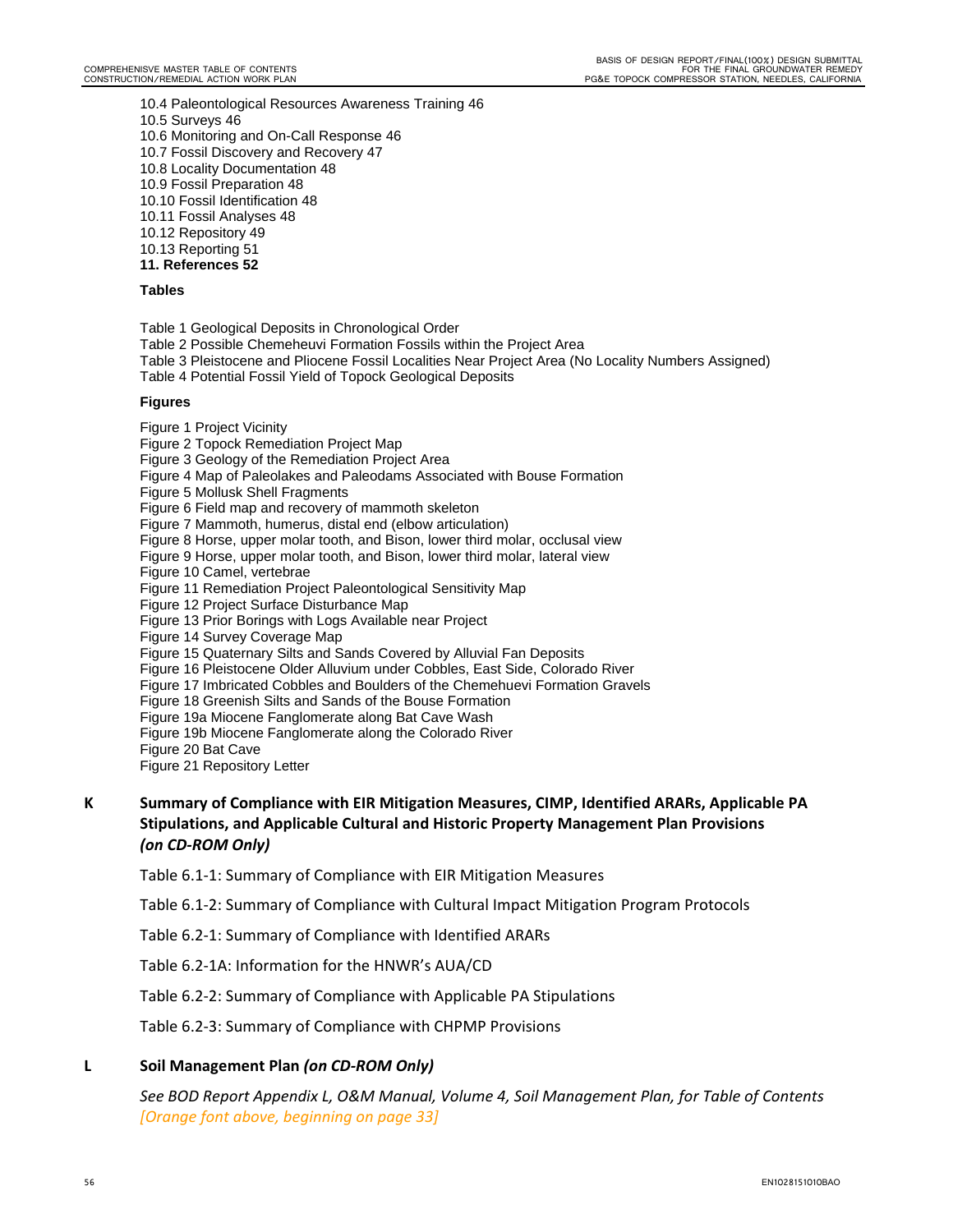10.4 Paleontological Resources Awareness Training 46
10.5 Surveys 46
10.6 Monitoring and On-Call Response 46
10.7 Fossil Discovery and Recovery 47
10.8 Locality Documentation 48
10.9 Fossil Preparation 48
10.10 Fossil Identification 48
10.11 Fossil Analyses 48
10.12 Repository 49
10.13 Reporting 51
**11. References 52**

**Tables**

Table 1 Geological Deposits in Chronological Order
Table 2 Possible Chemeheuvi Formation Fossils within the Project Area
Table 3 Pleistocene and Pliocene Fossil Localities Near Project Area (No Locality Numbers Assigned)
Table 4 Potential Fossil Yield of Topock Geological Deposits

**Figures**

Figure 1 Project Vicinity
Figure 2 Topock Remediation Project Map
Figure 3 Geology of the Remediation Project Area
Figure 4 Map of Paleolakes and Paleodams Associated with Bouse Formation
Figure 5 Mollusk Shell Fragments
Figure 6 Field map and recovery of mammoth skeleton
Figure 7 Mammoth, humerus, distal end (elbow articulation)
Figure 8 Horse, upper molar tooth, and Bison, lower third molar, occlusal view
Figure 9 Horse, upper molar tooth, and Bison, lower third molar, lateral view
Figure 10 Camel, vertebrae
Figure 11 Remediation Project Paleontological Sensitivity Map
Figure 12 Project Surface Disturbance Map
Figure 13 Prior Borings with Logs Available near Project
Figure 14 Survey Coverage Map
Figure 15 Quaternary Silts and Sands Covered by Alluvial Fan Deposits
Figure 16 Pleistocene Older Alluvium under Cobbles, East Side, Colorado River
Figure 17 Imbricated Cobbles and Boulders of the Chemehuevi Formation Gravels
Figure 18 Greenish Silts and Sands of the Bouse Formation
Figure 19a Miocene Fanglomerate along Bat Cave Wash
Figure 19b Miocene Fanglomerate along the Colorado River
Figure 20 Bat Cave
Figure 21 Repository Letter

## K Summary of Compliance with EIR Mitigation Measures, CIMP, Identified ARARs, Applicable PA Stipulations, and Applicable Cultural and Historic Property Management Plan Provisions *(on CD-ROM Only)*

Table 6.1-1: Summary of Compliance with EIR Mitigation Measures

Table 6.1-2: Summary of Compliance with Cultural Impact Mitigation Program Protocols

Table 6.2-1: Summary of Compliance with Identified ARARs

Table 6.2-1A: Information for the HNWR's AUA/CD

Table 6.2-2: Summary of Compliance with Applicable PA Stipulations

Table 6.2-3: Summary of Compliance with CHPMP Provisions

## L Soil Management Plan *(on CD-ROM Only)*

*See BOD Report Appendix L, O&M Manual, Volume 4, Soil Management Plan, for Table of Contents [Orange font above, beginning on page 33]*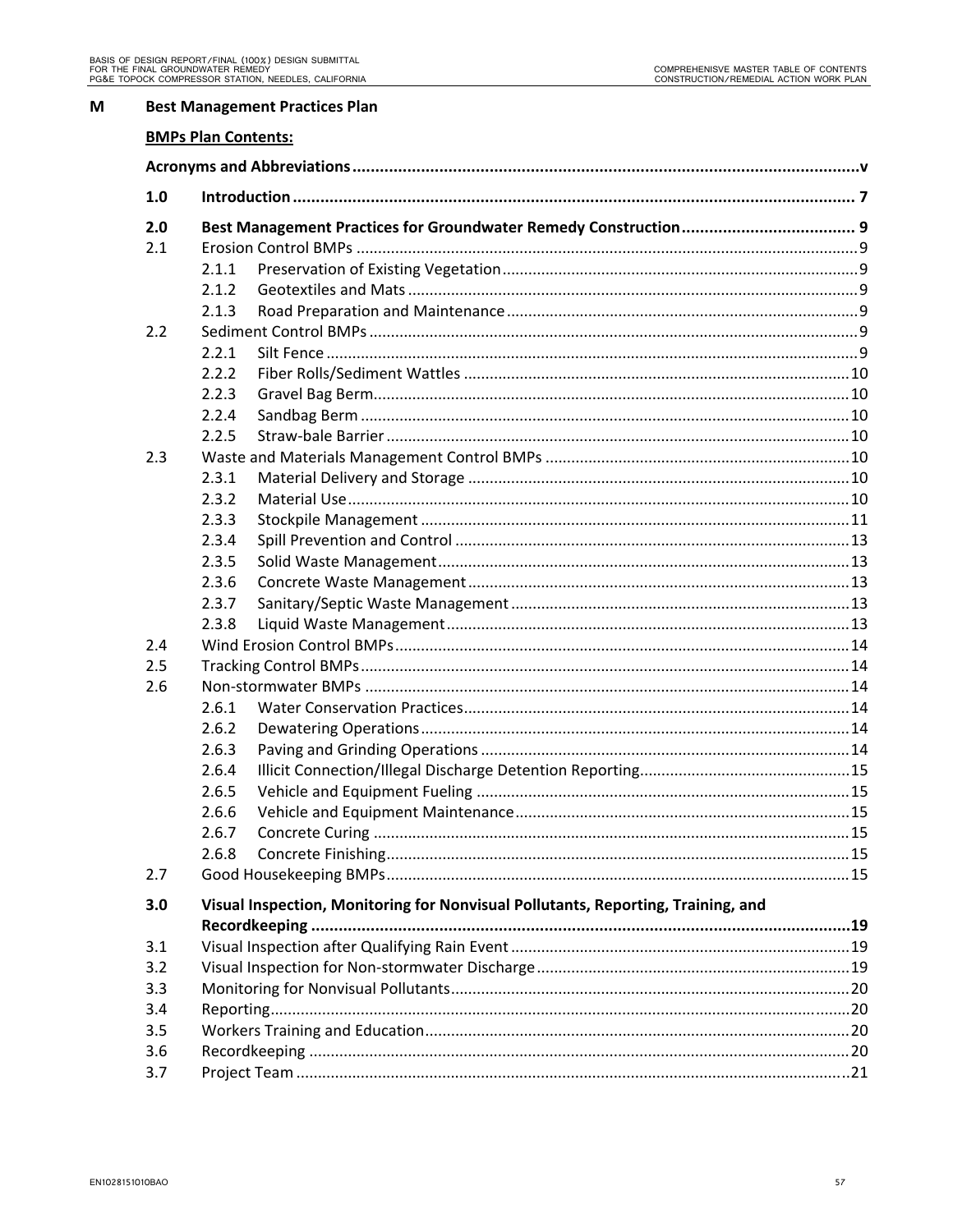## M Best Management Practices Plan

**BMPs Plan Contents:**

**Acronyms and Abbreviations** ........ **v**

**1.0 Introduction** ........ **7**

**2.0 Best Management Practices for Groundwater Remedy Construction** ........ **9**

- 2.1 Erosion Control BMPs ........ 9
  - 2.1.1 Preservation of Existing Vegetation ........ 9
  - 2.1.2 Geotextiles and Mats ........ 9
  - 2.1.3 Road Preparation and Maintenance ........ 9
- 2.2 Sediment Control BMPs ........ 9
  - 2.2.1 Silt Fence ........ 9
  - 2.2.2 Fiber Rolls/Sediment Wattles ........ 10
  - 2.2.3 Gravel Bag Berm ........ 10
  - 2.2.4 Sandbag Berm ........ 10
  - 2.2.5 Straw-bale Barrier ........ 10
- 2.3 Waste and Materials Management Control BMPs ........ 10
  - 2.3.1 Material Delivery and Storage ........ 10
  - 2.3.2 Material Use ........ 10
  - 2.3.3 Stockpile Management ........ 11
  - 2.3.4 Spill Prevention and Control ........ 13
  - 2.3.5 Solid Waste Management ........ 13
  - 2.3.6 Concrete Waste Management ........ 13
  - 2.3.7 Sanitary/Septic Waste Management ........ 13
  - 2.3.8 Liquid Waste Management ........ 13
- 2.4 Wind Erosion Control BMPs ........ 14
- 2.5 Tracking Control BMPs ........ 14
- 2.6 Non-stormwater BMPs ........ 14
  - 2.6.1 Water Conservation Practices ........ 14
  - 2.6.2 Dewatering Operations ........ 14
  - 2.6.3 Paving and Grinding Operations ........ 14
  - 2.6.4 Illicit Connection/Illegal Discharge Detention Reporting ........ 15
  - 2.6.5 Vehicle and Equipment Fueling ........ 15
  - 2.6.6 Vehicle and Equipment Maintenance ........ 15
  - 2.6.7 Concrete Curing ........ 15
  - 2.6.8 Concrete Finishing ........ 15
- 2.7 Good Housekeeping BMPs ........ 15

**3.0 Visual Inspection, Monitoring for Nonvisual Pollutants, Reporting, Training, and Recordkeeping** ........ **19**

- 3.1 Visual Inspection after Qualifying Rain Event ........ 19
- 3.2 Visual Inspection for Non-stormwater Discharge ........ 19
- 3.3 Monitoring for Nonvisual Pollutants ........ 20
- 3.4 Reporting ........ 20
- 3.5 Workers Training and Education ........ 20
- 3.6 Recordkeeping ........ 20
- 3.7 Project Team ........ 21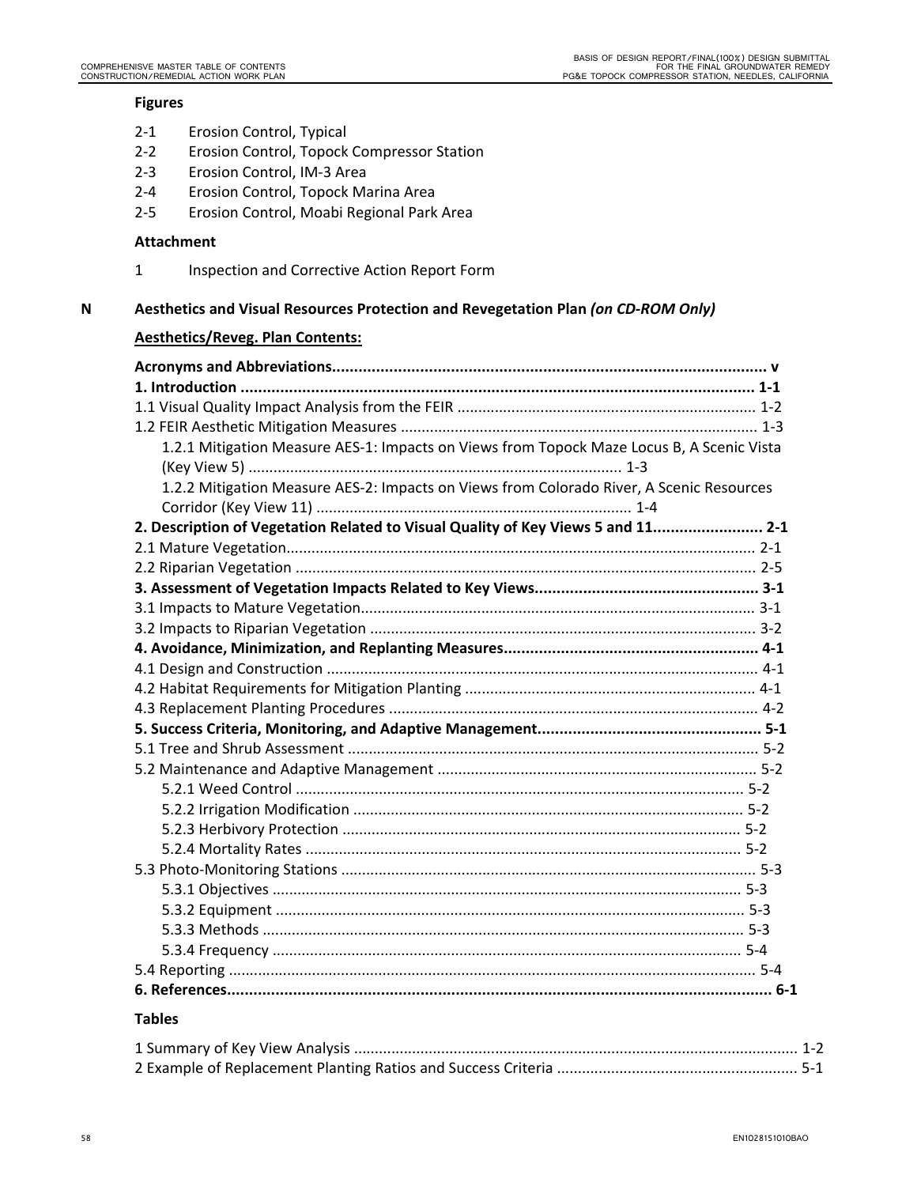**Figures**

2-1 Erosion Control, Typical

2-2 Erosion Control, Topock Compressor Station

2-3 Erosion Control, IM-3 Area

2-4 Erosion Control, Topock Marina Area

2-5 Erosion Control, Moabi Regional Park Area

**Attachment**

1 Inspection and Corrective Action Report Form

**N Aesthetics and Visual Resources Protection and Revegetation Plan *(on CD-ROM Only)***

**Aesthetics/Reveg. Plan Contents:**

**Acronyms and Abbreviations................................................................................................ v**
**1. Introduction .................................................................................................................. 1-1**
1.1 Visual Quality Impact Analysis from the FEIR ....................................................................... 1-2
1.2 FEIR Aesthetic Mitigation Measures ..................................................................................... 1-3
  1.2.1 Mitigation Measure AES-1: Impacts on Views from Topock Maze Locus B, A Scenic Vista (Key View 5) ......................................................................................... 1-3
  1.2.2 Mitigation Measure AES-2: Impacts on Views from Colorado River, A Scenic Resources Corridor (Key View 11) ........................................................................... 1-4
**2. Description of Vegetation Related to Visual Quality of Key Views 5 and 11......................... 2-1**
2.1 Mature Vegetation................................................................................................................ 2-1
2.2 Riparian Vegetation .............................................................................................................. 2-5
**3. Assessment of Vegetation Impacts Related to Key Views.................................................. 3-1**
3.1 Impacts to Mature Vegetation.............................................................................................. 3-1
3.2 Impacts to Riparian Vegetation ............................................................................................ 3-2
**4. Avoidance, Minimization, and Replanting Measures.......................................................... 4-1**
4.1 Design and Construction ....................................................................................................... 4-1
4.2 Habitat Requirements for Mitigation Planting ..................................................................... 4-1
4.3 Replacement Planting Procedures ........................................................................................ 4-2
**5. Success Criteria, Monitoring, and Adaptive Management................................................... 5-1**
5.1 Tree and Shrub Assessment .................................................................................................. 5-2
5.2 Maintenance and Adaptive Management ............................................................................ 5-2
  5.2.1 Weed Control ........................................................................................................... 5-2
  5.2.2 Irrigation Modification ............................................................................................. 5-2
  5.2.3 Herbivory Protection ............................................................................................... 5-2
  5.2.4 Mortality Rates ......................................................................................................... 5-2
5.3 Photo-Monitoring Stations ................................................................................................... 5-3
  5.3.1 Objectives ................................................................................................................ 5-3
  5.3.2 Equipment ................................................................................................................ 5-3
  5.3.3 Methods ................................................................................................................... 5-3
  5.3.4 Frequency ................................................................................................................ 5-4
5.4 Reporting ............................................................................................................................. 5-4
**6. References............................................................................................................................ 6-1**

**Tables**

1 Summary of Key View Analysis .......................................................................................................... 1-2
2 Example of Replacement Planting Ratios and Success Criteria .......................................................... 5-1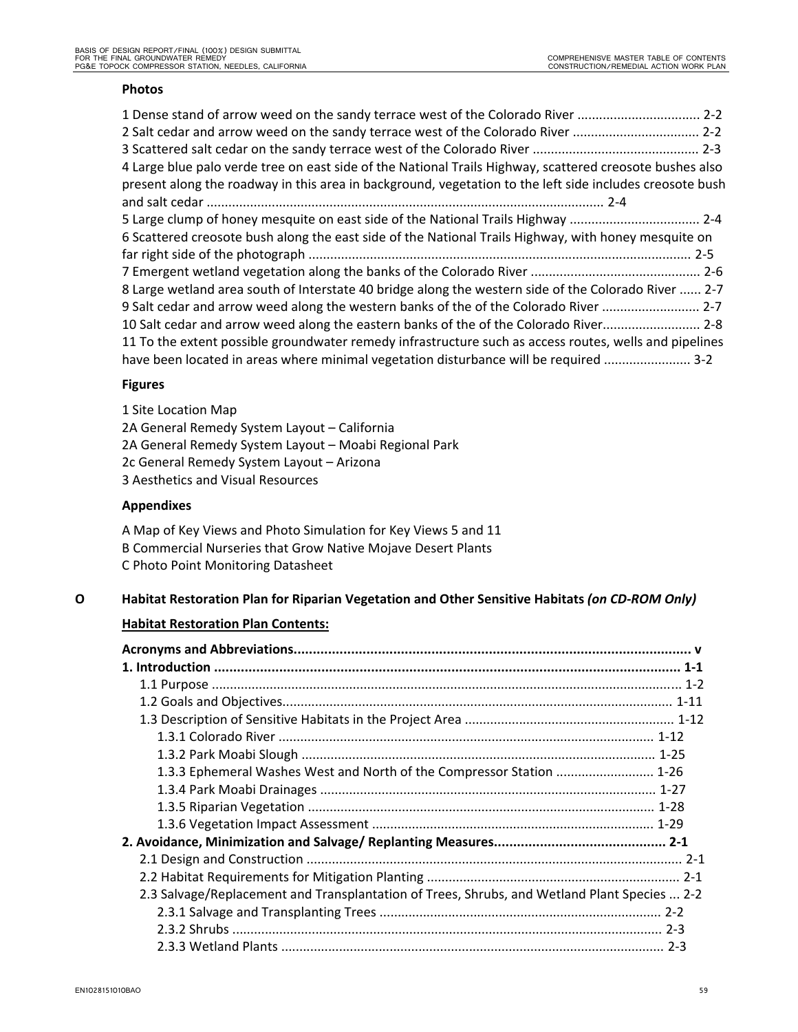**Photos**

1 Dense stand of arrow weed on the sandy terrace west of the Colorado River .................................. 2-2
2 Salt cedar and arrow weed on the sandy terrace west of the Colorado River ................................... 2-2
3 Scattered salt cedar on the sandy terrace west of the Colorado River .............................................. 2-3
4 Large blue palo verde tree on east side of the National Trails Highway, scattered creosote bushes also present along the roadway in this area in background, vegetation to the left side includes creosote bush and salt cedar ............................................................................................................ 2-4
5 Large clump of honey mesquite on east side of the National Trails Highway .................................... 2-4
6 Scattered creosote bush along the east side of the National Trails Highway, with honey mesquite on far right side of the photograph ......................................................................................................... 2-5
7 Emergent wetland vegetation along the banks of the Colorado River ............................................... 2-6
8 Large wetland area south of Interstate 40 bridge along the western side of the Colorado River ...... 2-7
9 Salt cedar and arrow weed along the western banks of the of the Colorado River ........................... 2-7
10 Salt cedar and arrow weed along the eastern banks of the of the Colorado River........................... 2-8
11 To the extent possible groundwater remedy infrastructure such as access routes, wells and pipelines have been located in areas where minimal vegetation disturbance will be required ........................ 3-2

**Figures**

1 Site Location Map
2A General Remedy System Layout – California
2A General Remedy System Layout – Moabi Regional Park
2c General Remedy System Layout – Arizona
3 Aesthetics and Visual Resources

**Appendixes**

A Map of Key Views and Photo Simulation for Key Views 5 and 11
B Commercial Nurseries that Grow Native Mojave Desert Plants
C Photo Point Monitoring Datasheet

**O Habitat Restoration Plan for Riparian Vegetation and Other Sensitive Habitats *(on CD-ROM Only)***

**Habitat Restoration Plan Contents:**

**Acronyms and Abbreviations......................................................................................................... v**
**1. Introduction .......................................................................................................................... 1-1**
1.1 Purpose ................................................................................................................................. 1-2
1.2 Goals and Objectives........................................................................................................... 1-11
1.3 Description of Sensitive Habitats in the Project Area .......................................................... 1-12
1.3.1 Colorado River ......................................................................................................... 1-12
1.3.2 Park Moabi Slough .................................................................................................. 1-25
1.3.3 Ephemeral Washes West and North of the Compressor Station ........................... 1-26
1.3.4 Park Moabi Drainages ............................................................................................. 1-27
1.3.5 Riparian Vegetation ................................................................................................ 1-28
1.3.6 Vegetation Impact Assessment .............................................................................. 1-29
**2. Avoidance, Minimization and Salvage/ Replanting Measures............................................. 2-1**
2.1 Design and Construction ....................................................................................................... 2-1
2.2 Habitat Requirements for Mitigation Planting ...................................................................... 2-1
2.3 Salvage/Replacement and Transplantation of Trees, Shrubs, and Wetland Plant Species ... 2-2
2.3.1 Salvage and Transplanting Trees ............................................................................. 2-2
2.3.2 Shrubs ...................................................................................................................... 2-3
2.3.3 Wetland Plants ......................................................................................................... 2-3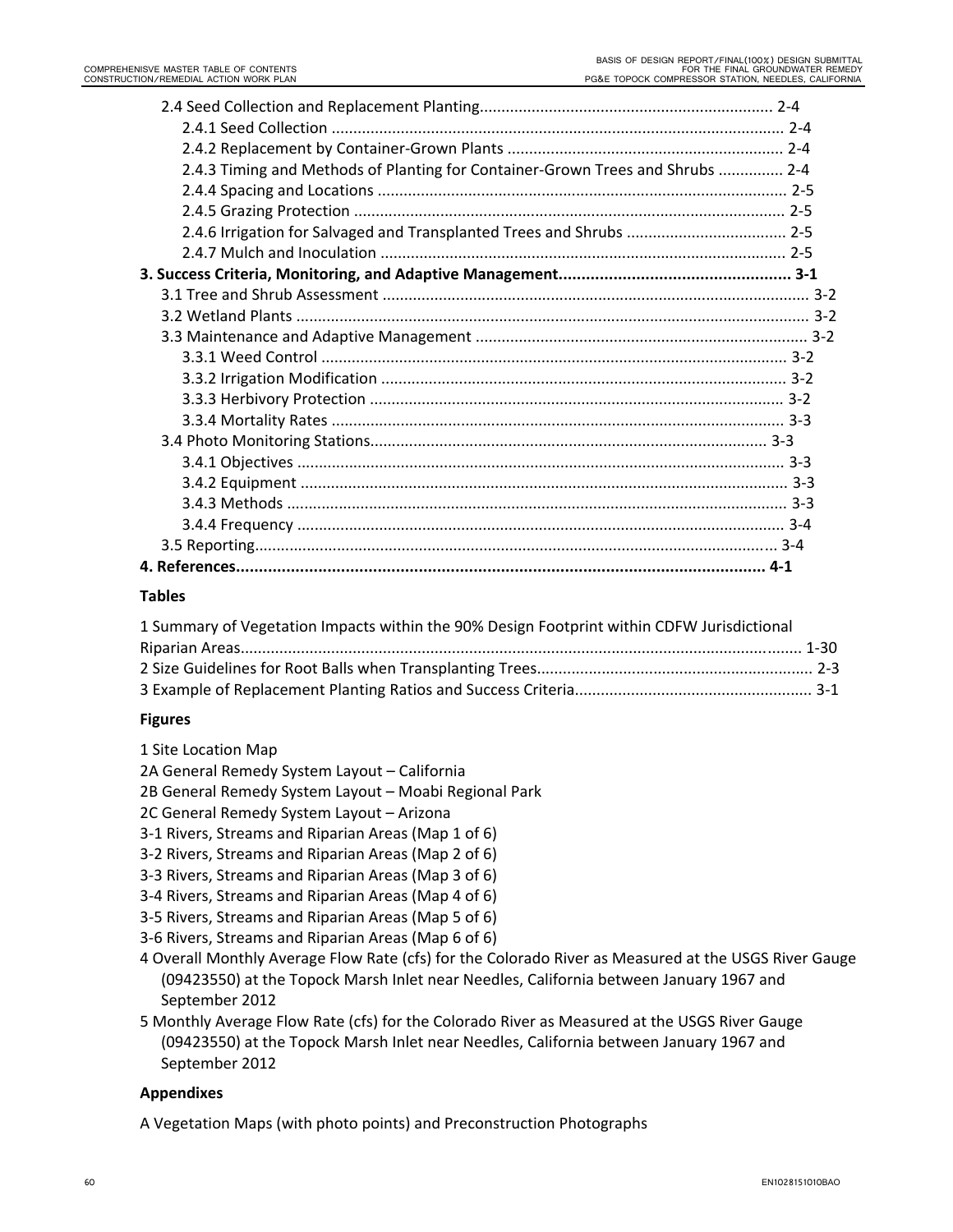2.4 Seed Collection and Replacement Planting .................................................................... 2-4

2.4.1 Seed Collection ........................................................................................................ 2-4

2.4.2 Replacement by Container-Grown Plants ............................................................... 2-4

2.4.3 Timing and Methods of Planting for Container-Grown Trees and Shrubs ............... 2-4

2.4.4 Spacing and Locations ............................................................................................. 2-5

2.4.5 Grazing Protection ................................................................................................... 2-5

2.4.6 Irrigation for Salvaged and Transplanted Trees and Shrubs .................................... 2-5

2.4.7 Mulch and Inoculation ............................................................................................ 2-5

**3. Success Criteria, Monitoring, and Adaptive Management................................................... 3-1**

3.1 Tree and Shrub Assessment .................................................................................................. 3-2

3.2 Wetland Plants ...................................................................................................................... 3-2

3.3 Maintenance and Adaptive Management ............................................................................ 3-2

3.3.1 Weed Control ........................................................................................................... 3-2

3.3.2 Irrigation Modification ............................................................................................. 3-2

3.3.3 Herbivory Protection ............................................................................................... 3-2

3.3.4 Mortality Rates ......................................................................................................... 3-3

3.4 Photo Monitoring Stations........................................................................................... 3-3

3.4.1 Objectives ................................................................................................................ 3-3

3.4.2 Equipment ................................................................................................................ 3-3

3.4.3 Methods ................................................................................................................... 3-3

3.4.4 Frequency ................................................................................................................ 3-4

3.5 Reporting........................................................................................................................ 3-4

**4. References................................................................................................................... 4-1**

**Tables**

1 Summary of Vegetation Impacts within the 90% Design Footprint within CDFW Jurisdictional Riparian Areas................................................................................................................ 1-30

2 Size Guidelines for Root Balls when Transplanting Trees............................................................... 2-3

3 Example of Replacement Planting Ratios and Success Criteria...................................................... 3-1

**Figures**

1 Site Location Map

2A General Remedy System Layout – California

2B General Remedy System Layout – Moabi Regional Park

2C General Remedy System Layout – Arizona

3-1 Rivers, Streams and Riparian Areas (Map 1 of 6)

3-2 Rivers, Streams and Riparian Areas (Map 2 of 6)

3-3 Rivers, Streams and Riparian Areas (Map 3 of 6)

3-4 Rivers, Streams and Riparian Areas (Map 4 of 6)

3-5 Rivers, Streams and Riparian Areas (Map 5 of 6)

3-6 Rivers, Streams and Riparian Areas (Map 6 of 6)

4 Overall Monthly Average Flow Rate (cfs) for the Colorado River as Measured at the USGS River Gauge (09423550) at the Topock Marsh Inlet near Needles, California between January 1967 and September 2012

5 Monthly Average Flow Rate (cfs) for the Colorado River as Measured at the USGS River Gauge (09423550) at the Topock Marsh Inlet near Needles, California between January 1967 and September 2012

**Appendixes**

A Vegetation Maps (with photo points) and Preconstruction Photographs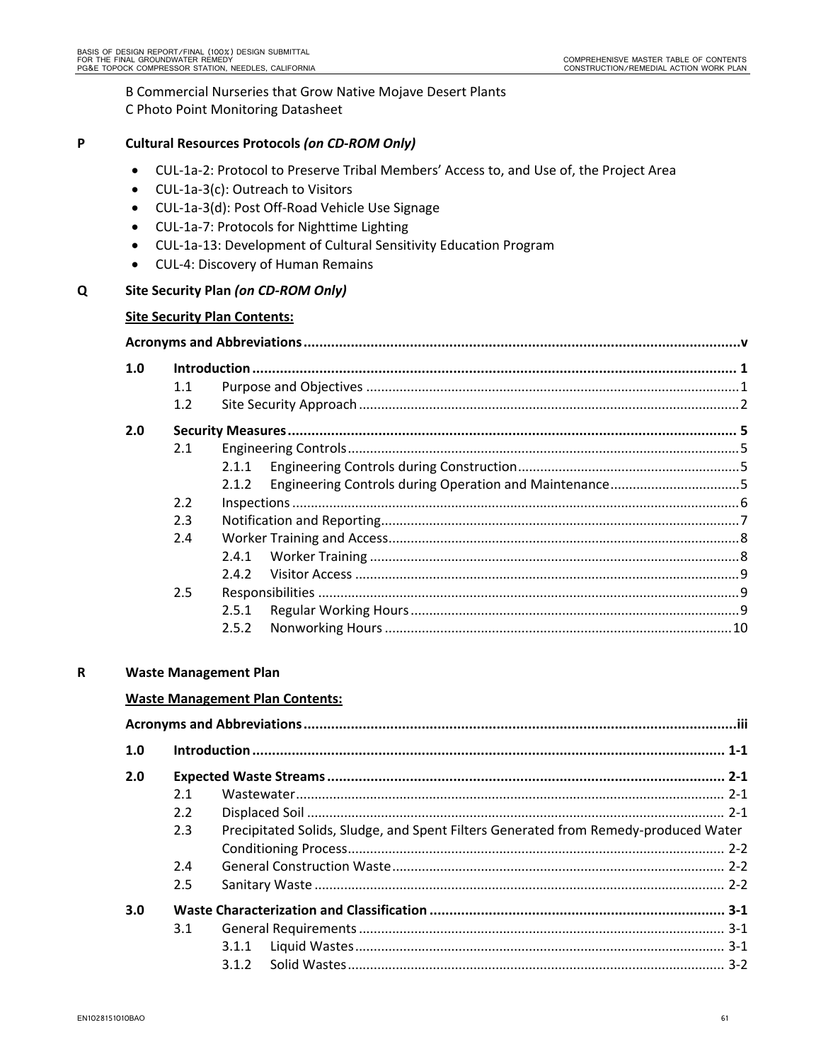B Commercial Nurseries that Grow Native Mojave Desert Plants
C Photo Point Monitoring Datasheet

**P Cultural Resources Protocols *(on CD-ROM Only)***

- CUL-1a-2: Protocol to Preserve Tribal Members' Access to, and Use of, the Project Area
- CUL-1a-3(c): Outreach to Visitors
- CUL-1a-3(d): Post Off-Road Vehicle Use Signage
- CUL-1a-7: Protocols for Nighttime Lighting
- CUL-1a-13: Development of Cultural Sensitivity Education Program
- CUL-4: Discovery of Human Remains

**Q Site Security Plan *(on CD-ROM Only)***

**Site Security Plan Contents:**

**Acronyms and Abbreviations ........ v**

**1.0 Introduction ........ 1**
- 1.1 Purpose and Objectives ........ 1
- 1.2 Site Security Approach ........ 2

**2.0 Security Measures ........ 5**
- 2.1 Engineering Controls ........ 5
  - 2.1.1 Engineering Controls during Construction ........ 5
  - 2.1.2 Engineering Controls during Operation and Maintenance ........ 5
- 2.2 Inspections ........ 6
- 2.3 Notification and Reporting ........ 7
- 2.4 Worker Training and Access ........ 8
  - 2.4.1 Worker Training ........ 8
  - 2.4.2 Visitor Access ........ 9
- 2.5 Responsibilities ........ 9
  - 2.5.1 Regular Working Hours ........ 9
  - 2.5.2 Nonworking Hours ........ 10

**R Waste Management Plan**

**Waste Management Plan Contents:**

**Acronyms and Abbreviations ........ iii**

**1.0 Introduction ........ 1-1**

**2.0 Expected Waste Streams ........ 2-1**
- 2.1 Wastewater ........ 2-1
- 2.2 Displaced Soil ........ 2-1
- 2.3 Precipitated Solids, Sludge, and Spent Filters Generated from Remedy-produced Water Conditioning Process ........ 2-2
- 2.4 General Construction Waste ........ 2-2
- 2.5 Sanitary Waste ........ 2-2

**3.0 Waste Characterization and Classification ........ 3-1**
- 3.1 General Requirements ........ 3-1
  - 3.1.1 Liquid Wastes ........ 3-1
  - 3.1.2 Solid Wastes ........ 3-2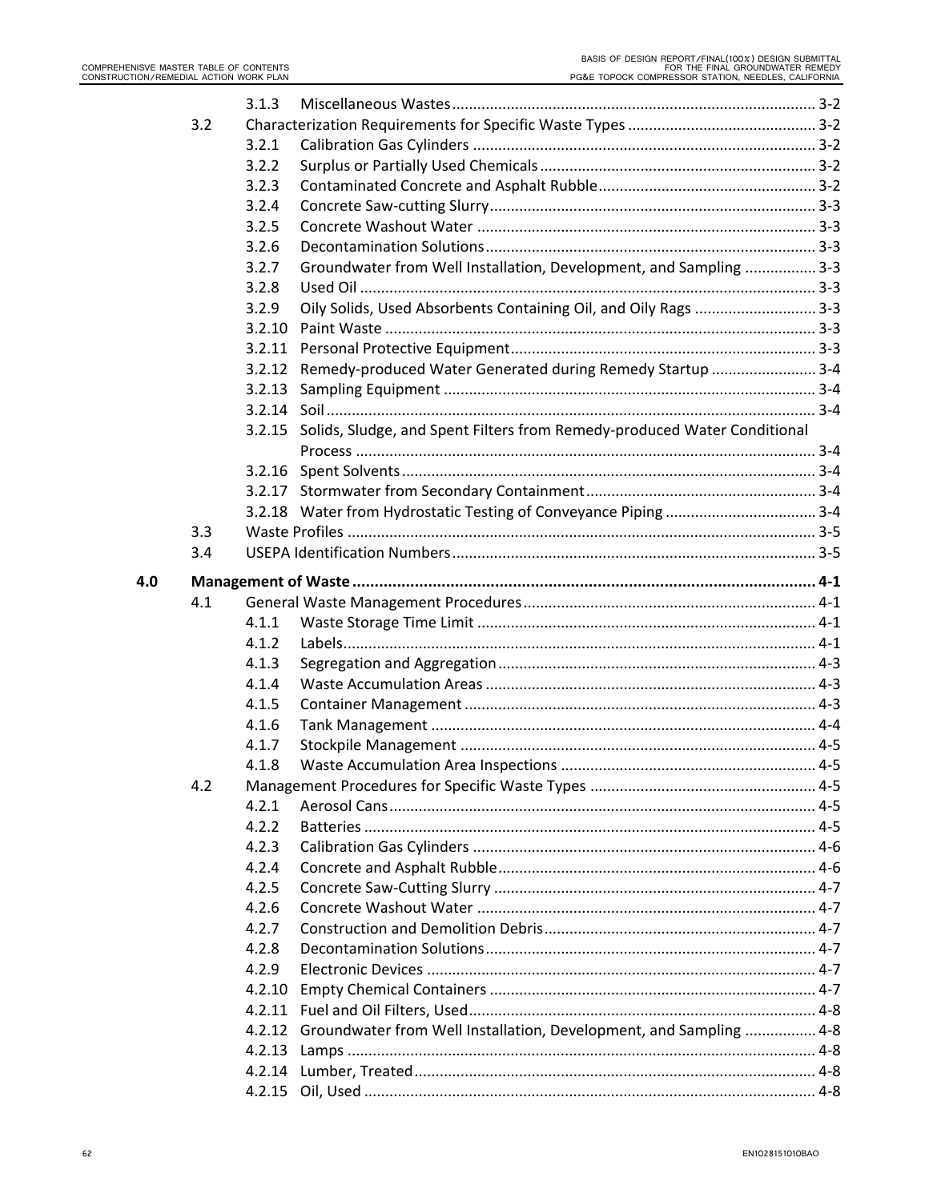| | | | |
|---|---|---|---|
| | 3.1.3 | Miscellaneous Wastes | 3-2 |
| 3.2 | | Characterization Requirements for Specific Waste Types | 3-2 |
| | 3.2.1 | Calibration Gas Cylinders | 3-2 |
| | 3.2.2 | Surplus or Partially Used Chemicals | 3-2 |
| | 3.2.3 | Contaminated Concrete and Asphalt Rubble | 3-2 |
| | 3.2.4 | Concrete Saw-cutting Slurry | 3-3 |
| | 3.2.5 | Concrete Washout Water | 3-3 |
| | 3.2.6 | Decontamination Solutions | 3-3 |
| | 3.2.7 | Groundwater from Well Installation, Development, and Sampling | 3-3 |
| | 3.2.8 | Used Oil | 3-3 |
| | 3.2.9 | Oily Solids, Used Absorbents Containing Oil, and Oily Rags | 3-3 |
| | 3.2.10 | Paint Waste | 3-3 |
| | 3.2.11 | Personal Protective Equipment | 3-3 |
| | 3.2.12 | Remedy-produced Water Generated during Remedy Startup | 3-4 |
| | 3.2.13 | Sampling Equipment | 3-4 |
| | 3.2.14 | Soil | 3-4 |
| | 3.2.15 | Solids, Sludge, and Spent Filters from Remedy-produced Water Conditional Process | 3-4 |
| | 3.2.16 | Spent Solvents | 3-4 |
| | 3.2.17 | Stormwater from Secondary Containment | 3-4 |
| | 3.2.18 | Water from Hydrostatic Testing of Conveyance Piping | 3-4 |
| 3.3 | | Waste Profiles | 3-5 |
| 3.4 | | USEPA Identification Numbers | 3-5 |

**4.0 Management of Waste ........ 4-1**

| | | | |
|---|---|---|---|
| 4.1 | | General Waste Management Procedures | 4-1 |
| | 4.1.1 | Waste Storage Time Limit | 4-1 |
| | 4.1.2 | Labels | 4-1 |
| | 4.1.3 | Segregation and Aggregation | 4-3 |
| | 4.1.4 | Waste Accumulation Areas | 4-3 |
| | 4.1.5 | Container Management | 4-3 |
| | 4.1.6 | Tank Management | 4-4 |
| | 4.1.7 | Stockpile Management | 4-5 |
| | 4.1.8 | Waste Accumulation Area Inspections | 4-5 |
| 4.2 | | Management Procedures for Specific Waste Types | 4-5 |
| | 4.2.1 | Aerosol Cans | 4-5 |
| | 4.2.2 | Batteries | 4-5 |
| | 4.2.3 | Calibration Gas Cylinders | 4-6 |
| | 4.2.4 | Concrete and Asphalt Rubble | 4-6 |
| | 4.2.5 | Concrete Saw-Cutting Slurry | 4-7 |
| | 4.2.6 | Concrete Washout Water | 4-7 |
| | 4.2.7 | Construction and Demolition Debris | 4-7 |
| | 4.2.8 | Decontamination Solutions | 4-7 |
| | 4.2.9 | Electronic Devices | 4-7 |
| | 4.2.10 | Empty Chemical Containers | 4-7 |
| | 4.2.11 | Fuel and Oil Filters, Used | 4-8 |
| | 4.2.12 | Groundwater from Well Installation, Development, and Sampling | 4-8 |
| | 4.2.13 | Lamps | 4-8 |
| | 4.2.14 | Lumber, Treated | 4-8 |
| | 4.2.15 | Oil, Used | 4-8 |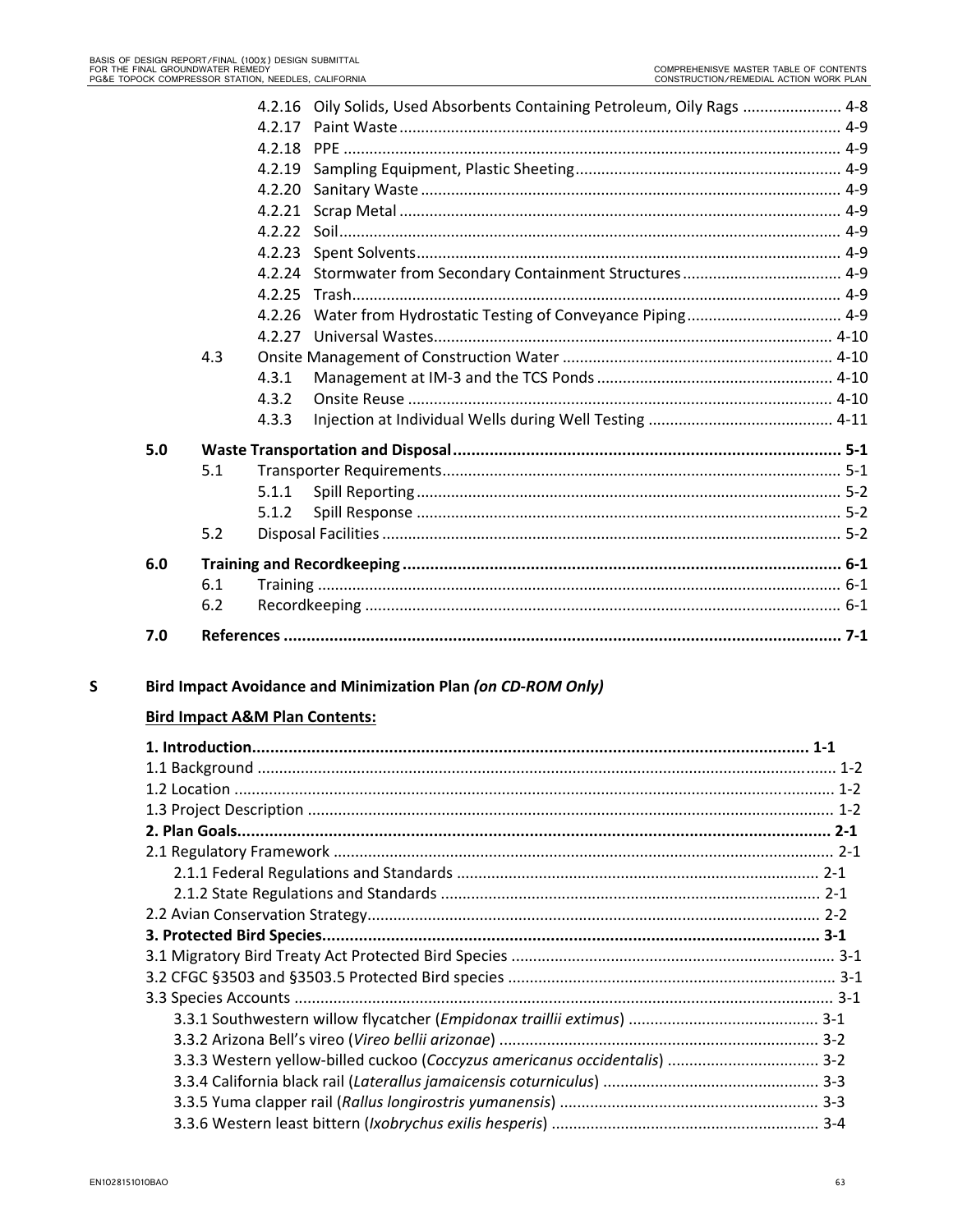4.2.16 Oily Solids, Used Absorbents Containing Petroleum, Oily Rags ....................... 4-8
4.2.17 Paint Waste ..................................................................................................... 4-9
4.2.18 PPE .................................................................................................................. 4-9
4.2.19 Sampling Equipment, Plastic Sheeting ............................................................. 4-9
4.2.20 Sanitary Waste ................................................................................................. 4-9
4.2.21 Scrap Metal ...................................................................................................... 4-9
4.2.22 Soil.................................................................................................................... 4-9
4.2.23 Spent Solvents.................................................................................................. 4-9
4.2.24 Stormwater from Secondary Containment Structures ..................................... 4-9
4.2.25 Trash................................................................................................................. 4-9
4.2.26 Water from Hydrostatic Testing of Conveyance Piping .................................... 4-9
4.2.27 Universal Wastes............................................................................................ 4-10

4.3 Onsite Management of Construction Water .............................................................. 4-10
4.3.1 Management at IM-3 and the TCS Ponds ....................................................... 4-10
4.3.2 Onsite Reuse .................................................................................................. 4-10
4.3.3 Injection at Individual Wells during Well Testing ........................................... 4-11

**5.0 Waste Transportation and Disposal .................................................................................... 5-1**

5.1 Transporter Requirements........................................................................................... 5-1
5.1.1 Spill Reporting .................................................................................................. 5-2
5.1.2 Spill Response .................................................................................................. 5-2
5.2 Disposal Facilities .......................................................................................................... 5-2

**6.0 Training and Recordkeeping ............................................................................................... 6-1**

6.1 Training ........................................................................................................................ 6-1
6.2 Recordkeeping .............................................................................................................. 6-1

**7.0 References .......................................................................................................................... 7-1**

**S Bird Impact Avoidance and Minimization Plan *(on CD-ROM Only)***

**Bird Impact A&M Plan Contents:**

**1. Introduction........................................................................................................................ 1-1**
1.1 Background ..................................................................................................................... 1-2
1.2 Location .......................................................................................................................... 1-2
1.3 Project Description ......................................................................................................... 1-2
**2. Plan Goals................................................................................................................................ 2-1**
2.1 Regulatory Framework ................................................................................................... 2-1
2.1.1 Federal Regulations and Standards ................................................................... 2-1
2.1.2 State Regulations and Standards ....................................................................... 2-1
2.2 Avian Conservation Strategy........................................................................................ 2-2
**3. Protected Bird Species............................................................................................................ 3-1**
3.1 Migratory Bird Treaty Act Protected Bird Species .......................................................................... 3-1
3.2 CFGC §3503 and §3503.5 Protected Bird species ........................................................................... 3-1
3.3 Species Accounts ............................................................................................................ 3-1
3.3.1 Southwestern willow flycatcher (*Empidonax traillii extimus*) ............................................ 3-1
3.3.2 Arizona Bell's vireo (*Vireo bellii arizonae*) ......................................................................... 3-2
3.3.3 Western yellow-billed cuckoo (*Coccyzus americanus occidentalis*) .................................. 3-2
3.3.4 California black rail (*Laterallus jamaicensis coturniculus*) ................................................. 3-3
3.3.5 Yuma clapper rail (*Rallus longirostris yumanensis*) ............................................................ 3-3
3.3.6 Western least bittern (*Ixobrychus exilis hesperis*) .............................................................. 3-4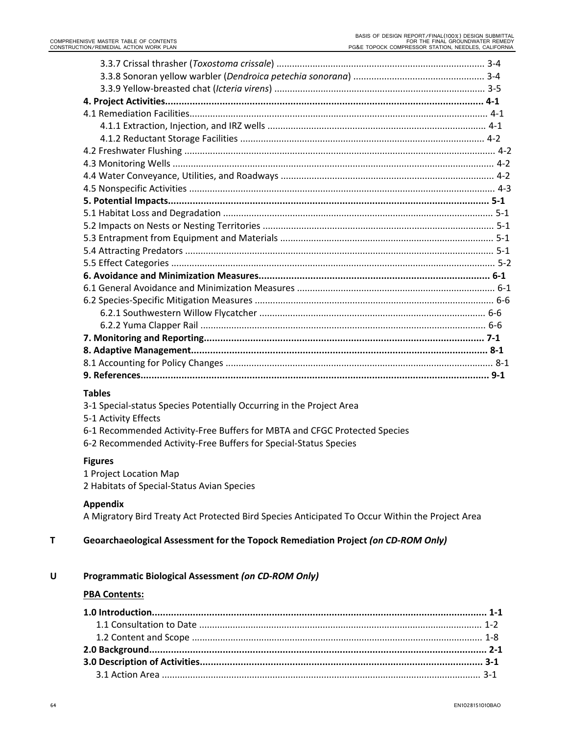3.3.7 Crissal thrasher (*Toxostoma crissale*) .................................................................................. 3-4
3.3.8 Sonoran yellow warbler (*Dendroica petechia sonorana*) .................................................. 3-4
3.3.9 Yellow-breasted chat (*Icteria virens*) .................................................................................. 3-5

**4. Project Activities.................................................................................................................... 4-1**
4.1 Remediation Facilities.................................................................................................................. 4-1
4.1.1 Extraction, Injection, and IRZ wells .................................................................................... 4-1
4.1.2 Reductant Storage Facilities ............................................................................................... 4-2
4.2 Freshwater Flushing ....................................................................................................................... 4-2
4.3 Monitoring Wells ........................................................................................................................... 4-2
4.4 Water Conveyance, Utilities, and Roadways ................................................................................... 4-2
4.5 Nonspecific Activities ...................................................................................................................... 4-3

**5. Potential Impacts.................................................................................................................... 5-1**
5.1 Habitat Loss and Degradation ........................................................................................................ 5-1
5.2 Impacts on Nests or Nesting Territories ......................................................................................... 5-1
5.3 Entrapment from Equipment and Materials .................................................................................. 5-1
5.4 Attracting Predators ....................................................................................................................... 5-1
5.5 Effect Categories ............................................................................................................................ 5-2

**6. Avoidance and Minimization Measures................................................................................... 6-1**
6.1 General Avoidance and Minimization Measures ............................................................................ 6-1
6.2 Species-Specific Mitigation Measures ............................................................................................ 6-6
6.2.1 Southwestern Willow Flycatcher ........................................................................................ 6-6
6.2.2 Yuma Clapper Rail ............................................................................................................... 6-6

**7. Monitoring and Reporting...................................................................................................... 7-1**

**8. Adaptive Management........................................................................................................... 8-1**
8.1 Accounting for Policy Changes ....................................................................................................... 8-1

**9. References............................................................................................................................... 9-1**

**Tables**

3-1 Special-status Species Potentially Occurring in the Project Area
5-1 Activity Effects
6-1 Recommended Activity-Free Buffers for MBTA and CFGC Protected Species
6-2 Recommended Activity-Free Buffers for Special-Status Species

**Figures**

1 Project Location Map
2 Habitats of Special-Status Avian Species

**Appendix**

A Migratory Bird Treaty Act Protected Bird Species Anticipated To Occur Within the Project Area

**T Geoarchaeological Assessment for the Topock Remediation Project *(on CD-ROM Only)***

**U Programmatic Biological Assessment *(on CD-ROM Only)***

**<u>PBA Contents:</u>**

**1.0 Introduction.......................................................................................................................... 1-1**
1.1 Consultation to Date ............................................................................................................ 1-2
1.2 Content and Scope ............................................................................................................... 1-8

**2.0 Background........................................................................................................................... 2-1**

**3.0 Description of Activities........................................................................................................ 3-1**
3.1 Action Area ........................................................................................................................... 3-1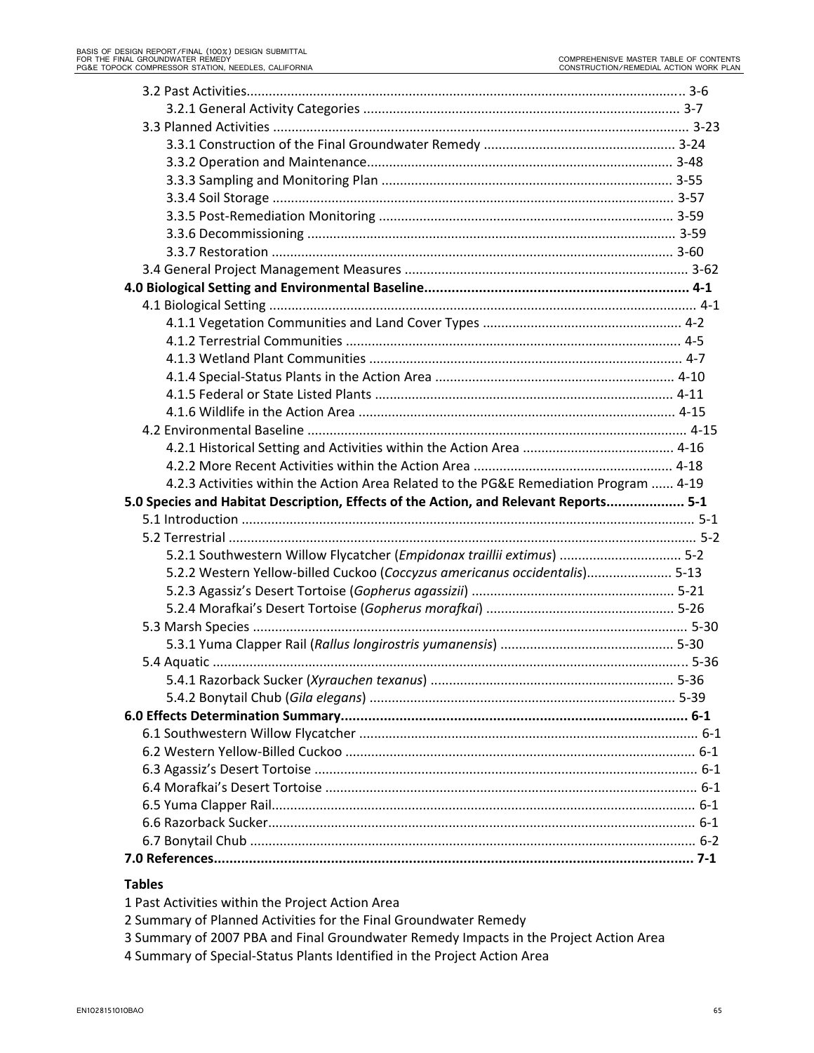3.2 Past Activities ..................................................................................................................... 3-6
  3.2.1 General Activity Categories ..................................................................................... 3-7
3.3 Planned Activities ................................................................................................................ 3-23
  3.3.1 Construction of the Final Groundwater Remedy ................................................... 3-24
  3.3.2 Operation and Maintenance.................................................................................. 3-48
  3.3.3 Sampling and Monitoring Plan .............................................................................. 3-55
  3.3.4 Soil Storage ............................................................................................................ 3-57
  3.3.5 Post-Remediation Monitoring ............................................................................... 3-59
  3.3.6 Decommissioning ................................................................................................... 3-59
  3.3.7 Restoration ............................................................................................................ 3-60
3.4 General Project Management Measures ............................................................................ 3-62

**4.0 Biological Setting and Environmental Baseline................................................................... 4-1**

4.1 Biological Setting .................................................................................................................. 4-1
  4.1.1 Vegetation Communities and Land Cover Types ..................................................... 4-2
  4.1.2 Terrestrial Communities .......................................................................................... 4-5
  4.1.3 Wetland Plant Communities .................................................................................... 4-7
  4.1.4 Special-Status Plants in the Action Area ................................................................ 4-10
  4.1.5 Federal or State Listed Plants ................................................................................ 4-11
  4.1.6 Wildlife in the Action Area ..................................................................................... 4-15
4.2 Environmental Baseline ...................................................................................................... 4-15
  4.2.1 Historical Setting and Activities within the Action Area ......................................... 4-16
  4.2.2 More Recent Activities within the Action Area ...................................................... 4-18
  4.2.3 Activities within the Action Area Related to the PG&E Remediation Program ...... 4-19

**5.0 Species and Habitat Description, Effects of the Action, and Relevant Reports.................... 5-1**

5.1 Introduction .......................................................................................................................... 5-1
5.2 Terrestrial .............................................................................................................................. 5-2
  5.2.1 Southwestern Willow Flycatcher (*Empidonax traillii extimus*) ................................. 5-2
  5.2.2 Western Yellow-billed Cuckoo (*Coccyzus americanus occidentalis*)....................... 5-13
  5.2.3 Agassiz's Desert Tortoise (*Gopherus agassizii*) ....................................................... 5-21
  5.2.4 Morafkai's Desert Tortoise (*Gopherus morafkai*) ................................................... 5-26
5.3 Marsh Species ...................................................................................................................... 5-30
  5.3.1 Yuma Clapper Rail (*Rallus longirostris yumanensis*) ............................................... 5-30
5.4 Aquatic ................................................................................................................................. 5-36
  5.4.1 Razorback Sucker (*Xyrauchen texanus*) ................................................................. 5-36
  5.4.2 Bonytail Chub (*Gila elegans*) .................................................................................. 5-39

**6.0 Effects Determination Summary......................................................................................... 6-1**

6.1 Southwestern Willow Flycatcher ............................................................................................ 6-1
6.2 Western Yellow-Billed Cuckoo ............................................................................................... 6-1
6.3 Agassiz's Desert Tortoise ........................................................................................................ 6-1
6.4 Morafkai's Desert Tortoise ..................................................................................................... 6-1
6.5 Yuma Clapper Rail.................................................................................................................. 6-1
6.6 Razorback Sucker.................................................................................................................... 6-1
6.7 Bonytail Chub ......................................................................................................................... 6-2

**7.0 References........................................................................................................................... 7-1**

**Tables**

1 Past Activities within the Project Action Area
2 Summary of Planned Activities for the Final Groundwater Remedy
3 Summary of 2007 PBA and Final Groundwater Remedy Impacts in the Project Action Area
4 Summary of Special-Status Plants Identified in the Project Action Area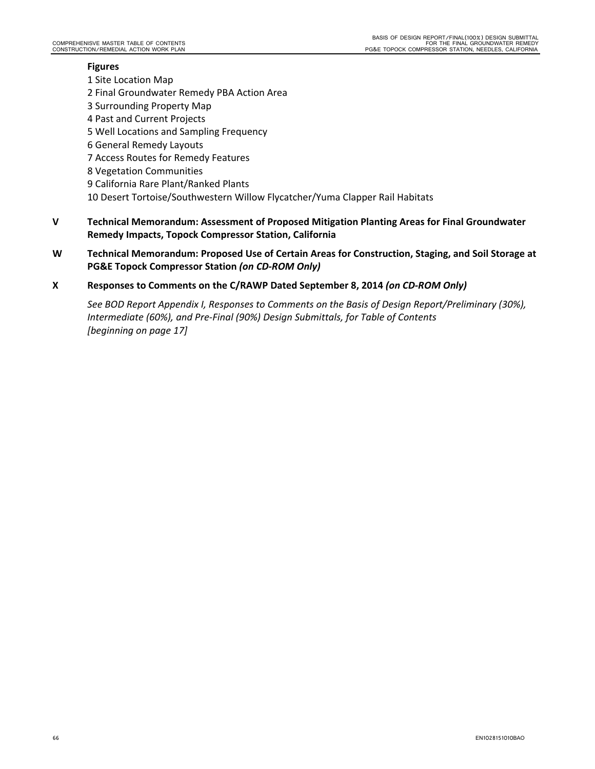**Figures**

1 Site Location Map
2 Final Groundwater Remedy PBA Action Area
3 Surrounding Property Map
4 Past and Current Projects
5 Well Locations and Sampling Frequency
6 General Remedy Layouts
7 Access Routes for Remedy Features
8 Vegetation Communities
9 California Rare Plant/Ranked Plants
10 Desert Tortoise/Southwestern Willow Flycatcher/Yuma Clapper Rail Habitats

**V Technical Memorandum: Assessment of Proposed Mitigation Planting Areas for Final Groundwater Remedy Impacts, Topock Compressor Station, California**

**W Technical Memorandum: Proposed Use of Certain Areas for Construction, Staging, and Soil Storage at PG&E Topock Compressor Station *(on CD-ROM Only)***

**X Responses to Comments on the C/RAWP Dated September 8, 2014 *(on CD-ROM Only)***

*See BOD Report Appendix I, Responses to Comments on the Basis of Design Report/Preliminary (30%), Intermediate (60%), and Pre-Final (90%) Design Submittals, for Table of Contents [beginning on page 17]*